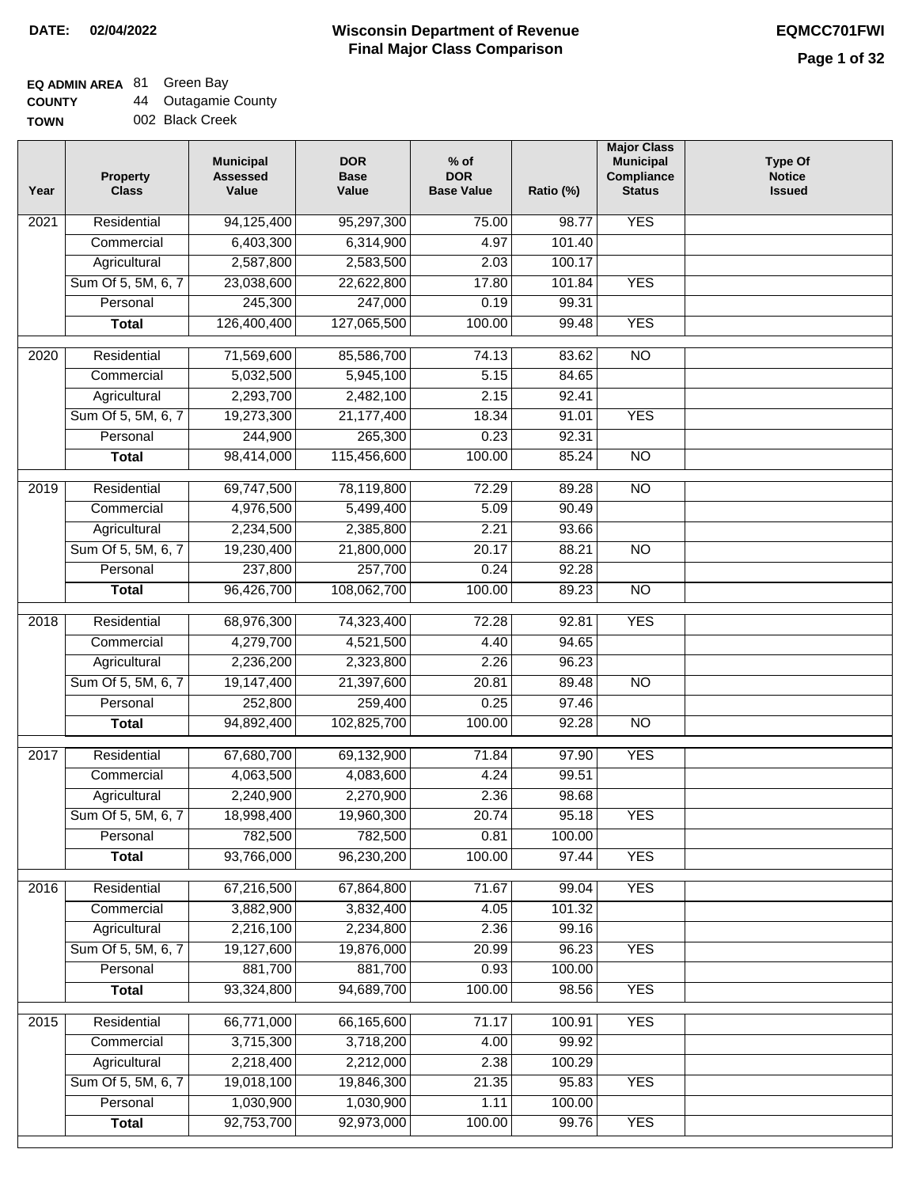**DATE: 02/04/2022**

# Wisconsin Department of Revenue
## Final Major Class Comparison

**EQMCC701FWI**

**EQ ADMIN AREA** 81 Green Bay
**COUNTY** 44 Outagamie County
**TOWN** 002 Black Creek

| Year | Property Class | Municipal Assessed Value | DOR Base Value | % of DOR Base Value | Ratio (%) | Major Class Municipal Compliance Status | Type Of Notice Issued |
|---|---|---|---|---|---|---|---|
| 2021 | Residential | 94,125,400 | 95,297,300 | 75.00 | 98.77 | YES | |
| | Commercial | 6,403,300 | 6,314,900 | 4.97 | 101.40 | | |
| | Agricultural | 2,587,800 | 2,583,500 | 2.03 | 100.17 | | |
| | Sum Of 5, 5M, 6, 7 | 23,038,600 | 22,622,800 | 17.80 | 101.84 | YES | |
| | Personal | 245,300 | 247,000 | 0.19 | 99.31 | | |
| | **Total** | 126,400,400 | 127,065,500 | 100.00 | 99.48 | YES | |
| 2020 | Residential | 71,569,600 | 85,586,700 | 74.13 | 83.62 | NO | |
| | Commercial | 5,032,500 | 5,945,100 | 5.15 | 84.65 | | |
| | Agricultural | 2,293,700 | 2,482,100 | 2.15 | 92.41 | | |
| | Sum Of 5, 5M, 6, 7 | 19,273,300 | 21,177,400 | 18.34 | 91.01 | YES | |
| | Personal | 244,900 | 265,300 | 0.23 | 92.31 | | |
| | **Total** | 98,414,000 | 115,456,600 | 100.00 | 85.24 | NO | |
| 2019 | Residential | 69,747,500 | 78,119,800 | 72.29 | 89.28 | NO | |
| | Commercial | 4,976,500 | 5,499,400 | 5.09 | 90.49 | | |
| | Agricultural | 2,234,500 | 2,385,800 | 2.21 | 93.66 | | |
| | Sum Of 5, 5M, 6, 7 | 19,230,400 | 21,800,000 | 20.17 | 88.21 | NO | |
| | Personal | 237,800 | 257,700 | 0.24 | 92.28 | | |
| | **Total** | 96,426,700 | 108,062,700 | 100.00 | 89.23 | NO | |
| 2018 | Residential | 68,976,300 | 74,323,400 | 72.28 | 92.81 | YES | |
| | Commercial | 4,279,700 | 4,521,500 | 4.40 | 94.65 | | |
| | Agricultural | 2,236,200 | 2,323,800 | 2.26 | 96.23 | | |
| | Sum Of 5, 5M, 6, 7 | 19,147,400 | 21,397,600 | 20.81 | 89.48 | NO | |
| | Personal | 252,800 | 259,400 | 0.25 | 97.46 | | |
| | **Total** | 94,892,400 | 102,825,700 | 100.00 | 92.28 | NO | |
| 2017 | Residential | 67,680,700 | 69,132,900 | 71.84 | 97.90 | YES | |
| | Commercial | 4,063,500 | 4,083,600 | 4.24 | 99.51 | | |
| | Agricultural | 2,240,900 | 2,270,900 | 2.36 | 98.68 | | |
| | Sum Of 5, 5M, 6, 7 | 18,998,400 | 19,960,300 | 20.74 | 95.18 | YES | |
| | Personal | 782,500 | 782,500 | 0.81 | 100.00 | | |
| | **Total** | 93,766,000 | 96,230,200 | 100.00 | 97.44 | YES | |
| 2016 | Residential | 67,216,500 | 67,864,800 | 71.67 | 99.04 | YES | |
| | Commercial | 3,882,900 | 3,832,400 | 4.05 | 101.32 | | |
| | Agricultural | 2,216,100 | 2,234,800 | 2.36 | 99.16 | | |
| | Sum Of 5, 5M, 6, 7 | 19,127,600 | 19,876,000 | 20.99 | 96.23 | YES | |
| | Personal | 881,700 | 881,700 | 0.93 | 100.00 | | |
| | **Total** | 93,324,800 | 94,689,700 | 100.00 | 98.56 | YES | |
| 2015 | Residential | 66,771,000 | 66,165,600 | 71.17 | 100.91 | YES | |
| | Commercial | 3,715,300 | 3,718,200 | 4.00 | 99.92 | | |
| | Agricultural | 2,218,400 | 2,212,000 | 2.38 | 100.29 | | |
| | Sum Of 5, 5M, 6, 7 | 19,018,100 | 19,846,300 | 21.35 | 95.83 | YES | |
| | Personal | 1,030,900 | 1,030,900 | 1.11 | 100.00 | | |
| | **Total** | 92,753,700 | 92,973,000 | 100.00 | 99.76 | YES | |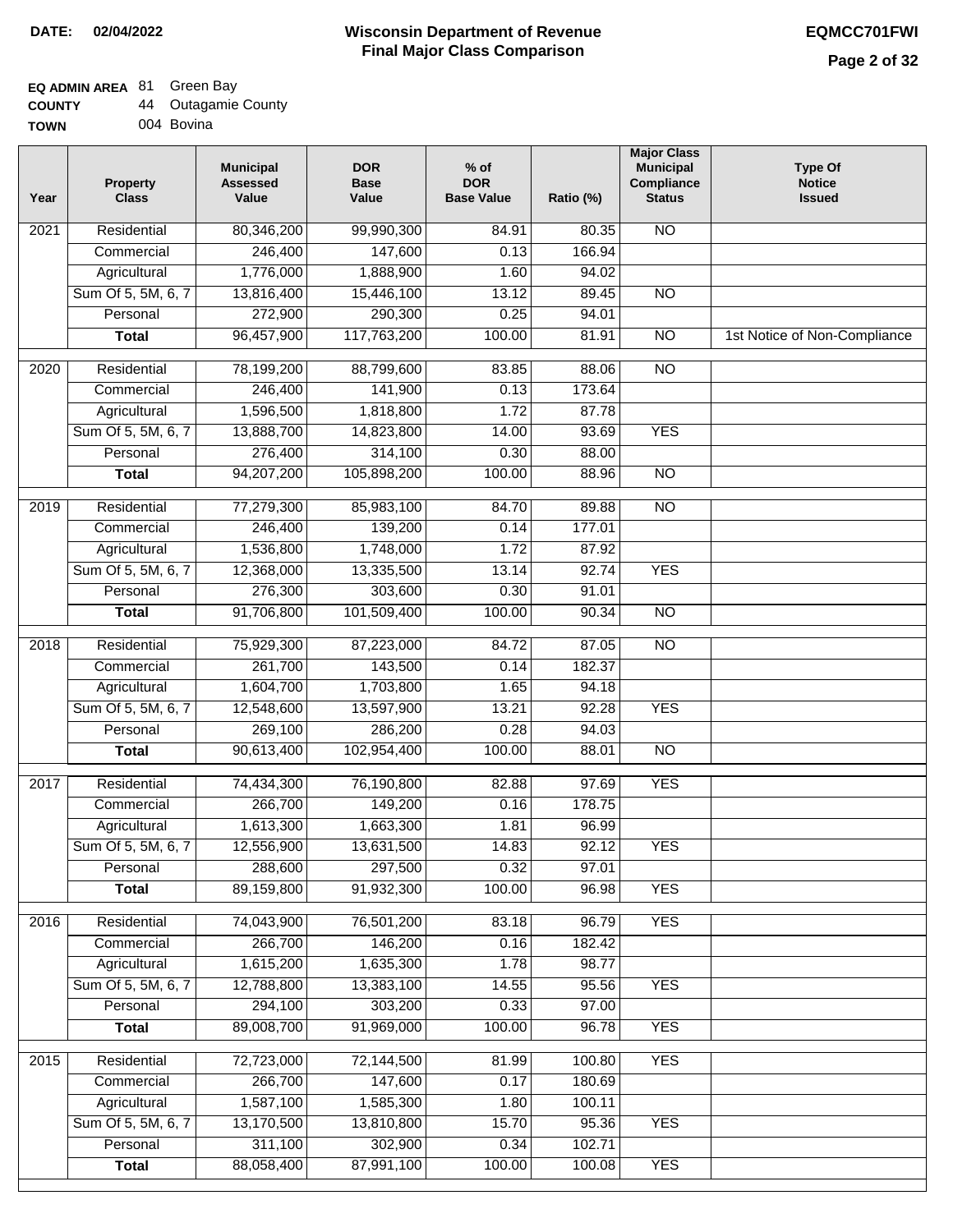**DATE:** 02/04/2022

# Wisconsin Department of Revenue
## Final Major Class Comparison

**EQMCC701FWI**

**EQ ADMIN AREA** 81 Green Bay
**COUNTY** 44 Outagamie County
**TOWN** 004 Bovina

| Year | Property Class | Municipal Assessed Value | DOR Base Value | % of DOR Base Value | Ratio (%) | Major Class Municipal Compliance Status | Type Of Notice Issued |
|---|---|---|---|---|---|---|---|
| 2021 | Residential | 80,346,200 | 99,990,300 | 84.91 | 80.35 | NO | |
| | Commercial | 246,400 | 147,600 | 0.13 | 166.94 | | |
| | Agricultural | 1,776,000 | 1,888,900 | 1.60 | 94.02 | | |
| | Sum Of 5, 5M, 6, 7 | 13,816,400 | 15,446,100 | 13.12 | 89.45 | NO | |
| | Personal | 272,900 | 290,300 | 0.25 | 94.01 | | |
| | **Total** | 96,457,900 | 117,763,200 | 100.00 | 81.91 | NO | 1st Notice of Non-Compliance |
| 2020 | Residential | 78,199,200 | 88,799,600 | 83.85 | 88.06 | NO | |
| | Commercial | 246,400 | 141,900 | 0.13 | 173.64 | | |
| | Agricultural | 1,596,500 | 1,818,800 | 1.72 | 87.78 | | |
| | Sum Of 5, 5M, 6, 7 | 13,888,700 | 14,823,800 | 14.00 | 93.69 | YES | |
| | Personal | 276,400 | 314,100 | 0.30 | 88.00 | | |
| | **Total** | 94,207,200 | 105,898,200 | 100.00 | 88.96 | NO | |
| 2019 | Residential | 77,279,300 | 85,983,100 | 84.70 | 89.88 | NO | |
| | Commercial | 246,400 | 139,200 | 0.14 | 177.01 | | |
| | Agricultural | 1,536,800 | 1,748,000 | 1.72 | 87.92 | | |
| | Sum Of 5, 5M, 6, 7 | 12,368,000 | 13,335,500 | 13.14 | 92.74 | YES | |
| | Personal | 276,300 | 303,600 | 0.30 | 91.01 | | |
| | **Total** | 91,706,800 | 101,509,400 | 100.00 | 90.34 | NO | |
| 2018 | Residential | 75,929,300 | 87,223,000 | 84.72 | 87.05 | NO | |
| | Commercial | 261,700 | 143,500 | 0.14 | 182.37 | | |
| | Agricultural | 1,604,700 | 1,703,800 | 1.65 | 94.18 | | |
| | Sum Of 5, 5M, 6, 7 | 12,548,600 | 13,597,900 | 13.21 | 92.28 | YES | |
| | Personal | 269,100 | 286,200 | 0.28 | 94.03 | | |
| | **Total** | 90,613,400 | 102,954,400 | 100.00 | 88.01 | NO | |
| 2017 | Residential | 74,434,300 | 76,190,800 | 82.88 | 97.69 | YES | |
| | Commercial | 266,700 | 149,200 | 0.16 | 178.75 | | |
| | Agricultural | 1,613,300 | 1,663,300 | 1.81 | 96.99 | | |
| | Sum Of 5, 5M, 6, 7 | 12,556,900 | 13,631,500 | 14.83 | 92.12 | YES | |
| | Personal | 288,600 | 297,500 | 0.32 | 97.01 | | |
| | **Total** | 89,159,800 | 91,932,300 | 100.00 | 96.98 | YES | |
| 2016 | Residential | 74,043,900 | 76,501,200 | 83.18 | 96.79 | YES | |
| | Commercial | 266,700 | 146,200 | 0.16 | 182.42 | | |
| | Agricultural | 1,615,200 | 1,635,300 | 1.78 | 98.77 | | |
| | Sum Of 5, 5M, 6, 7 | 12,788,800 | 13,383,100 | 14.55 | 95.56 | YES | |
| | Personal | 294,100 | 303,200 | 0.33 | 97.00 | | |
| | **Total** | 89,008,700 | 91,969,000 | 100.00 | 96.78 | YES | |
| 2015 | Residential | 72,723,000 | 72,144,500 | 81.99 | 100.80 | YES | |
| | Commercial | 266,700 | 147,600 | 0.17 | 180.69 | | |
| | Agricultural | 1,587,100 | 1,585,300 | 1.80 | 100.11 | | |
| | Sum Of 5, 5M, 6, 7 | 13,170,500 | 13,810,800 | 15.70 | 95.36 | YES | |
| | Personal | 311,100 | 302,900 | 0.34 | 102.71 | | |
| | **Total** | 88,058,400 | 87,991,100 | 100.00 | 100.08 | YES | |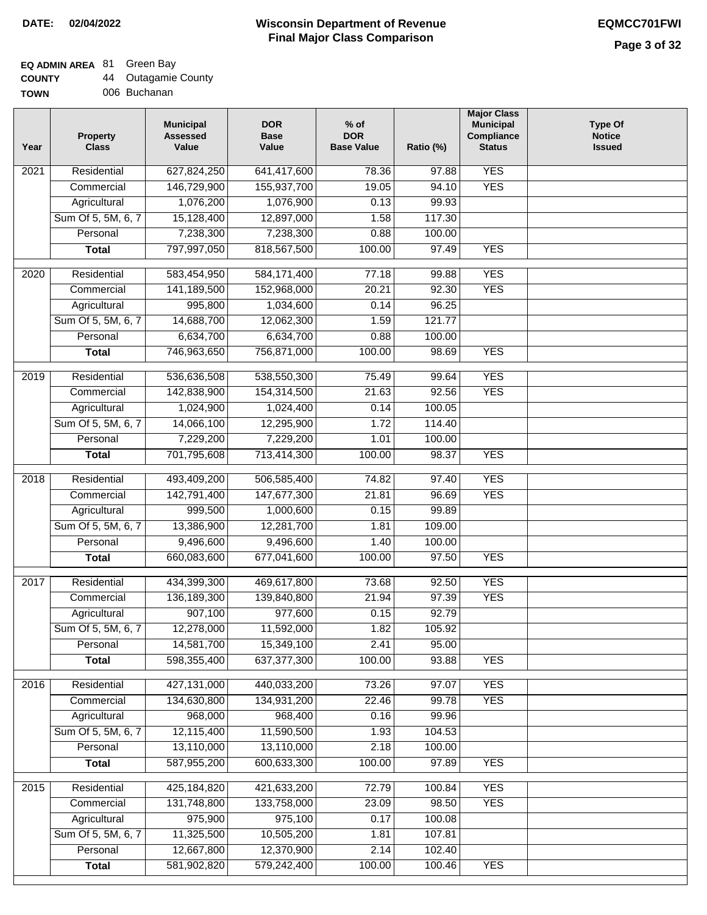**DATE: 02/04/2022**

# Wisconsin Department of Revenue
## Final Major Class Comparison

**EQMCC701FWI**

**EQ ADMIN AREA** 81 Green Bay
**COUNTY** 44 Outagamie County
**TOWN** 006 Buchanan

| Year | Property Class | Municipal Assessed Value | DOR Base Value | % of DOR Base Value | Ratio (%) | Major Class Municipal Compliance Status | Type Of Notice Issued |
|---|---|---|---|---|---|---|---|
| 2021 | Residential | 627,824,250 | 641,417,600 | 78.36 | 97.88 | YES | |
| | Commercial | 146,729,900 | 155,937,700 | 19.05 | 94.10 | YES | |
| | Agricultural | 1,076,200 | 1,076,900 | 0.13 | 99.93 | | |
| | Sum Of 5, 5M, 6, 7 | 15,128,400 | 12,897,000 | 1.58 | 117.30 | | |
| | Personal | 7,238,300 | 7,238,300 | 0.88 | 100.00 | | |
| | **Total** | 797,997,050 | 818,567,500 | 100.00 | 97.49 | YES | |
| 2020 | Residential | 583,454,950 | 584,171,400 | 77.18 | 99.88 | YES | |
| | Commercial | 141,189,500 | 152,968,000 | 20.21 | 92.30 | YES | |
| | Agricultural | 995,800 | 1,034,600 | 0.14 | 96.25 | | |
| | Sum Of 5, 5M, 6, 7 | 14,688,700 | 12,062,300 | 1.59 | 121.77 | | |
| | Personal | 6,634,700 | 6,634,700 | 0.88 | 100.00 | | |
| | **Total** | 746,963,650 | 756,871,000 | 100.00 | 98.69 | YES | |
| 2019 | Residential | 536,636,508 | 538,550,300 | 75.49 | 99.64 | YES | |
| | Commercial | 142,838,900 | 154,314,500 | 21.63 | 92.56 | YES | |
| | Agricultural | 1,024,900 | 1,024,400 | 0.14 | 100.05 | | |
| | Sum Of 5, 5M, 6, 7 | 14,066,100 | 12,295,900 | 1.72 | 114.40 | | |
| | Personal | 7,229,200 | 7,229,200 | 1.01 | 100.00 | | |
| | **Total** | 701,795,608 | 713,414,300 | 100.00 | 98.37 | YES | |
| 2018 | Residential | 493,409,200 | 506,585,400 | 74.82 | 97.40 | YES | |
| | Commercial | 142,791,400 | 147,677,300 | 21.81 | 96.69 | YES | |
| | Agricultural | 999,500 | 1,000,600 | 0.15 | 99.89 | | |
| | Sum Of 5, 5M, 6, 7 | 13,386,900 | 12,281,700 | 1.81 | 109.00 | | |
| | Personal | 9,496,600 | 9,496,600 | 1.40 | 100.00 | | |
| | **Total** | 660,083,600 | 677,041,600 | 100.00 | 97.50 | YES | |
| 2017 | Residential | 434,399,300 | 469,617,800 | 73.68 | 92.50 | YES | |
| | Commercial | 136,189,300 | 139,840,800 | 21.94 | 97.39 | YES | |
| | Agricultural | 907,100 | 977,600 | 0.15 | 92.79 | | |
| | Sum Of 5, 5M, 6, 7 | 12,278,000 | 11,592,000 | 1.82 | 105.92 | | |
| | Personal | 14,581,700 | 15,349,100 | 2.41 | 95.00 | | |
| | **Total** | 598,355,400 | 637,377,300 | 100.00 | 93.88 | YES | |
| 2016 | Residential | 427,131,000 | 440,033,200 | 73.26 | 97.07 | YES | |
| | Commercial | 134,630,800 | 134,931,200 | 22.46 | 99.78 | YES | |
| | Agricultural | 968,000 | 968,400 | 0.16 | 99.96 | | |
| | Sum Of 5, 5M, 6, 7 | 12,115,400 | 11,590,500 | 1.93 | 104.53 | | |
| | Personal | 13,110,000 | 13,110,000 | 2.18 | 100.00 | | |
| | **Total** | 587,955,200 | 600,633,300 | 100.00 | 97.89 | YES | |
| 2015 | Residential | 425,184,820 | 421,633,200 | 72.79 | 100.84 | YES | |
| | Commercial | 131,748,800 | 133,758,000 | 23.09 | 98.50 | YES | |
| | Agricultural | 975,900 | 975,100 | 0.17 | 100.08 | | |
| | Sum Of 5, 5M, 6, 7 | 11,325,500 | 10,505,200 | 1.81 | 107.81 | | |
| | Personal | 12,667,800 | 12,370,900 | 2.14 | 102.40 | | |
| | **Total** | 581,902,820 | 579,242,400 | 100.00 | 100.46 | YES | |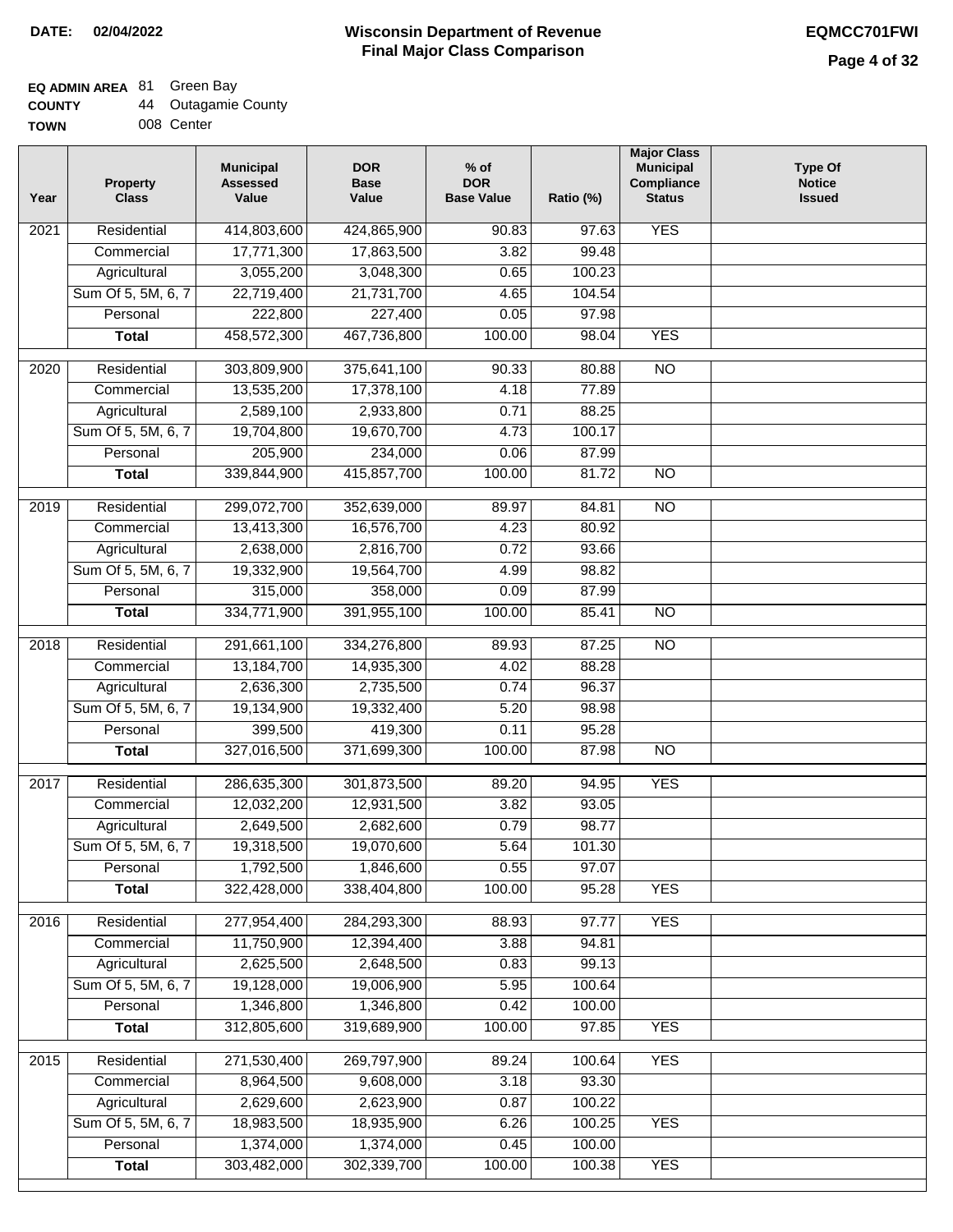**DATE: 02/04/2022**

# Wisconsin Department of Revenue
## Final Major Class Comparison

**EQMCC701FWI**

**EQ ADMIN AREA** 81 Green Bay
**COUNTY** 44 Outagamie County
**TOWN** 008 Center

| Year | Property Class | Municipal Assessed Value | DOR Base Value | % of DOR Base Value | Ratio (%) | Major Class Municipal Compliance Status | Type Of Notice Issued |
|---|---|---|---|---|---|---|---|
| 2021 | Residential | 414,803,600 | 424,865,900 | 90.83 | 97.63 | YES | |
| | Commercial | 17,771,300 | 17,863,500 | 3.82 | 99.48 | | |
| | Agricultural | 3,055,200 | 3,048,300 | 0.65 | 100.23 | | |
| | Sum Of 5, 5M, 6, 7 | 22,719,400 | 21,731,700 | 4.65 | 104.54 | | |
| | Personal | 222,800 | 227,400 | 0.05 | 97.98 | | |
| | **Total** | 458,572,300 | 467,736,800 | 100.00 | 98.04 | YES | |
| 2020 | Residential | 303,809,900 | 375,641,100 | 90.33 | 80.88 | NO | |
| | Commercial | 13,535,200 | 17,378,100 | 4.18 | 77.89 | | |
| | Agricultural | 2,589,100 | 2,933,800 | 0.71 | 88.25 | | |
| | Sum Of 5, 5M, 6, 7 | 19,704,800 | 19,670,700 | 4.73 | 100.17 | | |
| | Personal | 205,900 | 234,000 | 0.06 | 87.99 | | |
| | **Total** | 339,844,900 | 415,857,700 | 100.00 | 81.72 | NO | |
| 2019 | Residential | 299,072,700 | 352,639,000 | 89.97 | 84.81 | NO | |
| | Commercial | 13,413,300 | 16,576,700 | 4.23 | 80.92 | | |
| | Agricultural | 2,638,000 | 2,816,700 | 0.72 | 93.66 | | |
| | Sum Of 5, 5M, 6, 7 | 19,332,900 | 19,564,700 | 4.99 | 98.82 | | |
| | Personal | 315,000 | 358,000 | 0.09 | 87.99 | | |
| | **Total** | 334,771,900 | 391,955,100 | 100.00 | 85.41 | NO | |
| 2018 | Residential | 291,661,100 | 334,276,800 | 89.93 | 87.25 | NO | |
| | Commercial | 13,184,700 | 14,935,300 | 4.02 | 88.28 | | |
| | Agricultural | 2,636,300 | 2,735,500 | 0.74 | 96.37 | | |
| | Sum Of 5, 5M, 6, 7 | 19,134,900 | 19,332,400 | 5.20 | 98.98 | | |
| | Personal | 399,500 | 419,300 | 0.11 | 95.28 | | |
| | **Total** | 327,016,500 | 371,699,300 | 100.00 | 87.98 | NO | |
| 2017 | Residential | 286,635,300 | 301,873,500 | 89.20 | 94.95 | YES | |
| | Commercial | 12,032,200 | 12,931,500 | 3.82 | 93.05 | | |
| | Agricultural | 2,649,500 | 2,682,600 | 0.79 | 98.77 | | |
| | Sum Of 5, 5M, 6, 7 | 19,318,500 | 19,070,600 | 5.64 | 101.30 | | |
| | Personal | 1,792,500 | 1,846,600 | 0.55 | 97.07 | | |
| | **Total** | 322,428,000 | 338,404,800 | 100.00 | 95.28 | YES | |
| 2016 | Residential | 277,954,400 | 284,293,300 | 88.93 | 97.77 | YES | |
| | Commercial | 11,750,900 | 12,394,400 | 3.88 | 94.81 | | |
| | Agricultural | 2,625,500 | 2,648,500 | 0.83 | 99.13 | | |
| | Sum Of 5, 5M, 6, 7 | 19,128,000 | 19,006,900 | 5.95 | 100.64 | | |
| | Personal | 1,346,800 | 1,346,800 | 0.42 | 100.00 | | |
| | **Total** | 312,805,600 | 319,689,900 | 100.00 | 97.85 | YES | |
| 2015 | Residential | 271,530,400 | 269,797,900 | 89.24 | 100.64 | YES | |
| | Commercial | 8,964,500 | 9,608,000 | 3.18 | 93.30 | | |
| | Agricultural | 2,629,600 | 2,623,900 | 0.87 | 100.22 | | |
| | Sum Of 5, 5M, 6, 7 | 18,983,500 | 18,935,900 | 6.26 | 100.25 | YES | |
| | Personal | 1,374,000 | 1,374,000 | 0.45 | 100.00 | | |
| | **Total** | 303,482,000 | 302,339,700 | 100.00 | 100.38 | YES | |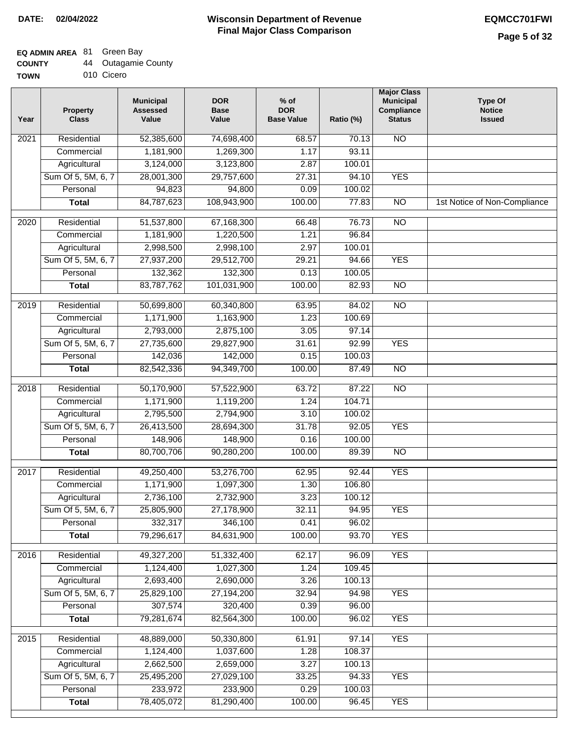**DATE: 02/04/2022**

# Wisconsin Department of Revenue
## Final Major Class Comparison

**EQMCC701FWI**

**EQ ADMIN AREA** 81 Green Bay
**COUNTY** 44 Outagamie County
**TOWN** 010 Cicero

| Year | Property Class | Municipal Assessed Value | DOR Base Value | % of DOR Base Value | Ratio (%) | Major Class Municipal Compliance Status | Type Of Notice Issued |
|---|---|---|---|---|---|---|---|
| 2021 | Residential | 52,385,600 | 74,698,400 | 68.57 | 70.13 | NO | |
| | Commercial | 1,181,900 | 1,269,300 | 1.17 | 93.11 | | |
| | Agricultural | 3,124,000 | 3,123,800 | 2.87 | 100.01 | | |
| | Sum Of 5, 5M, 6, 7 | 28,001,300 | 29,757,600 | 27.31 | 94.10 | YES | |
| | Personal | 94,823 | 94,800 | 0.09 | 100.02 | | |
| | **Total** | 84,787,623 | 108,943,900 | 100.00 | 77.83 | NO | 1st Notice of Non-Compliance |
| 2020 | Residential | 51,537,800 | 67,168,300 | 66.48 | 76.73 | NO | |
| | Commercial | 1,181,900 | 1,220,500 | 1.21 | 96.84 | | |
| | Agricultural | 2,998,500 | 2,998,100 | 2.97 | 100.01 | | |
| | Sum Of 5, 5M, 6, 7 | 27,937,200 | 29,512,700 | 29.21 | 94.66 | YES | |
| | Personal | 132,362 | 132,300 | 0.13 | 100.05 | | |
| | **Total** | 83,787,762 | 101,031,900 | 100.00 | 82.93 | NO | |
| 2019 | Residential | 50,699,800 | 60,340,800 | 63.95 | 84.02 | NO | |
| | Commercial | 1,171,900 | 1,163,900 | 1.23 | 100.69 | | |
| | Agricultural | 2,793,000 | 2,875,100 | 3.05 | 97.14 | | |
| | Sum Of 5, 5M, 6, 7 | 27,735,600 | 29,827,900 | 31.61 | 92.99 | YES | |
| | Personal | 142,036 | 142,000 | 0.15 | 100.03 | | |
| | **Total** | 82,542,336 | 94,349,700 | 100.00 | 87.49 | NO | |
| 2018 | Residential | 50,170,900 | 57,522,900 | 63.72 | 87.22 | NO | |
| | Commercial | 1,171,900 | 1,119,200 | 1.24 | 104.71 | | |
| | Agricultural | 2,795,500 | 2,794,900 | 3.10 | 100.02 | | |
| | Sum Of 5, 5M, 6, 7 | 26,413,500 | 28,694,300 | 31.78 | 92.05 | YES | |
| | Personal | 148,906 | 148,900 | 0.16 | 100.00 | | |
| | **Total** | 80,700,706 | 90,280,200 | 100.00 | 89.39 | NO | |
| 2017 | Residential | 49,250,400 | 53,276,700 | 62.95 | 92.44 | YES | |
| | Commercial | 1,171,900 | 1,097,300 | 1.30 | 106.80 | | |
| | Agricultural | 2,736,100 | 2,732,900 | 3.23 | 100.12 | | |
| | Sum Of 5, 5M, 6, 7 | 25,805,900 | 27,178,900 | 32.11 | 94.95 | YES | |
| | Personal | 332,317 | 346,100 | 0.41 | 96.02 | | |
| | **Total** | 79,296,617 | 84,631,900 | 100.00 | 93.70 | YES | |
| 2016 | Residential | 49,327,200 | 51,332,400 | 62.17 | 96.09 | YES | |
| | Commercial | 1,124,400 | 1,027,300 | 1.24 | 109.45 | | |
| | Agricultural | 2,693,400 | 2,690,000 | 3.26 | 100.13 | | |
| | Sum Of 5, 5M, 6, 7 | 25,829,100 | 27,194,200 | 32.94 | 94.98 | YES | |
| | Personal | 307,574 | 320,400 | 0.39 | 96.00 | | |
| | **Total** | 79,281,674 | 82,564,300 | 100.00 | 96.02 | YES | |
| 2015 | Residential | 48,889,000 | 50,330,800 | 61.91 | 97.14 | YES | |
| | Commercial | 1,124,400 | 1,037,600 | 1.28 | 108.37 | | |
| | Agricultural | 2,662,500 | 2,659,000 | 3.27 | 100.13 | | |
| | Sum Of 5, 5M, 6, 7 | 25,495,200 | 27,029,100 | 33.25 | 94.33 | YES | |
| | Personal | 233,972 | 233,900 | 0.29 | 100.03 | | |
| | **Total** | 78,405,072 | 81,290,400 | 100.00 | 96.45 | YES | |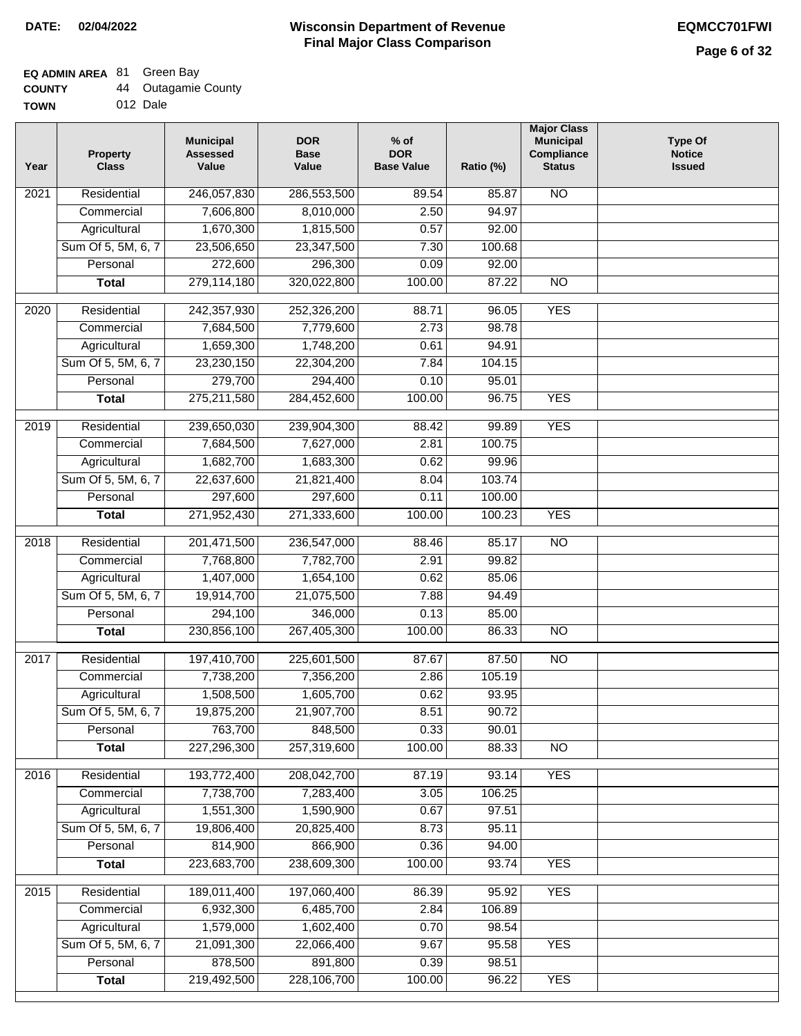# Wisconsin Department of Revenue
## Final Major Class Comparison

**DATE:** 02/04/2022

**EQMCC701FWI**

**EQ ADMIN AREA** 81 Green Bay
**COUNTY** 44 Outagamie County
**TOWN** 012 Dale

| Year | Property Class | Municipal Assessed Value | DOR Base Value | % of DOR Base Value | Ratio (%) | Major Class Municipal Compliance Status | Type Of Notice Issued |
|---|---|---|---|---|---|---|---|
| 2021 | Residential | 246,057,830 | 286,553,500 | 89.54 | 85.87 | NO | |
| | Commercial | 7,606,800 | 8,010,000 | 2.50 | 94.97 | | |
| | Agricultural | 1,670,300 | 1,815,500 | 0.57 | 92.00 | | |
| | Sum Of 5, 5M, 6, 7 | 23,506,650 | 23,347,500 | 7.30 | 100.68 | | |
| | Personal | 272,600 | 296,300 | 0.09 | 92.00 | | |
| | **Total** | 279,114,180 | 320,022,800 | 100.00 | 87.22 | NO | |
| 2020 | Residential | 242,357,930 | 252,326,200 | 88.71 | 96.05 | YES | |
| | Commercial | 7,684,500 | 7,779,600 | 2.73 | 98.78 | | |
| | Agricultural | 1,659,300 | 1,748,200 | 0.61 | 94.91 | | |
| | Sum Of 5, 5M, 6, 7 | 23,230,150 | 22,304,200 | 7.84 | 104.15 | | |
| | Personal | 279,700 | 294,400 | 0.10 | 95.01 | | |
| | **Total** | 275,211,580 | 284,452,600 | 100.00 | 96.75 | YES | |
| 2019 | Residential | 239,650,030 | 239,904,300 | 88.42 | 99.89 | YES | |
| | Commercial | 7,684,500 | 7,627,000 | 2.81 | 100.75 | | |
| | Agricultural | 1,682,700 | 1,683,300 | 0.62 | 99.96 | | |
| | Sum Of 5, 5M, 6, 7 | 22,637,600 | 21,821,400 | 8.04 | 103.74 | | |
| | Personal | 297,600 | 297,600 | 0.11 | 100.00 | | |
| | **Total** | 271,952,430 | 271,333,600 | 100.00 | 100.23 | YES | |
| 2018 | Residential | 201,471,500 | 236,547,000 | 88.46 | 85.17 | NO | |
| | Commercial | 7,768,800 | 7,782,700 | 2.91 | 99.82 | | |
| | Agricultural | 1,407,000 | 1,654,100 | 0.62 | 85.06 | | |
| | Sum Of 5, 5M, 6, 7 | 19,914,700 | 21,075,500 | 7.88 | 94.49 | | |
| | Personal | 294,100 | 346,000 | 0.13 | 85.00 | | |
| | **Total** | 230,856,100 | 267,405,300 | 100.00 | 86.33 | NO | |
| 2017 | Residential | 197,410,700 | 225,601,500 | 87.67 | 87.50 | NO | |
| | Commercial | 7,738,200 | 7,356,200 | 2.86 | 105.19 | | |
| | Agricultural | 1,508,500 | 1,605,700 | 0.62 | 93.95 | | |
| | Sum Of 5, 5M, 6, 7 | 19,875,200 | 21,907,700 | 8.51 | 90.72 | | |
| | Personal | 763,700 | 848,500 | 0.33 | 90.01 | | |
| | **Total** | 227,296,300 | 257,319,600 | 100.00 | 88.33 | NO | |
| 2016 | Residential | 193,772,400 | 208,042,700 | 87.19 | 93.14 | YES | |
| | Commercial | 7,738,700 | 7,283,400 | 3.05 | 106.25 | | |
| | Agricultural | 1,551,300 | 1,590,900 | 0.67 | 97.51 | | |
| | Sum Of 5, 5M, 6, 7 | 19,806,400 | 20,825,400 | 8.73 | 95.11 | | |
| | Personal | 814,900 | 866,900 | 0.36 | 94.00 | | |
| | **Total** | 223,683,700 | 238,609,300 | 100.00 | 93.74 | YES | |
| 2015 | Residential | 189,011,400 | 197,060,400 | 86.39 | 95.92 | YES | |
| | Commercial | 6,932,300 | 6,485,700 | 2.84 | 106.89 | | |
| | Agricultural | 1,579,000 | 1,602,400 | 0.70 | 98.54 | | |
| | Sum Of 5, 5M, 6, 7 | 21,091,300 | 22,066,400 | 9.67 | 95.58 | YES | |
| | Personal | 878,500 | 891,800 | 0.39 | 98.51 | | |
| | **Total** | 219,492,500 | 228,106,700 | 100.00 | 96.22 | YES | |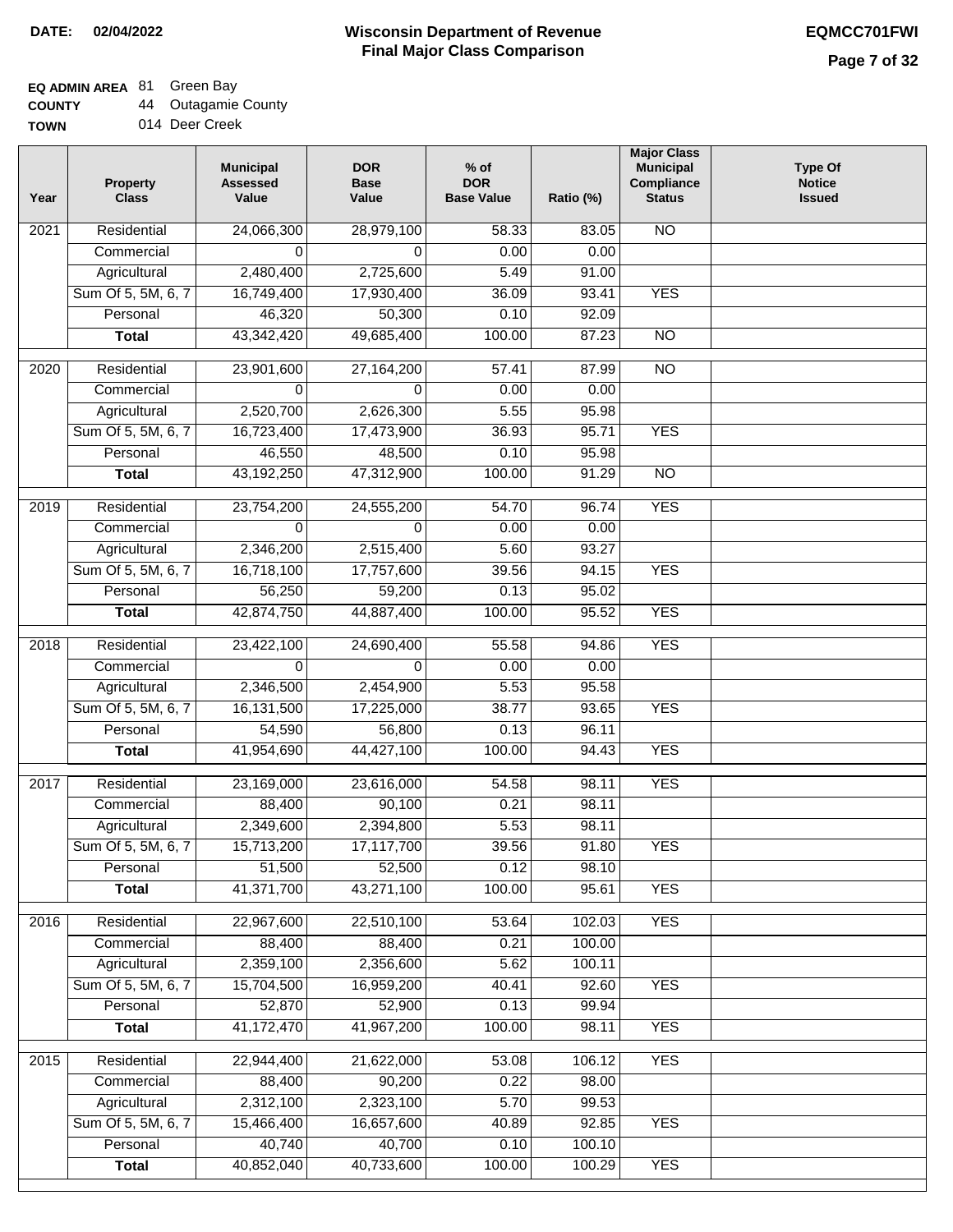**DATE:** 02/04/2022

# Wisconsin Department of Revenue
## Final Major Class Comparison

**EQMCC701FWI**

**EQ ADMIN AREA** 81 Green Bay
**COUNTY** 44 Outagamie County
**TOWN** 014 Deer Creek

| Year | Property Class | Municipal Assessed Value | DOR Base Value | % of DOR Base Value | Ratio (%) | Major Class Municipal Compliance Status | Type Of Notice Issued |
|---|---|---|---|---|---|---|---|
| 2021 | Residential | 24,066,300 | 28,979,100 | 58.33 | 83.05 | NO | |
| | Commercial | 0 | 0 | 0.00 | 0.00 | | |
| | Agricultural | 2,480,400 | 2,725,600 | 5.49 | 91.00 | | |
| | Sum Of 5, 5M, 6, 7 | 16,749,400 | 17,930,400 | 36.09 | 93.41 | YES | |
| | Personal | 46,320 | 50,300 | 0.10 | 92.09 | | |
| | **Total** | 43,342,420 | 49,685,400 | 100.00 | 87.23 | NO | |
| 2020 | Residential | 23,901,600 | 27,164,200 | 57.41 | 87.99 | NO | |
| | Commercial | 0 | 0 | 0.00 | 0.00 | | |
| | Agricultural | 2,520,700 | 2,626,300 | 5.55 | 95.98 | | |
| | Sum Of 5, 5M, 6, 7 | 16,723,400 | 17,473,900 | 36.93 | 95.71 | YES | |
| | Personal | 46,550 | 48,500 | 0.10 | 95.98 | | |
| | **Total** | 43,192,250 | 47,312,900 | 100.00 | 91.29 | NO | |
| 2019 | Residential | 23,754,200 | 24,555,200 | 54.70 | 96.74 | YES | |
| | Commercial | 0 | 0 | 0.00 | 0.00 | | |
| | Agricultural | 2,346,200 | 2,515,400 | 5.60 | 93.27 | | |
| | Sum Of 5, 5M, 6, 7 | 16,718,100 | 17,757,600 | 39.56 | 94.15 | YES | |
| | Personal | 56,250 | 59,200 | 0.13 | 95.02 | | |
| | **Total** | 42,874,750 | 44,887,400 | 100.00 | 95.52 | YES | |
| 2018 | Residential | 23,422,100 | 24,690,400 | 55.58 | 94.86 | YES | |
| | Commercial | 0 | 0 | 0.00 | 0.00 | | |
| | Agricultural | 2,346,500 | 2,454,900 | 5.53 | 95.58 | | |
| | Sum Of 5, 5M, 6, 7 | 16,131,500 | 17,225,000 | 38.77 | 93.65 | YES | |
| | Personal | 54,590 | 56,800 | 0.13 | 96.11 | | |
| | **Total** | 41,954,690 | 44,427,100 | 100.00 | 94.43 | YES | |
| 2017 | Residential | 23,169,000 | 23,616,000 | 54.58 | 98.11 | YES | |
| | Commercial | 88,400 | 90,100 | 0.21 | 98.11 | | |
| | Agricultural | 2,349,600 | 2,394,800 | 5.53 | 98.11 | | |
| | Sum Of 5, 5M, 6, 7 | 15,713,200 | 17,117,700 | 39.56 | 91.80 | YES | |
| | Personal | 51,500 | 52,500 | 0.12 | 98.10 | | |
| | **Total** | 41,371,700 | 43,271,100 | 100.00 | 95.61 | YES | |
| 2016 | Residential | 22,967,600 | 22,510,100 | 53.64 | 102.03 | YES | |
| | Commercial | 88,400 | 88,400 | 0.21 | 100.00 | | |
| | Agricultural | 2,359,100 | 2,356,600 | 5.62 | 100.11 | | |
| | Sum Of 5, 5M, 6, 7 | 15,704,500 | 16,959,200 | 40.41 | 92.60 | YES | |
| | Personal | 52,870 | 52,900 | 0.13 | 99.94 | | |
| | **Total** | 41,172,470 | 41,967,200 | 100.00 | 98.11 | YES | |
| 2015 | Residential | 22,944,400 | 21,622,000 | 53.08 | 106.12 | YES | |
| | Commercial | 88,400 | 90,200 | 0.22 | 98.00 | | |
| | Agricultural | 2,312,100 | 2,323,100 | 5.70 | 99.53 | | |
| | Sum Of 5, 5M, 6, 7 | 15,466,400 | 16,657,600 | 40.89 | 92.85 | YES | |
| | Personal | 40,740 | 40,700 | 0.10 | 100.10 | | |
| | **Total** | 40,852,040 | 40,733,600 | 100.00 | 100.29 | YES | |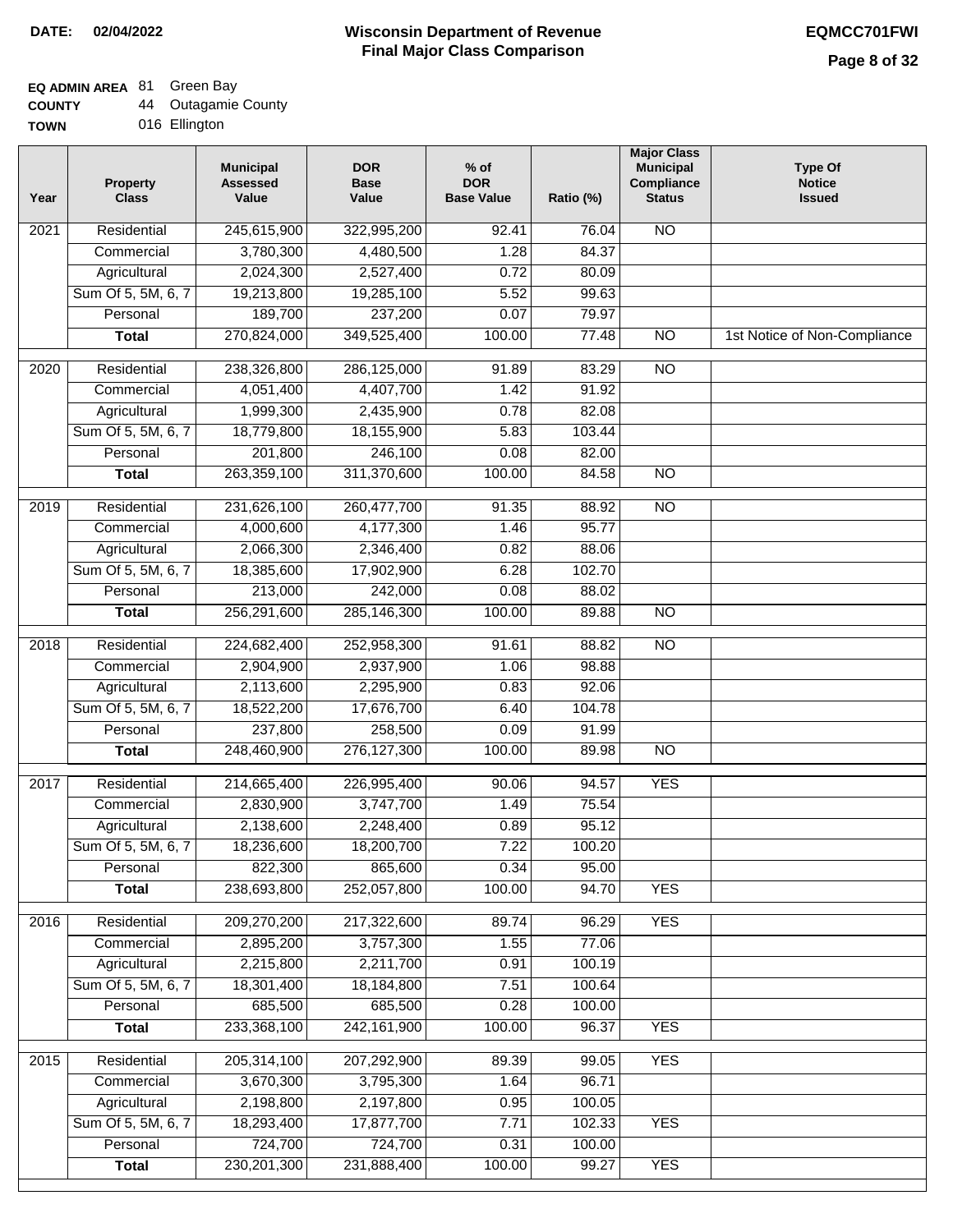**DATE: 02/04/2022**

# Wisconsin Department of Revenue
## Final Major Class Comparison

**EQMCC701FWI**

**EQ ADMIN AREA** 81 Green Bay
**COUNTY** 44 Outagamie County
**TOWN** 016 Ellington

| Year | Property Class | Municipal Assessed Value | DOR Base Value | % of DOR Base Value | Ratio (%) | Major Class Municipal Compliance Status | Type Of Notice Issued |
|---|---|---|---|---|---|---|---|
| 2021 | Residential | 245,615,900 | 322,995,200 | 92.41 | 76.04 | NO | |
| | Commercial | 3,780,300 | 4,480,500 | 1.28 | 84.37 | | |
| | Agricultural | 2,024,300 | 2,527,400 | 0.72 | 80.09 | | |
| | Sum Of 5, 5M, 6, 7 | 19,213,800 | 19,285,100 | 5.52 | 99.63 | | |
| | Personal | 189,700 | 237,200 | 0.07 | 79.97 | | |
| | **Total** | 270,824,000 | 349,525,400 | 100.00 | 77.48 | NO | 1st Notice of Non-Compliance |
| 2020 | Residential | 238,326,800 | 286,125,000 | 91.89 | 83.29 | NO | |
| | Commercial | 4,051,400 | 4,407,700 | 1.42 | 91.92 | | |
| | Agricultural | 1,999,300 | 2,435,900 | 0.78 | 82.08 | | |
| | Sum Of 5, 5M, 6, 7 | 18,779,800 | 18,155,900 | 5.83 | 103.44 | | |
| | Personal | 201,800 | 246,100 | 0.08 | 82.00 | | |
| | **Total** | 263,359,100 | 311,370,600 | 100.00 | 84.58 | NO | |
| 2019 | Residential | 231,626,100 | 260,477,700 | 91.35 | 88.92 | NO | |
| | Commercial | 4,000,600 | 4,177,300 | 1.46 | 95.77 | | |
| | Agricultural | 2,066,300 | 2,346,400 | 0.82 | 88.06 | | |
| | Sum Of 5, 5M, 6, 7 | 18,385,600 | 17,902,900 | 6.28 | 102.70 | | |
| | Personal | 213,000 | 242,000 | 0.08 | 88.02 | | |
| | **Total** | 256,291,600 | 285,146,300 | 100.00 | 89.88 | NO | |
| 2018 | Residential | 224,682,400 | 252,958,300 | 91.61 | 88.82 | NO | |
| | Commercial | 2,904,900 | 2,937,900 | 1.06 | 98.88 | | |
| | Agricultural | 2,113,600 | 2,295,900 | 0.83 | 92.06 | | |
| | Sum Of 5, 5M, 6, 7 | 18,522,200 | 17,676,700 | 6.40 | 104.78 | | |
| | Personal | 237,800 | 258,500 | 0.09 | 91.99 | | |
| | **Total** | 248,460,900 | 276,127,300 | 100.00 | 89.98 | NO | |
| 2017 | Residential | 214,665,400 | 226,995,400 | 90.06 | 94.57 | YES | |
| | Commercial | 2,830,900 | 3,747,700 | 1.49 | 75.54 | | |
| | Agricultural | 2,138,600 | 2,248,400 | 0.89 | 95.12 | | |
| | Sum Of 5, 5M, 6, 7 | 18,236,600 | 18,200,700 | 7.22 | 100.20 | | |
| | Personal | 822,300 | 865,600 | 0.34 | 95.00 | | |
| | **Total** | 238,693,800 | 252,057,800 | 100.00 | 94.70 | YES | |
| 2016 | Residential | 209,270,200 | 217,322,600 | 89.74 | 96.29 | YES | |
| | Commercial | 2,895,200 | 3,757,300 | 1.55 | 77.06 | | |
| | Agricultural | 2,215,800 | 2,211,700 | 0.91 | 100.19 | | |
| | Sum Of 5, 5M, 6, 7 | 18,301,400 | 18,184,800 | 7.51 | 100.64 | | |
| | Personal | 685,500 | 685,500 | 0.28 | 100.00 | | |
| | **Total** | 233,368,100 | 242,161,900 | 100.00 | 96.37 | YES | |
| 2015 | Residential | 205,314,100 | 207,292,900 | 89.39 | 99.05 | YES | |
| | Commercial | 3,670,300 | 3,795,300 | 1.64 | 96.71 | | |
| | Agricultural | 2,198,800 | 2,197,800 | 0.95 | 100.05 | | |
| | Sum Of 5, 5M, 6, 7 | 18,293,400 | 17,877,700 | 7.71 | 102.33 | YES | |
| | Personal | 724,700 | 724,700 | 0.31 | 100.00 | | |
| | **Total** | 230,201,300 | 231,888,400 | 100.00 | 99.27 | YES | |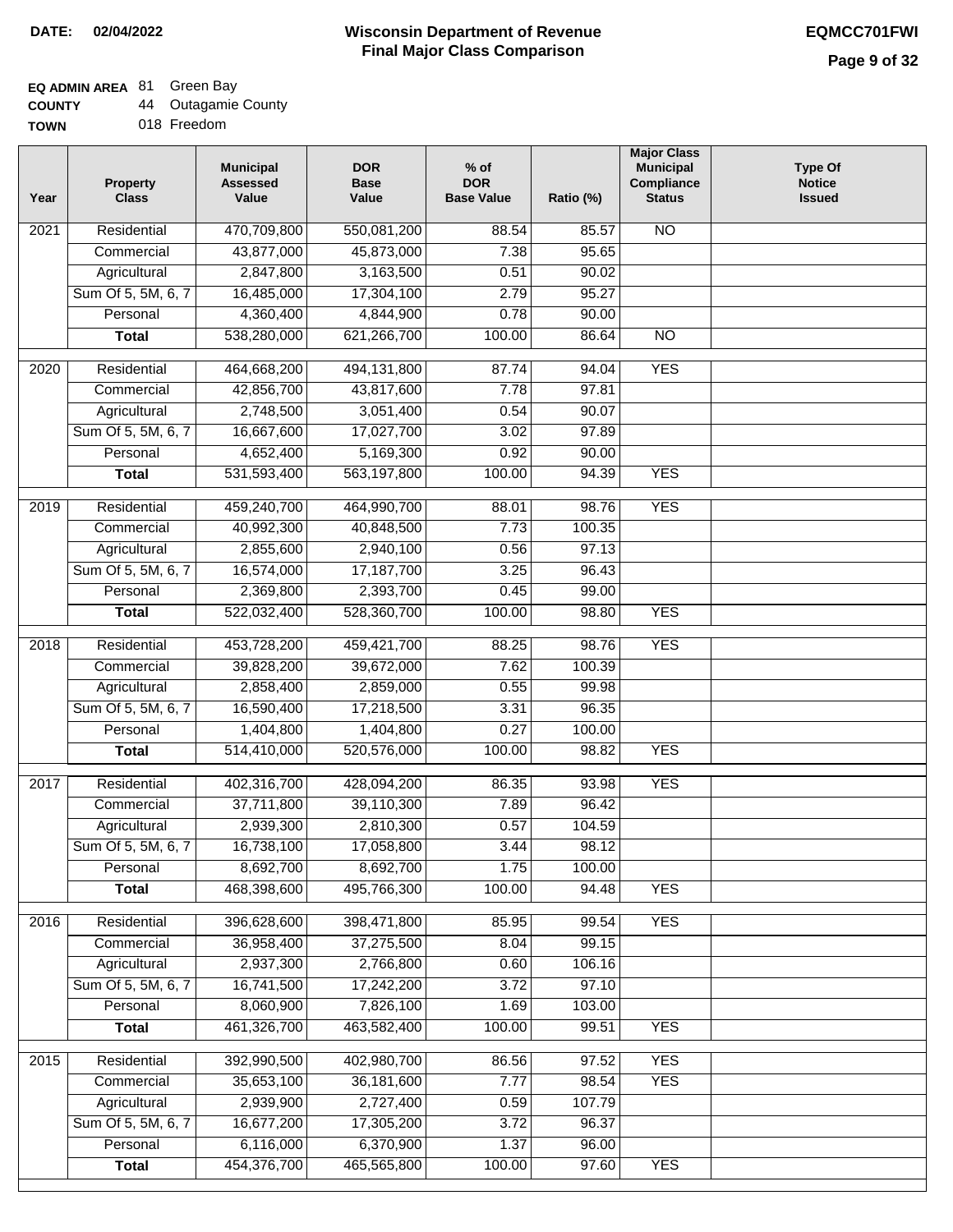**DATE: 02/04/2022**

# Wisconsin Department of Revenue
## Final Major Class Comparison

**EQMCC701FWI**

**EQ ADMIN AREA** 81 Green Bay
**COUNTY** 44 Outagamie County
**TOWN** 018 Freedom

| Year | Property Class | Municipal Assessed Value | DOR Base Value | % of DOR Base Value | Ratio (%) | Major Class Municipal Compliance Status | Type Of Notice Issued |
|---|---|---|---|---|---|---|---|
| 2021 | Residential | 470,709,800 | 550,081,200 | 88.54 | 85.57 | NO | |
| | Commercial | 43,877,000 | 45,873,000 | 7.38 | 95.65 | | |
| | Agricultural | 2,847,800 | 3,163,500 | 0.51 | 90.02 | | |
| | Sum Of 5, 5M, 6, 7 | 16,485,000 | 17,304,100 | 2.79 | 95.27 | | |
| | Personal | 4,360,400 | 4,844,900 | 0.78 | 90.00 | | |
| | **Total** | 538,280,000 | 621,266,700 | 100.00 | 86.64 | NO | |
| 2020 | Residential | 464,668,200 | 494,131,800 | 87.74 | 94.04 | YES | |
| | Commercial | 42,856,700 | 43,817,600 | 7.78 | 97.81 | | |
| | Agricultural | 2,748,500 | 3,051,400 | 0.54 | 90.07 | | |
| | Sum Of 5, 5M, 6, 7 | 16,667,600 | 17,027,700 | 3.02 | 97.89 | | |
| | Personal | 4,652,400 | 5,169,300 | 0.92 | 90.00 | | |
| | **Total** | 531,593,400 | 563,197,800 | 100.00 | 94.39 | YES | |
| 2019 | Residential | 459,240,700 | 464,990,700 | 88.01 | 98.76 | YES | |
| | Commercial | 40,992,300 | 40,848,500 | 7.73 | 100.35 | | |
| | Agricultural | 2,855,600 | 2,940,100 | 0.56 | 97.13 | | |
| | Sum Of 5, 5M, 6, 7 | 16,574,000 | 17,187,700 | 3.25 | 96.43 | | |
| | Personal | 2,369,800 | 2,393,700 | 0.45 | 99.00 | | |
| | **Total** | 522,032,400 | 528,360,700 | 100.00 | 98.80 | YES | |
| 2018 | Residential | 453,728,200 | 459,421,700 | 88.25 | 98.76 | YES | |
| | Commercial | 39,828,200 | 39,672,000 | 7.62 | 100.39 | | |
| | Agricultural | 2,858,400 | 2,859,000 | 0.55 | 99.98 | | |
| | Sum Of 5, 5M, 6, 7 | 16,590,400 | 17,218,500 | 3.31 | 96.35 | | |
| | Personal | 1,404,800 | 1,404,800 | 0.27 | 100.00 | | |
| | **Total** | 514,410,000 | 520,576,000 | 100.00 | 98.82 | YES | |
| 2017 | Residential | 402,316,700 | 428,094,200 | 86.35 | 93.98 | YES | |
| | Commercial | 37,711,800 | 39,110,300 | 7.89 | 96.42 | | |
| | Agricultural | 2,939,300 | 2,810,300 | 0.57 | 104.59 | | |
| | Sum Of 5, 5M, 6, 7 | 16,738,100 | 17,058,800 | 3.44 | 98.12 | | |
| | Personal | 8,692,700 | 8,692,700 | 1.75 | 100.00 | | |
| | **Total** | 468,398,600 | 495,766,300 | 100.00 | 94.48 | YES | |
| 2016 | Residential | 396,628,600 | 398,471,800 | 85.95 | 99.54 | YES | |
| | Commercial | 36,958,400 | 37,275,500 | 8.04 | 99.15 | | |
| | Agricultural | 2,937,300 | 2,766,800 | 0.60 | 106.16 | | |
| | Sum Of 5, 5M, 6, 7 | 16,741,500 | 17,242,200 | 3.72 | 97.10 | | |
| | Personal | 8,060,900 | 7,826,100 | 1.69 | 103.00 | | |
| | **Total** | 461,326,700 | 463,582,400 | 100.00 | 99.51 | YES | |
| 2015 | Residential | 392,990,500 | 402,980,700 | 86.56 | 97.52 | YES | |
| | Commercial | 35,653,100 | 36,181,600 | 7.77 | 98.54 | YES | |
| | Agricultural | 2,939,900 | 2,727,400 | 0.59 | 107.79 | | |
| | Sum Of 5, 5M, 6, 7 | 16,677,200 | 17,305,200 | 3.72 | 96.37 | | |
| | Personal | 6,116,000 | 6,370,900 | 1.37 | 96.00 | | |
| | **Total** | 454,376,700 | 465,565,800 | 100.00 | 97.60 | YES | |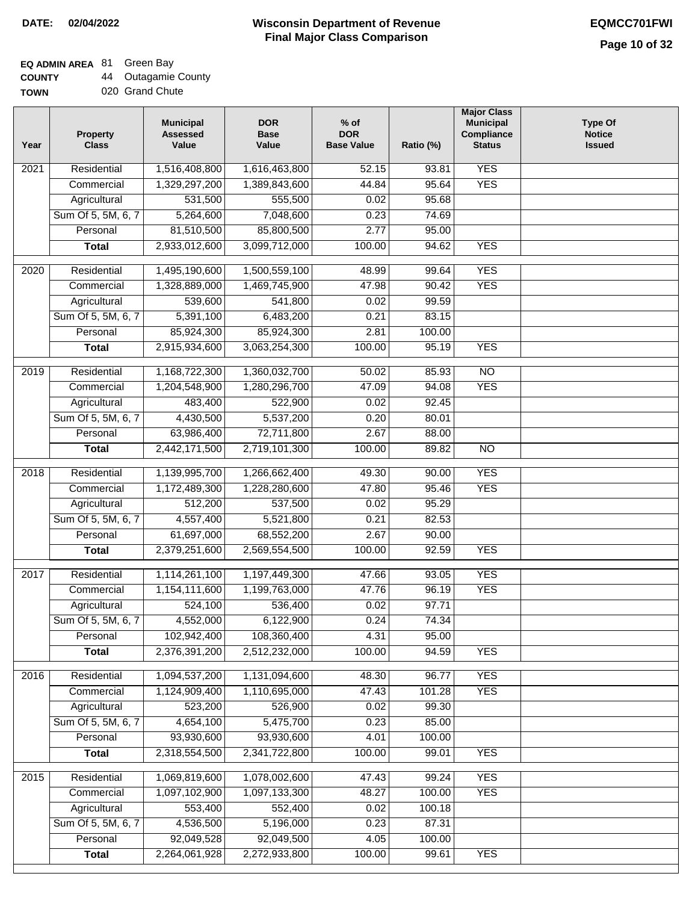**DATE: 02/04/2022**

# Wisconsin Department of Revenue
## Final Major Class Comparison

**EQMCC701FWI**

**EQ ADMIN AREA** 81 Green Bay
**COUNTY** 44 Outagamie County
**TOWN** 020 Grand Chute

| Year | Property Class | Municipal Assessed Value | DOR Base Value | % of DOR Base Value | Ratio (%) | Major Class Municipal Compliance Status | Type Of Notice Issued |
|---|---|---|---|---|---|---|---|
| 2021 | Residential | 1,516,408,800 | 1,616,463,800 | 52.15 | 93.81 | YES | |
| | Commercial | 1,329,297,200 | 1,389,843,600 | 44.84 | 95.64 | YES | |
| | Agricultural | 531,500 | 555,500 | 0.02 | 95.68 | | |
| | Sum Of 5, 5M, 6, 7 | 5,264,600 | 7,048,600 | 0.23 | 74.69 | | |
| | Personal | 81,510,500 | 85,800,500 | 2.77 | 95.00 | | |
| | **Total** | 2,933,012,600 | 3,099,712,000 | 100.00 | 94.62 | YES | |
| 2020 | Residential | 1,495,190,600 | 1,500,559,100 | 48.99 | 99.64 | YES | |
| | Commercial | 1,328,889,000 | 1,469,745,900 | 47.98 | 90.42 | YES | |
| | Agricultural | 539,600 | 541,800 | 0.02 | 99.59 | | |
| | Sum Of 5, 5M, 6, 7 | 5,391,100 | 6,483,200 | 0.21 | 83.15 | | |
| | Personal | 85,924,300 | 85,924,300 | 2.81 | 100.00 | | |
| | **Total** | 2,915,934,600 | 3,063,254,300 | 100.00 | 95.19 | YES | |
| 2019 | Residential | 1,168,722,300 | 1,360,032,700 | 50.02 | 85.93 | NO | |
| | Commercial | 1,204,548,900 | 1,280,296,700 | 47.09 | 94.08 | YES | |
| | Agricultural | 483,400 | 522,900 | 0.02 | 92.45 | | |
| | Sum Of 5, 5M, 6, 7 | 4,430,500 | 5,537,200 | 0.20 | 80.01 | | |
| | Personal | 63,986,400 | 72,711,800 | 2.67 | 88.00 | | |
| | **Total** | 2,442,171,500 | 2,719,101,300 | 100.00 | 89.82 | NO | |
| 2018 | Residential | 1,139,995,700 | 1,266,662,400 | 49.30 | 90.00 | YES | |
| | Commercial | 1,172,489,300 | 1,228,280,600 | 47.80 | 95.46 | YES | |
| | Agricultural | 512,200 | 537,500 | 0.02 | 95.29 | | |
| | Sum Of 5, 5M, 6, 7 | 4,557,400 | 5,521,800 | 0.21 | 82.53 | | |
| | Personal | 61,697,000 | 68,552,200 | 2.67 | 90.00 | | |
| | **Total** | 2,379,251,600 | 2,569,554,500 | 100.00 | 92.59 | YES | |
| 2017 | Residential | 1,114,261,100 | 1,197,449,300 | 47.66 | 93.05 | YES | |
| | Commercial | 1,154,111,600 | 1,199,763,000 | 47.76 | 96.19 | YES | |
| | Agricultural | 524,100 | 536,400 | 0.02 | 97.71 | | |
| | Sum Of 5, 5M, 6, 7 | 4,552,000 | 6,122,900 | 0.24 | 74.34 | | |
| | Personal | 102,942,400 | 108,360,400 | 4.31 | 95.00 | | |
| | **Total** | 2,376,391,200 | 2,512,232,000 | 100.00 | 94.59 | YES | |
| 2016 | Residential | 1,094,537,200 | 1,131,094,600 | 48.30 | 96.77 | YES | |
| | Commercial | 1,124,909,400 | 1,110,695,000 | 47.43 | 101.28 | YES | |
| | Agricultural | 523,200 | 526,900 | 0.02 | 99.30 | | |
| | Sum Of 5, 5M, 6, 7 | 4,654,100 | 5,475,700 | 0.23 | 85.00 | | |
| | Personal | 93,930,600 | 93,930,600 | 4.01 | 100.00 | | |
| | **Total** | 2,318,554,500 | 2,341,722,800 | 100.00 | 99.01 | YES | |
| 2015 | Residential | 1,069,819,600 | 1,078,002,600 | 47.43 | 99.24 | YES | |
| | Commercial | 1,097,102,900 | 1,097,133,300 | 48.27 | 100.00 | YES | |
| | Agricultural | 553,400 | 552,400 | 0.02 | 100.18 | | |
| | Sum Of 5, 5M, 6, 7 | 4,536,500 | 5,196,000 | 0.23 | 87.31 | | |
| | Personal | 92,049,528 | 92,049,500 | 4.05 | 100.00 | | |
| | **Total** | 2,264,061,928 | 2,272,933,800 | 100.00 | 99.61 | YES | |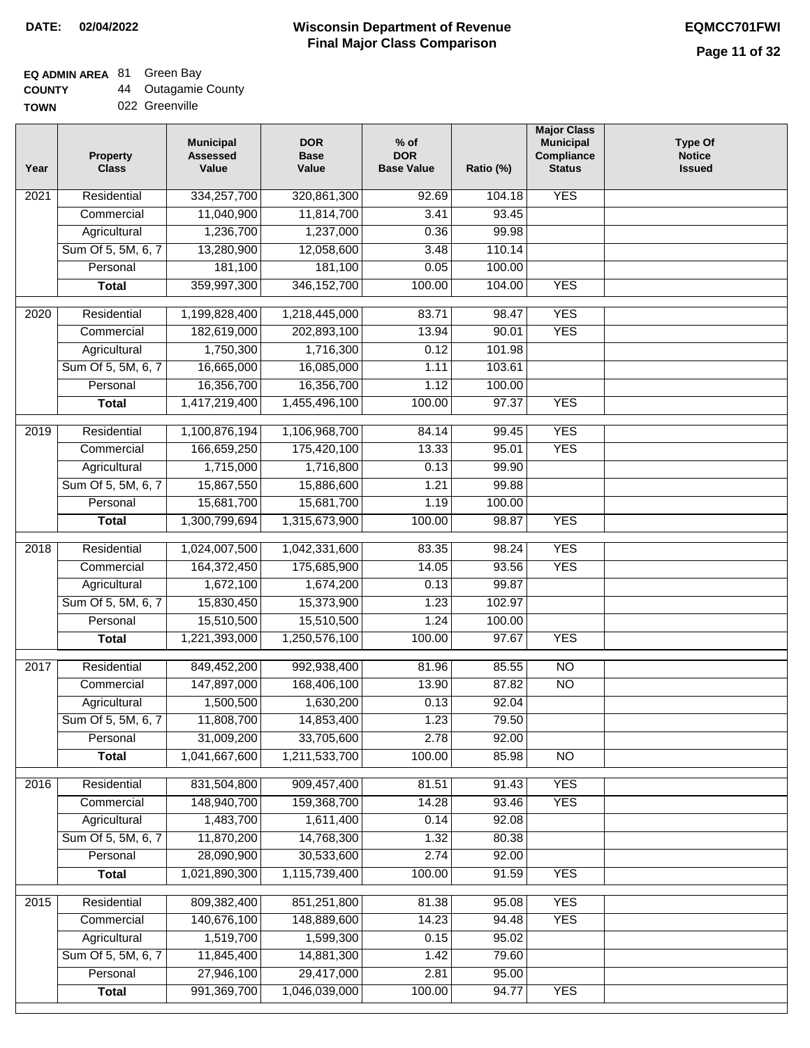**DATE:** 02/04/2022

# Wisconsin Department of Revenue
## Final Major Class Comparison

**EQMCC701FWI**

**EQ ADMIN AREA** 81 Green Bay
**COUNTY** 44 Outagamie County
**TOWN** 022 Greenville

| Year | Property Class | Municipal Assessed Value | DOR Base Value | % of DOR Base Value | Ratio (%) | Major Class Municipal Compliance Status | Type Of Notice Issued |
|---|---|---|---|---|---|---|---|
| 2021 | Residential | 334,257,700 | 320,861,300 | 92.69 | 104.18 | YES | |
| | Commercial | 11,040,900 | 11,814,700 | 3.41 | 93.45 | | |
| | Agricultural | 1,236,700 | 1,237,000 | 0.36 | 99.98 | | |
| | Sum Of 5, 5M, 6, 7 | 13,280,900 | 12,058,600 | 3.48 | 110.14 | | |
| | Personal | 181,100 | 181,100 | 0.05 | 100.00 | | |
| | **Total** | 359,997,300 | 346,152,700 | 100.00 | 104.00 | YES | |
| 2020 | Residential | 1,199,828,400 | 1,218,445,000 | 83.71 | 98.47 | YES | |
| | Commercial | 182,619,000 | 202,893,100 | 13.94 | 90.01 | YES | |
| | Agricultural | 1,750,300 | 1,716,300 | 0.12 | 101.98 | | |
| | Sum Of 5, 5M, 6, 7 | 16,665,000 | 16,085,000 | 1.11 | 103.61 | | |
| | Personal | 16,356,700 | 16,356,700 | 1.12 | 100.00 | | |
| | **Total** | 1,417,219,400 | 1,455,496,100 | 100.00 | 97.37 | YES | |
| 2019 | Residential | 1,100,876,194 | 1,106,968,700 | 84.14 | 99.45 | YES | |
| | Commercial | 166,659,250 | 175,420,100 | 13.33 | 95.01 | YES | |
| | Agricultural | 1,715,000 | 1,716,800 | 0.13 | 99.90 | | |
| | Sum Of 5, 5M, 6, 7 | 15,867,550 | 15,886,600 | 1.21 | 99.88 | | |
| | Personal | 15,681,700 | 15,681,700 | 1.19 | 100.00 | | |
| | **Total** | 1,300,799,694 | 1,315,673,900 | 100.00 | 98.87 | YES | |
| 2018 | Residential | 1,024,007,500 | 1,042,331,600 | 83.35 | 98.24 | YES | |
| | Commercial | 164,372,450 | 175,685,900 | 14.05 | 93.56 | YES | |
| | Agricultural | 1,672,100 | 1,674,200 | 0.13 | 99.87 | | |
| | Sum Of 5, 5M, 6, 7 | 15,830,450 | 15,373,900 | 1.23 | 102.97 | | |
| | Personal | 15,510,500 | 15,510,500 | 1.24 | 100.00 | | |
| | **Total** | 1,221,393,000 | 1,250,576,100 | 100.00 | 97.67 | YES | |
| 2017 | Residential | 849,452,200 | 992,938,400 | 81.96 | 85.55 | NO | |
| | Commercial | 147,897,000 | 168,406,100 | 13.90 | 87.82 | NO | |
| | Agricultural | 1,500,500 | 1,630,200 | 0.13 | 92.04 | | |
| | Sum Of 5, 5M, 6, 7 | 11,808,700 | 14,853,400 | 1.23 | 79.50 | | |
| | Personal | 31,009,200 | 33,705,600 | 2.78 | 92.00 | | |
| | **Total** | 1,041,667,600 | 1,211,533,700 | 100.00 | 85.98 | NO | |
| 2016 | Residential | 831,504,800 | 909,457,400 | 81.51 | 91.43 | YES | |
| | Commercial | 148,940,700 | 159,368,700 | 14.28 | 93.46 | YES | |
| | Agricultural | 1,483,700 | 1,611,400 | 0.14 | 92.08 | | |
| | Sum Of 5, 5M, 6, 7 | 11,870,200 | 14,768,300 | 1.32 | 80.38 | | |
| | Personal | 28,090,900 | 30,533,600 | 2.74 | 92.00 | | |
| | **Total** | 1,021,890,300 | 1,115,739,400 | 100.00 | 91.59 | YES | |
| 2015 | Residential | 809,382,400 | 851,251,800 | 81.38 | 95.08 | YES | |
| | Commercial | 140,676,100 | 148,889,600 | 14.23 | 94.48 | YES | |
| | Agricultural | 1,519,700 | 1,599,300 | 0.15 | 95.02 | | |
| | Sum Of 5, 5M, 6, 7 | 11,845,400 | 14,881,300 | 1.42 | 79.60 | | |
| | Personal | 27,946,100 | 29,417,000 | 2.81 | 95.00 | | |
| | **Total** | 991,369,700 | 1,046,039,000 | 100.00 | 94.77 | YES | |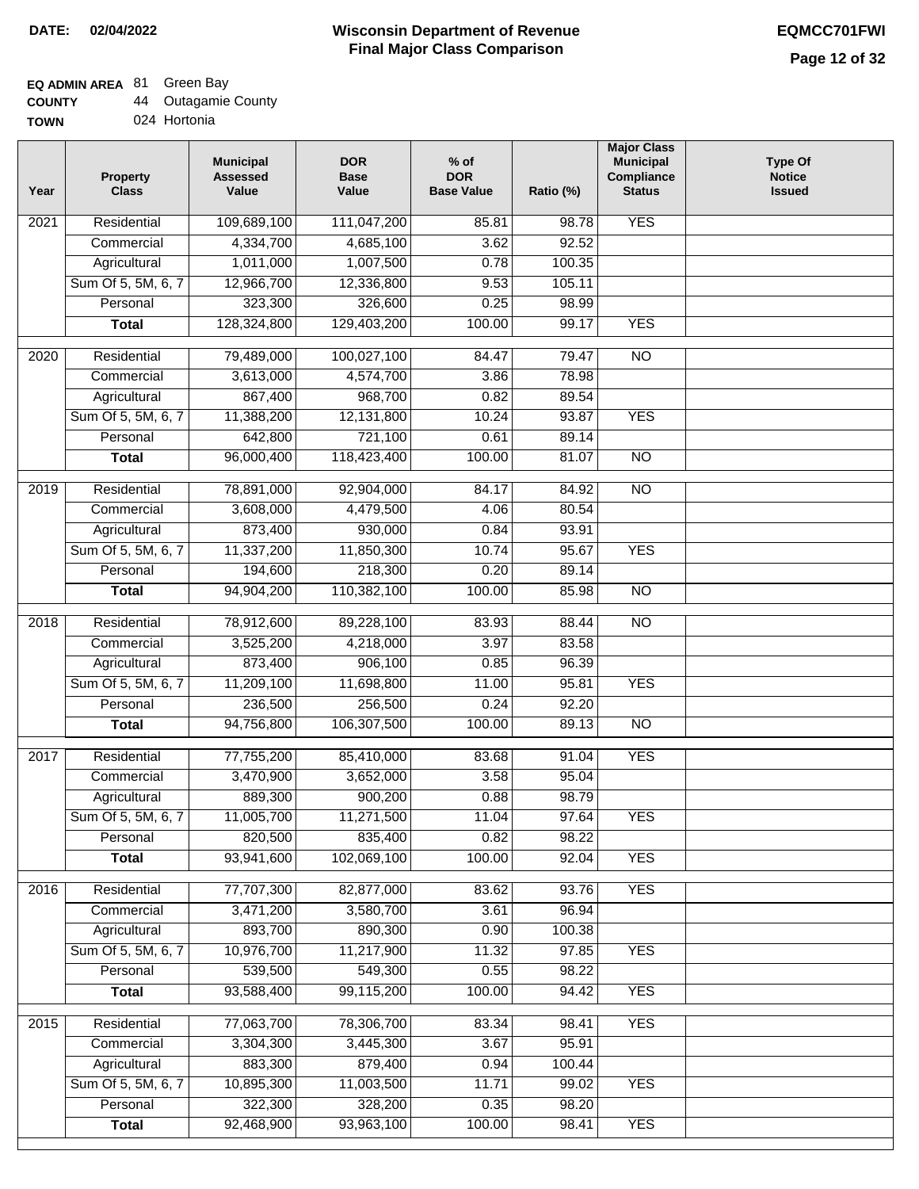**DATE:** 02/04/2022

# Wisconsin Department of Revenue
## Final Major Class Comparison

**EQMCC701FWI**

**EQ ADMIN AREA** 81 Green Bay
**COUNTY** 44 Outagamie County
**TOWN** 024 Hortonia

| Year | Property Class | Municipal Assessed Value | DOR Base Value | % of DOR Base Value | Ratio (%) | Major Class Municipal Compliance Status | Type Of Notice Issued |
|---|---|---|---|---|---|---|---|
| 2021 | Residential | 109,689,100 | 111,047,200 | 85.81 | 98.78 | YES | |
| | Commercial | 4,334,700 | 4,685,100 | 3.62 | 92.52 | | |
| | Agricultural | 1,011,000 | 1,007,500 | 0.78 | 100.35 | | |
| | Sum Of 5, 5M, 6, 7 | 12,966,700 | 12,336,800 | 9.53 | 105.11 | | |
| | Personal | 323,300 | 326,600 | 0.25 | 98.99 | | |
| | **Total** | 128,324,800 | 129,403,200 | 100.00 | 99.17 | YES | |
| 2020 | Residential | 79,489,000 | 100,027,100 | 84.47 | 79.47 | NO | |
| | Commercial | 3,613,000 | 4,574,700 | 3.86 | 78.98 | | |
| | Agricultural | 867,400 | 968,700 | 0.82 | 89.54 | | |
| | Sum Of 5, 5M, 6, 7 | 11,388,200 | 12,131,800 | 10.24 | 93.87 | YES | |
| | Personal | 642,800 | 721,100 | 0.61 | 89.14 | | |
| | **Total** | 96,000,400 | 118,423,400 | 100.00 | 81.07 | NO | |
| 2019 | Residential | 78,891,000 | 92,904,000 | 84.17 | 84.92 | NO | |
| | Commercial | 3,608,000 | 4,479,500 | 4.06 | 80.54 | | |
| | Agricultural | 873,400 | 930,000 | 0.84 | 93.91 | | |
| | Sum Of 5, 5M, 6, 7 | 11,337,200 | 11,850,300 | 10.74 | 95.67 | YES | |
| | Personal | 194,600 | 218,300 | 0.20 | 89.14 | | |
| | **Total** | 94,904,200 | 110,382,100 | 100.00 | 85.98 | NO | |
| 2018 | Residential | 78,912,600 | 89,228,100 | 83.93 | 88.44 | NO | |
| | Commercial | 3,525,200 | 4,218,000 | 3.97 | 83.58 | | |
| | Agricultural | 873,400 | 906,100 | 0.85 | 96.39 | | |
| | Sum Of 5, 5M, 6, 7 | 11,209,100 | 11,698,800 | 11.00 | 95.81 | YES | |
| | Personal | 236,500 | 256,500 | 0.24 | 92.20 | | |
| | **Total** | 94,756,800 | 106,307,500 | 100.00 | 89.13 | NO | |
| 2017 | Residential | 77,755,200 | 85,410,000 | 83.68 | 91.04 | YES | |
| | Commercial | 3,470,900 | 3,652,000 | 3.58 | 95.04 | | |
| | Agricultural | 889,300 | 900,200 | 0.88 | 98.79 | | |
| | Sum Of 5, 5M, 6, 7 | 11,005,700 | 11,271,500 | 11.04 | 97.64 | YES | |
| | Personal | 820,500 | 835,400 | 0.82 | 98.22 | | |
| | **Total** | 93,941,600 | 102,069,100 | 100.00 | 92.04 | YES | |
| 2016 | Residential | 77,707,300 | 82,877,000 | 83.62 | 93.76 | YES | |
| | Commercial | 3,471,200 | 3,580,700 | 3.61 | 96.94 | | |
| | Agricultural | 893,700 | 890,300 | 0.90 | 100.38 | | |
| | Sum Of 5, 5M, 6, 7 | 10,976,700 | 11,217,900 | 11.32 | 97.85 | YES | |
| | Personal | 539,500 | 549,300 | 0.55 | 98.22 | | |
| | **Total** | 93,588,400 | 99,115,200 | 100.00 | 94.42 | YES | |
| 2015 | Residential | 77,063,700 | 78,306,700 | 83.34 | 98.41 | YES | |
| | Commercial | 3,304,300 | 3,445,300 | 3.67 | 95.91 | | |
| | Agricultural | 883,300 | 879,400 | 0.94 | 100.44 | | |
| | Sum Of 5, 5M, 6, 7 | 10,895,300 | 11,003,500 | 11.71 | 99.02 | YES | |
| | Personal | 322,300 | 328,200 | 0.35 | 98.20 | | |
| | **Total** | 92,468,900 | 93,963,100 | 100.00 | 98.41 | YES | |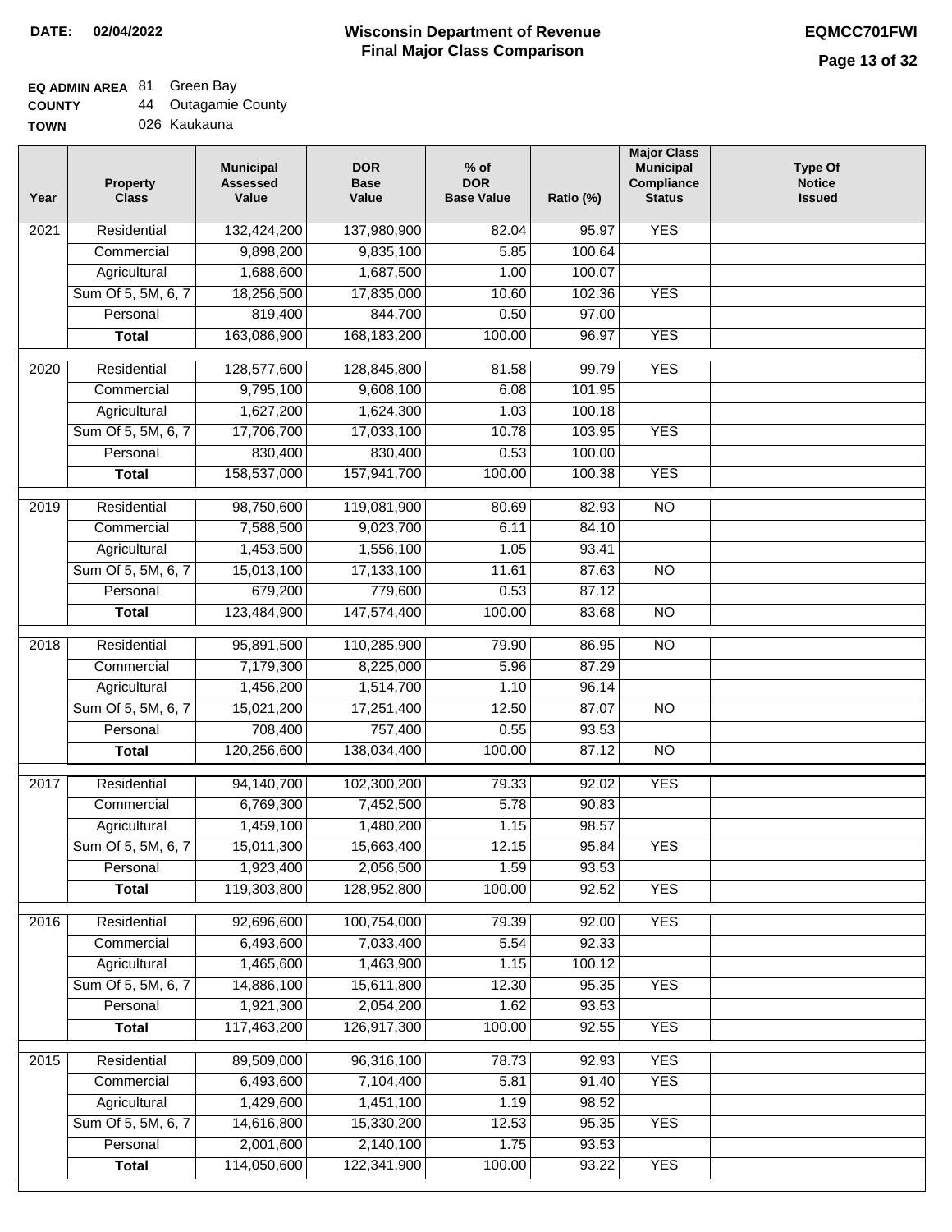**DATE:** 02/04/2022

# Wisconsin Department of Revenue
## Final Major Class Comparison

**EQMCC701FWI**

**EQ ADMIN AREA** 81 Green Bay
**COUNTY** 44 Outagamie County
**TOWN** 026 Kaukauna

| Year | Property Class | Municipal Assessed Value | DOR Base Value | % of DOR Base Value | Ratio (%) | Major Class Municipal Compliance Status | Type Of Notice Issued |
|---|---|---|---|---|---|---|---|
| 2021 | Residential | 132,424,200 | 137,980,900 | 82.04 | 95.97 | YES | |
| | Commercial | 9,898,200 | 9,835,100 | 5.85 | 100.64 | | |
| | Agricultural | 1,688,600 | 1,687,500 | 1.00 | 100.07 | | |
| | Sum Of 5, 5M, 6, 7 | 18,256,500 | 17,835,000 | 10.60 | 102.36 | YES | |
| | Personal | 819,400 | 844,700 | 0.50 | 97.00 | | |
| | **Total** | 163,086,900 | 168,183,200 | 100.00 | 96.97 | YES | |
| 2020 | Residential | 128,577,600 | 128,845,800 | 81.58 | 99.79 | YES | |
| | Commercial | 9,795,100 | 9,608,100 | 6.08 | 101.95 | | |
| | Agricultural | 1,627,200 | 1,624,300 | 1.03 | 100.18 | | |
| | Sum Of 5, 5M, 6, 7 | 17,706,700 | 17,033,100 | 10.78 | 103.95 | YES | |
| | Personal | 830,400 | 830,400 | 0.53 | 100.00 | | |
| | **Total** | 158,537,000 | 157,941,700 | 100.00 | 100.38 | YES | |
| 2019 | Residential | 98,750,600 | 119,081,900 | 80.69 | 82.93 | NO | |
| | Commercial | 7,588,500 | 9,023,700 | 6.11 | 84.10 | | |
| | Agricultural | 1,453,500 | 1,556,100 | 1.05 | 93.41 | | |
| | Sum Of 5, 5M, 6, 7 | 15,013,100 | 17,133,100 | 11.61 | 87.63 | NO | |
| | Personal | 679,200 | 779,600 | 0.53 | 87.12 | | |
| | **Total** | 123,484,900 | 147,574,400 | 100.00 | 83.68 | NO | |
| 2018 | Residential | 95,891,500 | 110,285,900 | 79.90 | 86.95 | NO | |
| | Commercial | 7,179,300 | 8,225,000 | 5.96 | 87.29 | | |
| | Agricultural | 1,456,200 | 1,514,700 | 1.10 | 96.14 | | |
| | Sum Of 5, 5M, 6, 7 | 15,021,200 | 17,251,400 | 12.50 | 87.07 | NO | |
| | Personal | 708,400 | 757,400 | 0.55 | 93.53 | | |
| | **Total** | 120,256,600 | 138,034,400 | 100.00 | 87.12 | NO | |
| 2017 | Residential | 94,140,700 | 102,300,200 | 79.33 | 92.02 | YES | |
| | Commercial | 6,769,300 | 7,452,500 | 5.78 | 90.83 | | |
| | Agricultural | 1,459,100 | 1,480,200 | 1.15 | 98.57 | | |
| | Sum Of 5, 5M, 6, 7 | 15,011,300 | 15,663,400 | 12.15 | 95.84 | YES | |
| | Personal | 1,923,400 | 2,056,500 | 1.59 | 93.53 | | |
| | **Total** | 119,303,800 | 128,952,800 | 100.00 | 92.52 | YES | |
| 2016 | Residential | 92,696,600 | 100,754,000 | 79.39 | 92.00 | YES | |
| | Commercial | 6,493,600 | 7,033,400 | 5.54 | 92.33 | | |
| | Agricultural | 1,465,600 | 1,463,900 | 1.15 | 100.12 | | |
| | Sum Of 5, 5M, 6, 7 | 14,886,100 | 15,611,800 | 12.30 | 95.35 | YES | |
| | Personal | 1,921,300 | 2,054,200 | 1.62 | 93.53 | | |
| | **Total** | 117,463,200 | 126,917,300 | 100.00 | 92.55 | YES | |
| 2015 | Residential | 89,509,000 | 96,316,100 | 78.73 | 92.93 | YES | |
| | Commercial | 6,493,600 | 7,104,400 | 5.81 | 91.40 | YES | |
| | Agricultural | 1,429,600 | 1,451,100 | 1.19 | 98.52 | | |
| | Sum Of 5, 5M, 6, 7 | 14,616,800 | 15,330,200 | 12.53 | 95.35 | YES | |
| | Personal | 2,001,600 | 2,140,100 | 1.75 | 93.53 | | |
| | **Total** | 114,050,600 | 122,341,900 | 100.00 | 93.22 | YES | |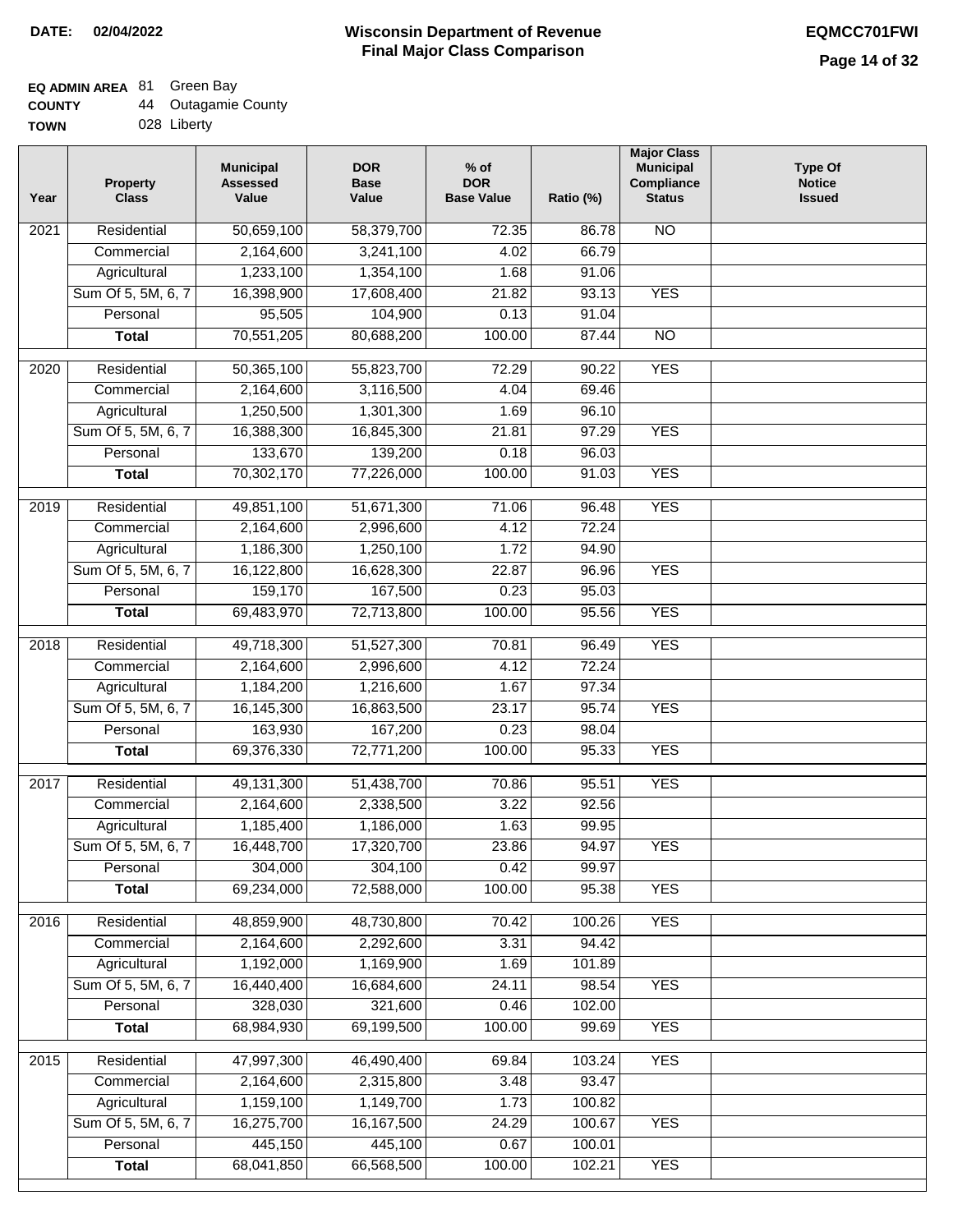**DATE: 02/04/2022**

# Wisconsin Department of Revenue
## Final Major Class Comparison

**EQMCC701FWI**

**EQ ADMIN AREA** 81 Green Bay
**COUNTY** 44 Outagamie County
**TOWN** 028 Liberty

| Year | Property Class | Municipal Assessed Value | DOR Base Value | % of DOR Base Value | Ratio (%) | Major Class Municipal Compliance Status | Type Of Notice Issued |
|---|---|---|---|---|---|---|---|
| 2021 | Residential | 50,659,100 | 58,379,700 | 72.35 | 86.78 | NO | |
| | Commercial | 2,164,600 | 3,241,100 | 4.02 | 66.79 | | |
| | Agricultural | 1,233,100 | 1,354,100 | 1.68 | 91.06 | | |
| | Sum Of 5, 5M, 6, 7 | 16,398,900 | 17,608,400 | 21.82 | 93.13 | YES | |
| | Personal | 95,505 | 104,900 | 0.13 | 91.04 | | |
| | **Total** | 70,551,205 | 80,688,200 | 100.00 | 87.44 | NO | |
| 2020 | Residential | 50,365,100 | 55,823,700 | 72.29 | 90.22 | YES | |
| | Commercial | 2,164,600 | 3,116,500 | 4.04 | 69.46 | | |
| | Agricultural | 1,250,500 | 1,301,300 | 1.69 | 96.10 | | |
| | Sum Of 5, 5M, 6, 7 | 16,388,300 | 16,845,300 | 21.81 | 97.29 | YES | |
| | Personal | 133,670 | 139,200 | 0.18 | 96.03 | | |
| | **Total** | 70,302,170 | 77,226,000 | 100.00 | 91.03 | YES | |
| 2019 | Residential | 49,851,100 | 51,671,300 | 71.06 | 96.48 | YES | |
| | Commercial | 2,164,600 | 2,996,600 | 4.12 | 72.24 | | |
| | Agricultural | 1,186,300 | 1,250,100 | 1.72 | 94.90 | | |
| | Sum Of 5, 5M, 6, 7 | 16,122,800 | 16,628,300 | 22.87 | 96.96 | YES | |
| | Personal | 159,170 | 167,500 | 0.23 | 95.03 | | |
| | **Total** | 69,483,970 | 72,713,800 | 100.00 | 95.56 | YES | |
| 2018 | Residential | 49,718,300 | 51,527,300 | 70.81 | 96.49 | YES | |
| | Commercial | 2,164,600 | 2,996,600 | 4.12 | 72.24 | | |
| | Agricultural | 1,184,200 | 1,216,600 | 1.67 | 97.34 | | |
| | Sum Of 5, 5M, 6, 7 | 16,145,300 | 16,863,500 | 23.17 | 95.74 | YES | |
| | Personal | 163,930 | 167,200 | 0.23 | 98.04 | | |
| | **Total** | 69,376,330 | 72,771,200 | 100.00 | 95.33 | YES | |
| 2017 | Residential | 49,131,300 | 51,438,700 | 70.86 | 95.51 | YES | |
| | Commercial | 2,164,600 | 2,338,500 | 3.22 | 92.56 | | |
| | Agricultural | 1,185,400 | 1,186,000 | 1.63 | 99.95 | | |
| | Sum Of 5, 5M, 6, 7 | 16,448,700 | 17,320,700 | 23.86 | 94.97 | YES | |
| | Personal | 304,000 | 304,100 | 0.42 | 99.97 | | |
| | **Total** | 69,234,000 | 72,588,000 | 100.00 | 95.38 | YES | |
| 2016 | Residential | 48,859,900 | 48,730,800 | 70.42 | 100.26 | YES | |
| | Commercial | 2,164,600 | 2,292,600 | 3.31 | 94.42 | | |
| | Agricultural | 1,192,000 | 1,169,900 | 1.69 | 101.89 | | |
| | Sum Of 5, 5M, 6, 7 | 16,440,400 | 16,684,600 | 24.11 | 98.54 | YES | |
| | Personal | 328,030 | 321,600 | 0.46 | 102.00 | | |
| | **Total** | 68,984,930 | 69,199,500 | 100.00 | 99.69 | YES | |
| 2015 | Residential | 47,997,300 | 46,490,400 | 69.84 | 103.24 | YES | |
| | Commercial | 2,164,600 | 2,315,800 | 3.48 | 93.47 | | |
| | Agricultural | 1,159,100 | 1,149,700 | 1.73 | 100.82 | | |
| | Sum Of 5, 5M, 6, 7 | 16,275,700 | 16,167,500 | 24.29 | 100.67 | YES | |
| | Personal | 445,150 | 445,100 | 0.67 | 100.01 | | |
| | **Total** | 68,041,850 | 66,568,500 | 100.00 | 102.21 | YES | |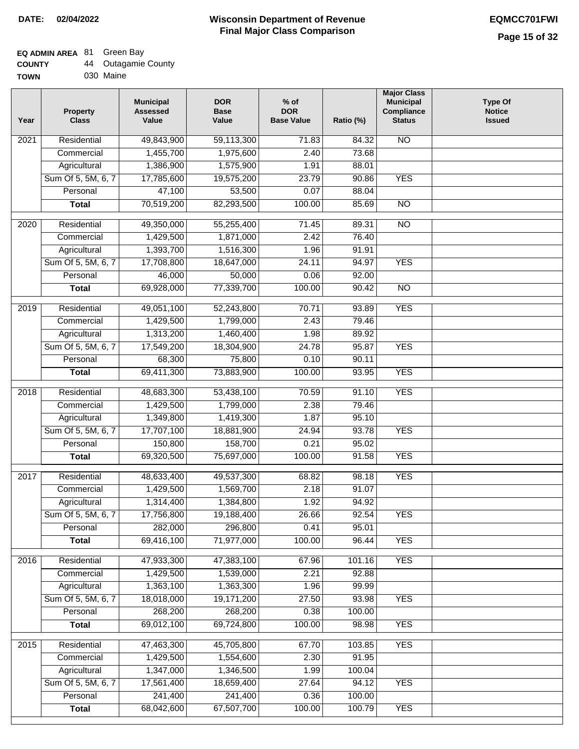**DATE:** 02/04/2022

# Wisconsin Department of Revenue
## Final Major Class Comparison

**EQMCC701FWI**

**EQ ADMIN AREA** 81 Green Bay
**COUNTY** 44 Outagamie County
**TOWN** 030 Maine

| Year | Property Class | Municipal Assessed Value | DOR Base Value | % of DOR Base Value | Ratio (%) | Major Class Municipal Compliance Status | Type Of Notice Issued |
|---|---|---|---|---|---|---|---|
| 2021 | Residential | 49,843,900 | 59,113,300 | 71.83 | 84.32 | NO | |
| | Commercial | 1,455,700 | 1,975,600 | 2.40 | 73.68 | | |
| | Agricultural | 1,386,900 | 1,575,900 | 1.91 | 88.01 | | |
| | Sum Of 5, 5M, 6, 7 | 17,785,600 | 19,575,200 | 23.79 | 90.86 | YES | |
| | Personal | 47,100 | 53,500 | 0.07 | 88.04 | | |
| | **Total** | 70,519,200 | 82,293,500 | 100.00 | 85.69 | NO | |
| 2020 | Residential | 49,350,000 | 55,255,400 | 71.45 | 89.31 | NO | |
| | Commercial | 1,429,500 | 1,871,000 | 2.42 | 76.40 | | |
| | Agricultural | 1,393,700 | 1,516,300 | 1.96 | 91.91 | | |
| | Sum Of 5, 5M, 6, 7 | 17,708,800 | 18,647,000 | 24.11 | 94.97 | YES | |
| | Personal | 46,000 | 50,000 | 0.06 | 92.00 | | |
| | **Total** | 69,928,000 | 77,339,700 | 100.00 | 90.42 | NO | |
| 2019 | Residential | 49,051,100 | 52,243,800 | 70.71 | 93.89 | YES | |
| | Commercial | 1,429,500 | 1,799,000 | 2.43 | 79.46 | | |
| | Agricultural | 1,313,200 | 1,460,400 | 1.98 | 89.92 | | |
| | Sum Of 5, 5M, 6, 7 | 17,549,200 | 18,304,900 | 24.78 | 95.87 | YES | |
| | Personal | 68,300 | 75,800 | 0.10 | 90.11 | | |
| | **Total** | 69,411,300 | 73,883,900 | 100.00 | 93.95 | YES | |
| 2018 | Residential | 48,683,300 | 53,438,100 | 70.59 | 91.10 | YES | |
| | Commercial | 1,429,500 | 1,799,000 | 2.38 | 79.46 | | |
| | Agricultural | 1,349,800 | 1,419,300 | 1.87 | 95.10 | | |
| | Sum Of 5, 5M, 6, 7 | 17,707,100 | 18,881,900 | 24.94 | 93.78 | YES | |
| | Personal | 150,800 | 158,700 | 0.21 | 95.02 | | |
| | **Total** | 69,320,500 | 75,697,000 | 100.00 | 91.58 | YES | |
| 2017 | Residential | 48,633,400 | 49,537,300 | 68.82 | 98.18 | YES | |
| | Commercial | 1,429,500 | 1,569,700 | 2.18 | 91.07 | | |
| | Agricultural | 1,314,400 | 1,384,800 | 1.92 | 94.92 | | |
| | Sum Of 5, 5M, 6, 7 | 17,756,800 | 19,188,400 | 26.66 | 92.54 | YES | |
| | Personal | 282,000 | 296,800 | 0.41 | 95.01 | | |
| | **Total** | 69,416,100 | 71,977,000 | 100.00 | 96.44 | YES | |
| 2016 | Residential | 47,933,300 | 47,383,100 | 67.96 | 101.16 | YES | |
| | Commercial | 1,429,500 | 1,539,000 | 2.21 | 92.88 | | |
| | Agricultural | 1,363,100 | 1,363,300 | 1.96 | 99.99 | | |
| | Sum Of 5, 5M, 6, 7 | 18,018,000 | 19,171,200 | 27.50 | 93.98 | YES | |
| | Personal | 268,200 | 268,200 | 0.38 | 100.00 | | |
| | **Total** | 69,012,100 | 69,724,800 | 100.00 | 98.98 | YES | |
| 2015 | Residential | 47,463,300 | 45,705,800 | 67.70 | 103.85 | YES | |
| | Commercial | 1,429,500 | 1,554,600 | 2.30 | 91.95 | | |
| | Agricultural | 1,347,000 | 1,346,500 | 1.99 | 100.04 | | |
| | Sum Of 5, 5M, 6, 7 | 17,561,400 | 18,659,400 | 27.64 | 94.12 | YES | |
| | Personal | 241,400 | 241,400 | 0.36 | 100.00 | | |
| | **Total** | 68,042,600 | 67,507,700 | 100.00 | 100.79 | YES | |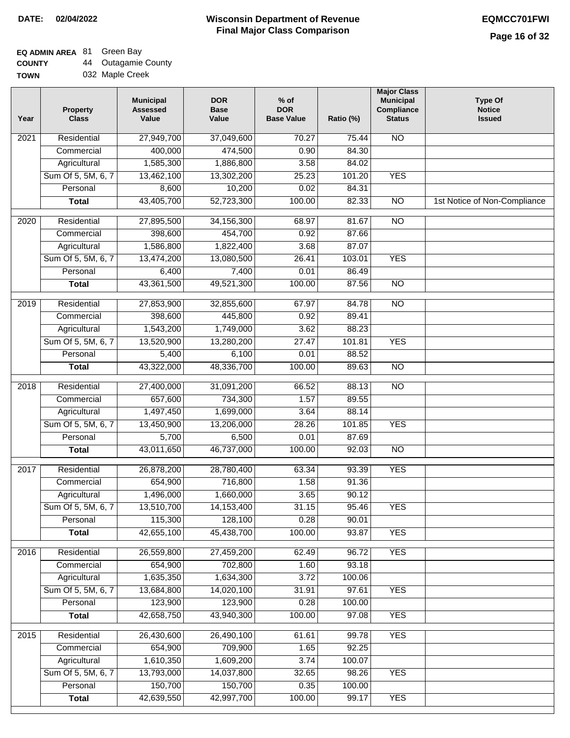**DATE:** 02/04/2022

# Wisconsin Department of Revenue
## Final Major Class Comparison

**EQMCC701FWI**

**EQ ADMIN AREA** 81 Green Bay
**COUNTY** 44 Outagamie County
**TOWN** 032 Maple Creek

| Year | Property Class | Municipal Assessed Value | DOR Base Value | % of DOR Base Value | Ratio (%) | Major Class Municipal Compliance Status | Type Of Notice Issued |
|---|---|---|---|---|---|---|---|
| 2021 | Residential | 27,949,700 | 37,049,600 | 70.27 | 75.44 | NO | |
| | Commercial | 400,000 | 474,500 | 0.90 | 84.30 | | |
| | Agricultural | 1,585,300 | 1,886,800 | 3.58 | 84.02 | | |
| | Sum Of 5, 5M, 6, 7 | 13,462,100 | 13,302,200 | 25.23 | 101.20 | YES | |
| | Personal | 8,600 | 10,200 | 0.02 | 84.31 | | |
| | **Total** | 43,405,700 | 52,723,300 | 100.00 | 82.33 | NO | 1st Notice of Non-Compliance |
| 2020 | Residential | 27,895,500 | 34,156,300 | 68.97 | 81.67 | NO | |
| | Commercial | 398,600 | 454,700 | 0.92 | 87.66 | | |
| | Agricultural | 1,586,800 | 1,822,400 | 3.68 | 87.07 | | |
| | Sum Of 5, 5M, 6, 7 | 13,474,200 | 13,080,500 | 26.41 | 103.01 | YES | |
| | Personal | 6,400 | 7,400 | 0.01 | 86.49 | | |
| | **Total** | 43,361,500 | 49,521,300 | 100.00 | 87.56 | NO | |
| 2019 | Residential | 27,853,900 | 32,855,600 | 67.97 | 84.78 | NO | |
| | Commercial | 398,600 | 445,800 | 0.92 | 89.41 | | |
| | Agricultural | 1,543,200 | 1,749,000 | 3.62 | 88.23 | | |
| | Sum Of 5, 5M, 6, 7 | 13,520,900 | 13,280,200 | 27.47 | 101.81 | YES | |
| | Personal | 5,400 | 6,100 | 0.01 | 88.52 | | |
| | **Total** | 43,322,000 | 48,336,700 | 100.00 | 89.63 | NO | |
| 2018 | Residential | 27,400,000 | 31,091,200 | 66.52 | 88.13 | NO | |
| | Commercial | 657,600 | 734,300 | 1.57 | 89.55 | | |
| | Agricultural | 1,497,450 | 1,699,000 | 3.64 | 88.14 | | |
| | Sum Of 5, 5M, 6, 7 | 13,450,900 | 13,206,000 | 28.26 | 101.85 | YES | |
| | Personal | 5,700 | 6,500 | 0.01 | 87.69 | | |
| | **Total** | 43,011,650 | 46,737,000 | 100.00 | 92.03 | NO | |
| 2017 | Residential | 26,878,200 | 28,780,400 | 63.34 | 93.39 | YES | |
| | Commercial | 654,900 | 716,800 | 1.58 | 91.36 | | |
| | Agricultural | 1,496,000 | 1,660,000 | 3.65 | 90.12 | | |
| | Sum Of 5, 5M, 6, 7 | 13,510,700 | 14,153,400 | 31.15 | 95.46 | YES | |
| | Personal | 115,300 | 128,100 | 0.28 | 90.01 | | |
| | **Total** | 42,655,100 | 45,438,700 | 100.00 | 93.87 | YES | |
| 2016 | Residential | 26,559,800 | 27,459,200 | 62.49 | 96.72 | YES | |
| | Commercial | 654,900 | 702,800 | 1.60 | 93.18 | | |
| | Agricultural | 1,635,350 | 1,634,300 | 3.72 | 100.06 | | |
| | Sum Of 5, 5M, 6, 7 | 13,684,800 | 14,020,100 | 31.91 | 97.61 | YES | |
| | Personal | 123,900 | 123,900 | 0.28 | 100.00 | | |
| | **Total** | 42,658,750 | 43,940,300 | 100.00 | 97.08 | YES | |
| 2015 | Residential | 26,430,600 | 26,490,100 | 61.61 | 99.78 | YES | |
| | Commercial | 654,900 | 709,900 | 1.65 | 92.25 | | |
| | Agricultural | 1,610,350 | 1,609,200 | 3.74 | 100.07 | | |
| | Sum Of 5, 5M, 6, 7 | 13,793,000 | 14,037,800 | 32.65 | 98.26 | YES | |
| | Personal | 150,700 | 150,700 | 0.35 | 100.00 | | |
| | **Total** | 42,639,550 | 42,997,700 | 100.00 | 99.17 | YES | |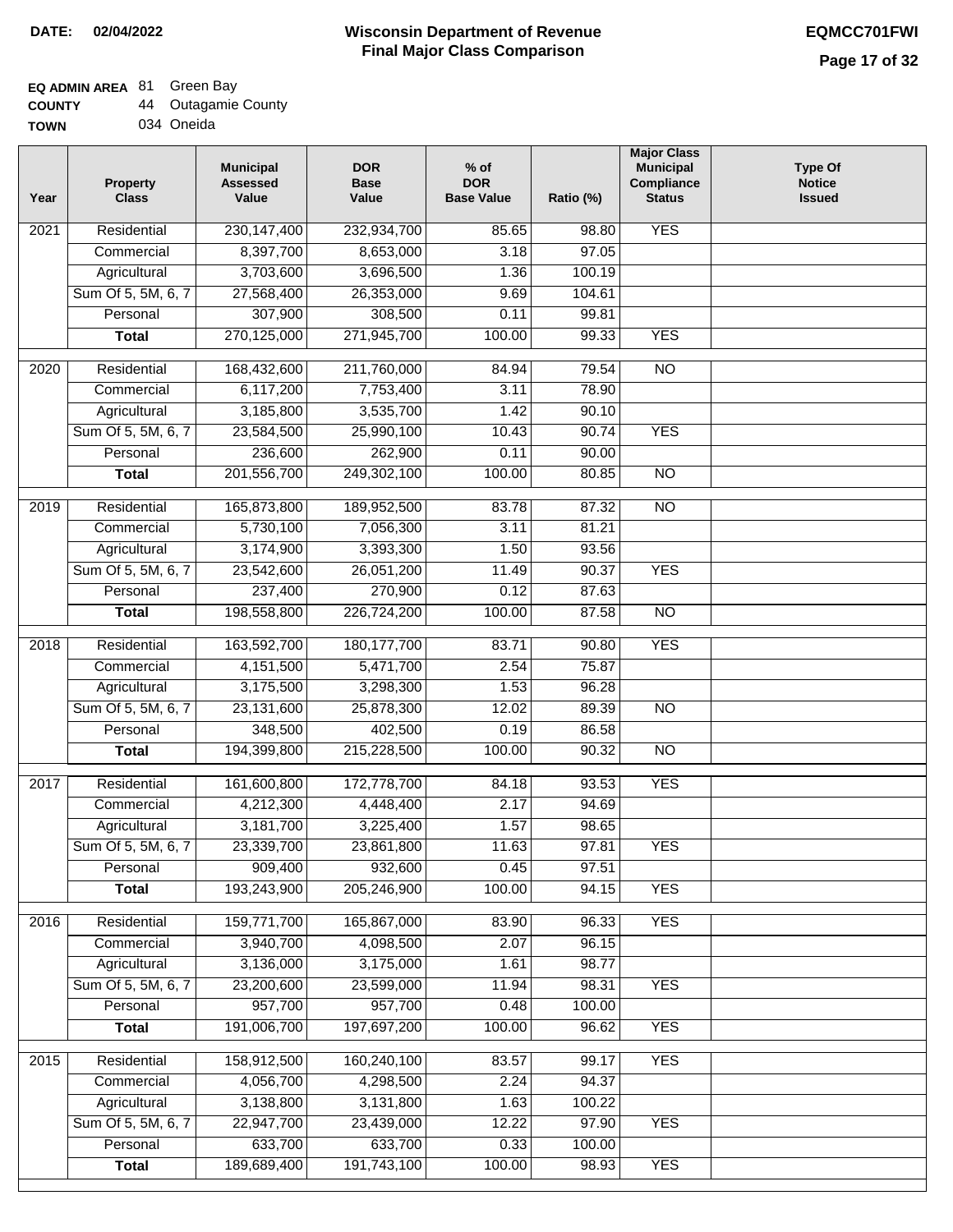**DATE:** 02/04/2022

# Wisconsin Department of Revenue
## Final Major Class Comparison

**EQMCC701FWI**

**EQ ADMIN AREA** 81 Green Bay
**COUNTY** 44 Outagamie County
**TOWN** 034 Oneida

| Year | Property Class | Municipal Assessed Value | DOR Base Value | % of DOR Base Value | Ratio (%) | Major Class Municipal Compliance Status | Type Of Notice Issued |
|---|---|---|---|---|---|---|---|
| 2021 | Residential | 230,147,400 | 232,934,700 | 85.65 | 98.80 | YES | |
| | Commercial | 8,397,700 | 8,653,000 | 3.18 | 97.05 | | |
| | Agricultural | 3,703,600 | 3,696,500 | 1.36 | 100.19 | | |
| | Sum Of 5, 5M, 6, 7 | 27,568,400 | 26,353,000 | 9.69 | 104.61 | | |
| | Personal | 307,900 | 308,500 | 0.11 | 99.81 | | |
| | **Total** | 270,125,000 | 271,945,700 | 100.00 | 99.33 | YES | |
| 2020 | Residential | 168,432,600 | 211,760,000 | 84.94 | 79.54 | NO | |
| | Commercial | 6,117,200 | 7,753,400 | 3.11 | 78.90 | | |
| | Agricultural | 3,185,800 | 3,535,700 | 1.42 | 90.10 | | |
| | Sum Of 5, 5M, 6, 7 | 23,584,500 | 25,990,100 | 10.43 | 90.74 | YES | |
| | Personal | 236,600 | 262,900 | 0.11 | 90.00 | | |
| | **Total** | 201,556,700 | 249,302,100 | 100.00 | 80.85 | NO | |
| 2019 | Residential | 165,873,800 | 189,952,500 | 83.78 | 87.32 | NO | |
| | Commercial | 5,730,100 | 7,056,300 | 3.11 | 81.21 | | |
| | Agricultural | 3,174,900 | 3,393,300 | 1.50 | 93.56 | | |
| | Sum Of 5, 5M, 6, 7 | 23,542,600 | 26,051,200 | 11.49 | 90.37 | YES | |
| | Personal | 237,400 | 270,900 | 0.12 | 87.63 | | |
| | **Total** | 198,558,800 | 226,724,200 | 100.00 | 87.58 | NO | |
| 2018 | Residential | 163,592,700 | 180,177,700 | 83.71 | 90.80 | YES | |
| | Commercial | 4,151,500 | 5,471,700 | 2.54 | 75.87 | | |
| | Agricultural | 3,175,500 | 3,298,300 | 1.53 | 96.28 | | |
| | Sum Of 5, 5M, 6, 7 | 23,131,600 | 25,878,300 | 12.02 | 89.39 | NO | |
| | Personal | 348,500 | 402,500 | 0.19 | 86.58 | | |
| | **Total** | 194,399,800 | 215,228,500 | 100.00 | 90.32 | NO | |
| 2017 | Residential | 161,600,800 | 172,778,700 | 84.18 | 93.53 | YES | |
| | Commercial | 4,212,300 | 4,448,400 | 2.17 | 94.69 | | |
| | Agricultural | 3,181,700 | 3,225,400 | 1.57 | 98.65 | | |
| | Sum Of 5, 5M, 6, 7 | 23,339,700 | 23,861,800 | 11.63 | 97.81 | YES | |
| | Personal | 909,400 | 932,600 | 0.45 | 97.51 | | |
| | **Total** | 193,243,900 | 205,246,900 | 100.00 | 94.15 | YES | |
| 2016 | Residential | 159,771,700 | 165,867,000 | 83.90 | 96.33 | YES | |
| | Commercial | 3,940,700 | 4,098,500 | 2.07 | 96.15 | | |
| | Agricultural | 3,136,000 | 3,175,000 | 1.61 | 98.77 | | |
| | Sum Of 5, 5M, 6, 7 | 23,200,600 | 23,599,000 | 11.94 | 98.31 | YES | |
| | Personal | 957,700 | 957,700 | 0.48 | 100.00 | | |
| | **Total** | 191,006,700 | 197,697,200 | 100.00 | 96.62 | YES | |
| 2015 | Residential | 158,912,500 | 160,240,100 | 83.57 | 99.17 | YES | |
| | Commercial | 4,056,700 | 4,298,500 | 2.24 | 94.37 | | |
| | Agricultural | 3,138,800 | 3,131,800 | 1.63 | 100.22 | | |
| | Sum Of 5, 5M, 6, 7 | 22,947,700 | 23,439,000 | 12.22 | 97.90 | YES | |
| | Personal | 633,700 | 633,700 | 0.33 | 100.00 | | |
| | **Total** | 189,689,400 | 191,743,100 | 100.00 | 98.93 | YES | |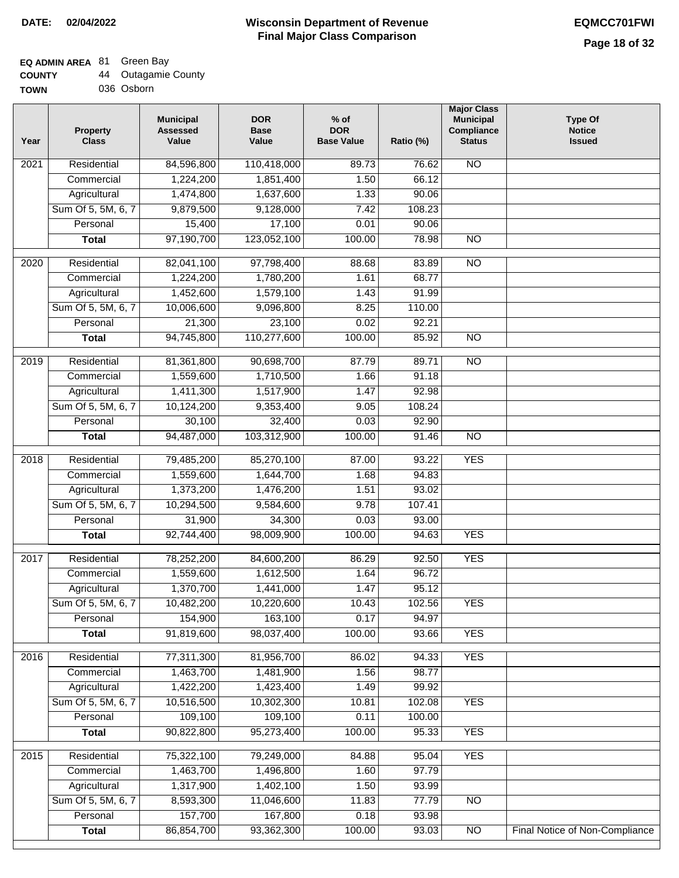# Wisconsin Department of Revenue
# Final Major Class Comparison

**DATE:** 02/04/2022

**EQMCC701FWI**

**EQ ADMIN AREA** 81 Green Bay
**COUNTY** 44 Outagamie County
**TOWN** 036 Osborn

| Year | Property Class | Municipal Assessed Value | DOR Base Value | % of DOR Base Value | Ratio (%) | Major Class Municipal Compliance Status | Type Of Notice Issued |
|---|---|---|---|---|---|---|---|
| 2021 | Residential | 84,596,800 | 110,418,000 | 89.73 | 76.62 | NO | |
| | Commercial | 1,224,200 | 1,851,400 | 1.50 | 66.12 | | |
| | Agricultural | 1,474,800 | 1,637,600 | 1.33 | 90.06 | | |
| | Sum Of 5, 5M, 6, 7 | 9,879,500 | 9,128,000 | 7.42 | 108.23 | | |
| | Personal | 15,400 | 17,100 | 0.01 | 90.06 | | |
| | **Total** | 97,190,700 | 123,052,100 | 100.00 | 78.98 | NO | |
| 2020 | Residential | 82,041,100 | 97,798,400 | 88.68 | 83.89 | NO | |
| | Commercial | 1,224,200 | 1,780,200 | 1.61 | 68.77 | | |
| | Agricultural | 1,452,600 | 1,579,100 | 1.43 | 91.99 | | |
| | Sum Of 5, 5M, 6, 7 | 10,006,600 | 9,096,800 | 8.25 | 110.00 | | |
| | Personal | 21,300 | 23,100 | 0.02 | 92.21 | | |
| | **Total** | 94,745,800 | 110,277,600 | 100.00 | 85.92 | NO | |
| 2019 | Residential | 81,361,800 | 90,698,700 | 87.79 | 89.71 | NO | |
| | Commercial | 1,559,600 | 1,710,500 | 1.66 | 91.18 | | |
| | Agricultural | 1,411,300 | 1,517,900 | 1.47 | 92.98 | | |
| | Sum Of 5, 5M, 6, 7 | 10,124,200 | 9,353,400 | 9.05 | 108.24 | | |
| | Personal | 30,100 | 32,400 | 0.03 | 92.90 | | |
| | **Total** | 94,487,000 | 103,312,900 | 100.00 | 91.46 | NO | |
| 2018 | Residential | 79,485,200 | 85,270,100 | 87.00 | 93.22 | YES | |
| | Commercial | 1,559,600 | 1,644,700 | 1.68 | 94.83 | | |
| | Agricultural | 1,373,200 | 1,476,200 | 1.51 | 93.02 | | |
| | Sum Of 5, 5M, 6, 7 | 10,294,500 | 9,584,600 | 9.78 | 107.41 | | |
| | Personal | 31,900 | 34,300 | 0.03 | 93.00 | | |
| | **Total** | 92,744,400 | 98,009,900 | 100.00 | 94.63 | YES | |
| 2017 | Residential | 78,252,200 | 84,600,200 | 86.29 | 92.50 | YES | |
| | Commercial | 1,559,600 | 1,612,500 | 1.64 | 96.72 | | |
| | Agricultural | 1,370,700 | 1,441,000 | 1.47 | 95.12 | | |
| | Sum Of 5, 5M, 6, 7 | 10,482,200 | 10,220,600 | 10.43 | 102.56 | YES | |
| | Personal | 154,900 | 163,100 | 0.17 | 94.97 | | |
| | **Total** | 91,819,600 | 98,037,400 | 100.00 | 93.66 | YES | |
| 2016 | Residential | 77,311,300 | 81,956,700 | 86.02 | 94.33 | YES | |
| | Commercial | 1,463,700 | 1,481,900 | 1.56 | 98.77 | | |
| | Agricultural | 1,422,200 | 1,423,400 | 1.49 | 99.92 | | |
| | Sum Of 5, 5M, 6, 7 | 10,516,500 | 10,302,300 | 10.81 | 102.08 | YES | |
| | Personal | 109,100 | 109,100 | 0.11 | 100.00 | | |
| | **Total** | 90,822,800 | 95,273,400 | 100.00 | 95.33 | YES | |
| 2015 | Residential | 75,322,100 | 79,249,000 | 84.88 | 95.04 | YES | |
| | Commercial | 1,463,700 | 1,496,800 | 1.60 | 97.79 | | |
| | Agricultural | 1,317,900 | 1,402,100 | 1.50 | 93.99 | | |
| | Sum Of 5, 5M, 6, 7 | 8,593,300 | 11,046,600 | 11.83 | 77.79 | NO | |
| | Personal | 157,700 | 167,800 | 0.18 | 93.98 | | |
| | **Total** | 86,854,700 | 93,362,300 | 100.00 | 93.03 | NO | Final Notice of Non-Compliance |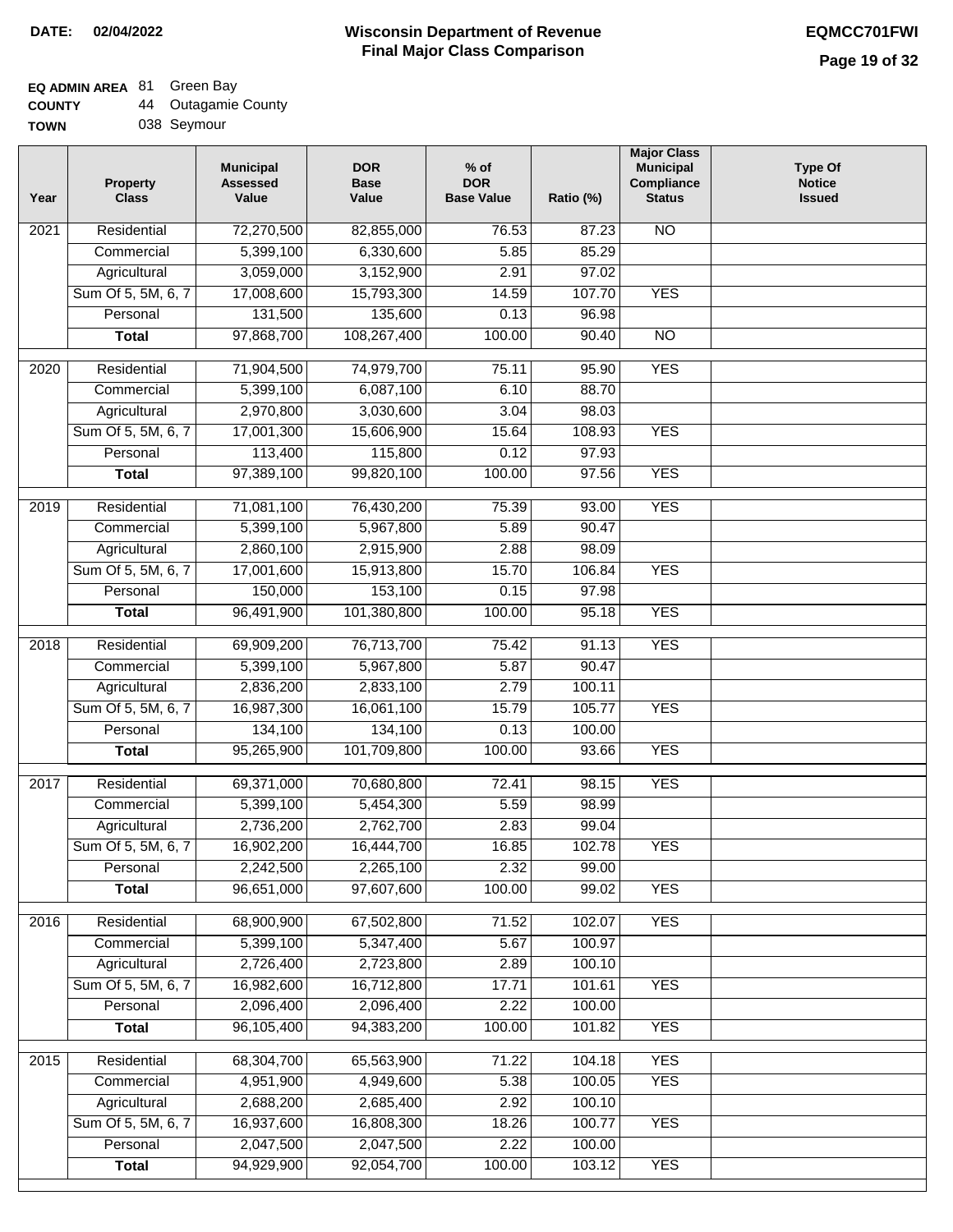**DATE: 02/04/2022**

# Wisconsin Department of Revenue
## Final Major Class Comparison

**EQMCC701FWI**

**EQ ADMIN AREA** 81 Green Bay
**COUNTY** 44 Outagamie County
**TOWN** 038 Seymour

| Year | Property Class | Municipal Assessed Value | DOR Base Value | % of DOR Base Value | Ratio (%) | Major Class Municipal Compliance Status | Type Of Notice Issued |
|---|---|---|---|---|---|---|---|
| 2021 | Residential | 72,270,500 | 82,855,000 | 76.53 | 87.23 | NO | |
| | Commercial | 5,399,100 | 6,330,600 | 5.85 | 85.29 | | |
| | Agricultural | 3,059,000 | 3,152,900 | 2.91 | 97.02 | | |
| | Sum Of 5, 5M, 6, 7 | 17,008,600 | 15,793,300 | 14.59 | 107.70 | YES | |
| | Personal | 131,500 | 135,600 | 0.13 | 96.98 | | |
| | **Total** | 97,868,700 | 108,267,400 | 100.00 | 90.40 | NO | |
| 2020 | Residential | 71,904,500 | 74,979,700 | 75.11 | 95.90 | YES | |
| | Commercial | 5,399,100 | 6,087,100 | 6.10 | 88.70 | | |
| | Agricultural | 2,970,800 | 3,030,600 | 3.04 | 98.03 | | |
| | Sum Of 5, 5M, 6, 7 | 17,001,300 | 15,606,900 | 15.64 | 108.93 | YES | |
| | Personal | 113,400 | 115,800 | 0.12 | 97.93 | | |
| | **Total** | 97,389,100 | 99,820,100 | 100.00 | 97.56 | YES | |
| 2019 | Residential | 71,081,100 | 76,430,200 | 75.39 | 93.00 | YES | |
| | Commercial | 5,399,100 | 5,967,800 | 5.89 | 90.47 | | |
| | Agricultural | 2,860,100 | 2,915,900 | 2.88 | 98.09 | | |
| | Sum Of 5, 5M, 6, 7 | 17,001,600 | 15,913,800 | 15.70 | 106.84 | YES | |
| | Personal | 150,000 | 153,100 | 0.15 | 97.98 | | |
| | **Total** | 96,491,900 | 101,380,800 | 100.00 | 95.18 | YES | |
| 2018 | Residential | 69,909,200 | 76,713,700 | 75.42 | 91.13 | YES | |
| | Commercial | 5,399,100 | 5,967,800 | 5.87 | 90.47 | | |
| | Agricultural | 2,836,200 | 2,833,100 | 2.79 | 100.11 | | |
| | Sum Of 5, 5M, 6, 7 | 16,987,300 | 16,061,100 | 15.79 | 105.77 | YES | |
| | Personal | 134,100 | 134,100 | 0.13 | 100.00 | | |
| | **Total** | 95,265,900 | 101,709,800 | 100.00 | 93.66 | YES | |
| 2017 | Residential | 69,371,000 | 70,680,800 | 72.41 | 98.15 | YES | |
| | Commercial | 5,399,100 | 5,454,300 | 5.59 | 98.99 | | |
| | Agricultural | 2,736,200 | 2,762,700 | 2.83 | 99.04 | | |
| | Sum Of 5, 5M, 6, 7 | 16,902,200 | 16,444,700 | 16.85 | 102.78 | YES | |
| | Personal | 2,242,500 | 2,265,100 | 2.32 | 99.00 | | |
| | **Total** | 96,651,000 | 97,607,600 | 100.00 | 99.02 | YES | |
| 2016 | Residential | 68,900,900 | 67,502,800 | 71.52 | 102.07 | YES | |
| | Commercial | 5,399,100 | 5,347,400 | 5.67 | 100.97 | | |
| | Agricultural | 2,726,400 | 2,723,800 | 2.89 | 100.10 | | |
| | Sum Of 5, 5M, 6, 7 | 16,982,600 | 16,712,800 | 17.71 | 101.61 | YES | |
| | Personal | 2,096,400 | 2,096,400 | 2.22 | 100.00 | | |
| | **Total** | 96,105,400 | 94,383,200 | 100.00 | 101.82 | YES | |
| 2015 | Residential | 68,304,700 | 65,563,900 | 71.22 | 104.18 | YES | |
| | Commercial | 4,951,900 | 4,949,600 | 5.38 | 100.05 | YES | |
| | Agricultural | 2,688,200 | 2,685,400 | 2.92 | 100.10 | | |
| | Sum Of 5, 5M, 6, 7 | 16,937,600 | 16,808,300 | 18.26 | 100.77 | YES | |
| | Personal | 2,047,500 | 2,047,500 | 2.22 | 100.00 | | |
| | **Total** | 94,929,900 | 92,054,700 | 100.00 | 103.12 | YES | |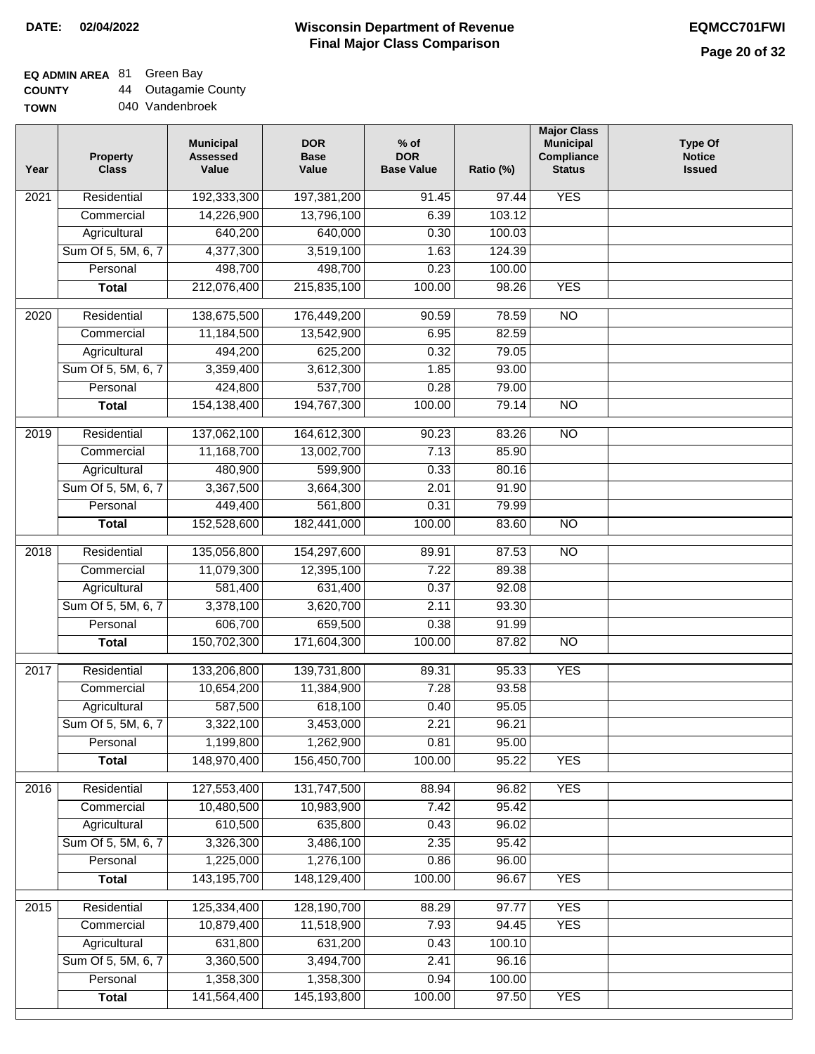**DATE: 02/04/2022**

# Wisconsin Department of Revenue
## Final Major Class Comparison

**EQMCC701FWI**

**EQ ADMIN AREA** 81 Green Bay
**COUNTY** 44 Outagamie County
**TOWN** 040 Vandenbroek

| Year | Property Class | Municipal Assessed Value | DOR Base Value | % of DOR Base Value | Ratio (%) | Major Class Municipal Compliance Status | Type Of Notice Issued |
|---|---|---|---|---|---|---|---|
| 2021 | Residential | 192,333,300 | 197,381,200 | 91.45 | 97.44 | YES | |
| | Commercial | 14,226,900 | 13,796,100 | 6.39 | 103.12 | | |
| | Agricultural | 640,200 | 640,000 | 0.30 | 100.03 | | |
| | Sum Of 5, 5M, 6, 7 | 4,377,300 | 3,519,100 | 1.63 | 124.39 | | |
| | Personal | 498,700 | 498,700 | 0.23 | 100.00 | | |
| | **Total** | 212,076,400 | 215,835,100 | 100.00 | 98.26 | YES | |
| 2020 | Residential | 138,675,500 | 176,449,200 | 90.59 | 78.59 | NO | |
| | Commercial | 11,184,500 | 13,542,900 | 6.95 | 82.59 | | |
| | Agricultural | 494,200 | 625,200 | 0.32 | 79.05 | | |
| | Sum Of 5, 5M, 6, 7 | 3,359,400 | 3,612,300 | 1.85 | 93.00 | | |
| | Personal | 424,800 | 537,700 | 0.28 | 79.00 | | |
| | **Total** | 154,138,400 | 194,767,300 | 100.00 | 79.14 | NO | |
| 2019 | Residential | 137,062,100 | 164,612,300 | 90.23 | 83.26 | NO | |
| | Commercial | 11,168,700 | 13,002,700 | 7.13 | 85.90 | | |
| | Agricultural | 480,900 | 599,900 | 0.33 | 80.16 | | |
| | Sum Of 5, 5M, 6, 7 | 3,367,500 | 3,664,300 | 2.01 | 91.90 | | |
| | Personal | 449,400 | 561,800 | 0.31 | 79.99 | | |
| | **Total** | 152,528,600 | 182,441,000 | 100.00 | 83.60 | NO | |
| 2018 | Residential | 135,056,800 | 154,297,600 | 89.91 | 87.53 | NO | |
| | Commercial | 11,079,300 | 12,395,100 | 7.22 | 89.38 | | |
| | Agricultural | 581,400 | 631,400 | 0.37 | 92.08 | | |
| | Sum Of 5, 5M, 6, 7 | 3,378,100 | 3,620,700 | 2.11 | 93.30 | | |
| | Personal | 606,700 | 659,500 | 0.38 | 91.99 | | |
| | **Total** | 150,702,300 | 171,604,300 | 100.00 | 87.82 | NO | |
| 2017 | Residential | 133,206,800 | 139,731,800 | 89.31 | 95.33 | YES | |
| | Commercial | 10,654,200 | 11,384,900 | 7.28 | 93.58 | | |
| | Agricultural | 587,500 | 618,100 | 0.40 | 95.05 | | |
| | Sum Of 5, 5M, 6, 7 | 3,322,100 | 3,453,000 | 2.21 | 96.21 | | |
| | Personal | 1,199,800 | 1,262,900 | 0.81 | 95.00 | | |
| | **Total** | 148,970,400 | 156,450,700 | 100.00 | 95.22 | YES | |
| 2016 | Residential | 127,553,400 | 131,747,500 | 88.94 | 96.82 | YES | |
| | Commercial | 10,480,500 | 10,983,900 | 7.42 | 95.42 | | |
| | Agricultural | 610,500 | 635,800 | 0.43 | 96.02 | | |
| | Sum Of 5, 5M, 6, 7 | 3,326,300 | 3,486,100 | 2.35 | 95.42 | | |
| | Personal | 1,225,000 | 1,276,100 | 0.86 | 96.00 | | |
| | **Total** | 143,195,700 | 148,129,400 | 100.00 | 96.67 | YES | |
| 2015 | Residential | 125,334,400 | 128,190,700 | 88.29 | 97.77 | YES | |
| | Commercial | 10,879,400 | 11,518,900 | 7.93 | 94.45 | YES | |
| | Agricultural | 631,800 | 631,200 | 0.43 | 100.10 | | |
| | Sum Of 5, 5M, 6, 7 | 3,360,500 | 3,494,700 | 2.41 | 96.16 | | |
| | Personal | 1,358,300 | 1,358,300 | 0.94 | 100.00 | | |
| | **Total** | 141,564,400 | 145,193,800 | 100.00 | 97.50 | YES | |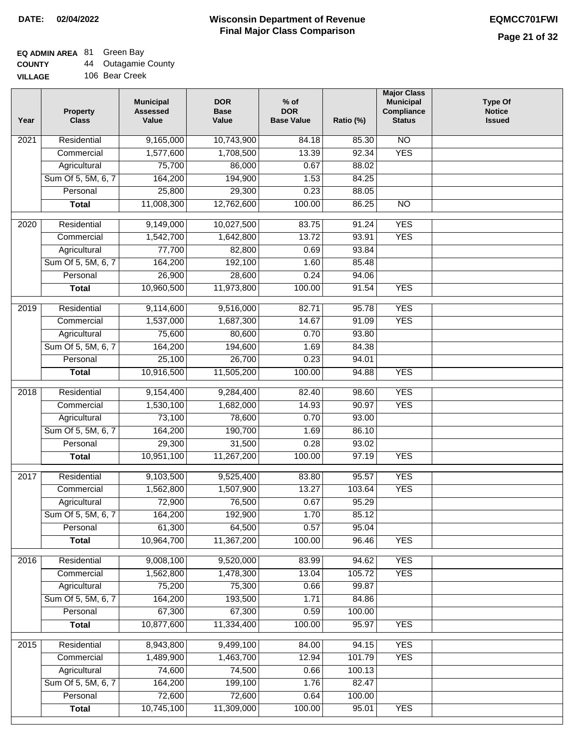**DATE: 02/04/2022**

# Wisconsin Department of Revenue
## Final Major Class Comparison

**EQMCC701FWI**

**EQ ADMIN AREA** 81 Green Bay
**COUNTY** 44 Outagamie County
**VILLAGE** 106 Bear Creek

| Year | Property Class | Municipal Assessed Value | DOR Base Value | % of DOR Base Value | Ratio (%) | Major Class Municipal Compliance Status | Type Of Notice Issued |
|---|---|---|---|---|---|---|---|
| 2021 | Residential | 9,165,000 | 10,743,900 | 84.18 | 85.30 | NO | |
| | Commercial | 1,577,600 | 1,708,500 | 13.39 | 92.34 | YES | |
| | Agricultural | 75,700 | 86,000 | 0.67 | 88.02 | | |
| | Sum Of 5, 5M, 6, 7 | 164,200 | 194,900 | 1.53 | 84.25 | | |
| | Personal | 25,800 | 29,300 | 0.23 | 88.05 | | |
| | **Total** | 11,008,300 | 12,762,600 | 100.00 | 86.25 | NO | |
| 2020 | Residential | 9,149,000 | 10,027,500 | 83.75 | 91.24 | YES | |
| | Commercial | 1,542,700 | 1,642,800 | 13.72 | 93.91 | YES | |
| | Agricultural | 77,700 | 82,800 | 0.69 | 93.84 | | |
| | Sum Of 5, 5M, 6, 7 | 164,200 | 192,100 | 1.60 | 85.48 | | |
| | Personal | 26,900 | 28,600 | 0.24 | 94.06 | | |
| | **Total** | 10,960,500 | 11,973,800 | 100.00 | 91.54 | YES | |
| 2019 | Residential | 9,114,600 | 9,516,000 | 82.71 | 95.78 | YES | |
| | Commercial | 1,537,000 | 1,687,300 | 14.67 | 91.09 | YES | |
| | Agricultural | 75,600 | 80,600 | 0.70 | 93.80 | | |
| | Sum Of 5, 5M, 6, 7 | 164,200 | 194,600 | 1.69 | 84.38 | | |
| | Personal | 25,100 | 26,700 | 0.23 | 94.01 | | |
| | **Total** | 10,916,500 | 11,505,200 | 100.00 | 94.88 | YES | |
| 2018 | Residential | 9,154,400 | 9,284,400 | 82.40 | 98.60 | YES | |
| | Commercial | 1,530,100 | 1,682,000 | 14.93 | 90.97 | YES | |
| | Agricultural | 73,100 | 78,600 | 0.70 | 93.00 | | |
| | Sum Of 5, 5M, 6, 7 | 164,200 | 190,700 | 1.69 | 86.10 | | |
| | Personal | 29,300 | 31,500 | 0.28 | 93.02 | | |
| | **Total** | 10,951,100 | 11,267,200 | 100.00 | 97.19 | YES | |
| 2017 | Residential | 9,103,500 | 9,525,400 | 83.80 | 95.57 | YES | |
| | Commercial | 1,562,800 | 1,507,900 | 13.27 | 103.64 | YES | |
| | Agricultural | 72,900 | 76,500 | 0.67 | 95.29 | | |
| | Sum Of 5, 5M, 6, 7 | 164,200 | 192,900 | 1.70 | 85.12 | | |
| | Personal | 61,300 | 64,500 | 0.57 | 95.04 | | |
| | **Total** | 10,964,700 | 11,367,200 | 100.00 | 96.46 | YES | |
| 2016 | Residential | 9,008,100 | 9,520,000 | 83.99 | 94.62 | YES | |
| | Commercial | 1,562,800 | 1,478,300 | 13.04 | 105.72 | YES | |
| | Agricultural | 75,200 | 75,300 | 0.66 | 99.87 | | |
| | Sum Of 5, 5M, 6, 7 | 164,200 | 193,500 | 1.71 | 84.86 | | |
| | Personal | 67,300 | 67,300 | 0.59 | 100.00 | | |
| | **Total** | 10,877,600 | 11,334,400 | 100.00 | 95.97 | YES | |
| 2015 | Residential | 8,943,800 | 9,499,100 | 84.00 | 94.15 | YES | |
| | Commercial | 1,489,900 | 1,463,700 | 12.94 | 101.79 | YES | |
| | Agricultural | 74,600 | 74,500 | 0.66 | 100.13 | | |
| | Sum Of 5, 5M, 6, 7 | 164,200 | 199,100 | 1.76 | 82.47 | | |
| | Personal | 72,600 | 72,600 | 0.64 | 100.00 | | |
| | **Total** | 10,745,100 | 11,309,000 | 100.00 | 95.01 | YES | |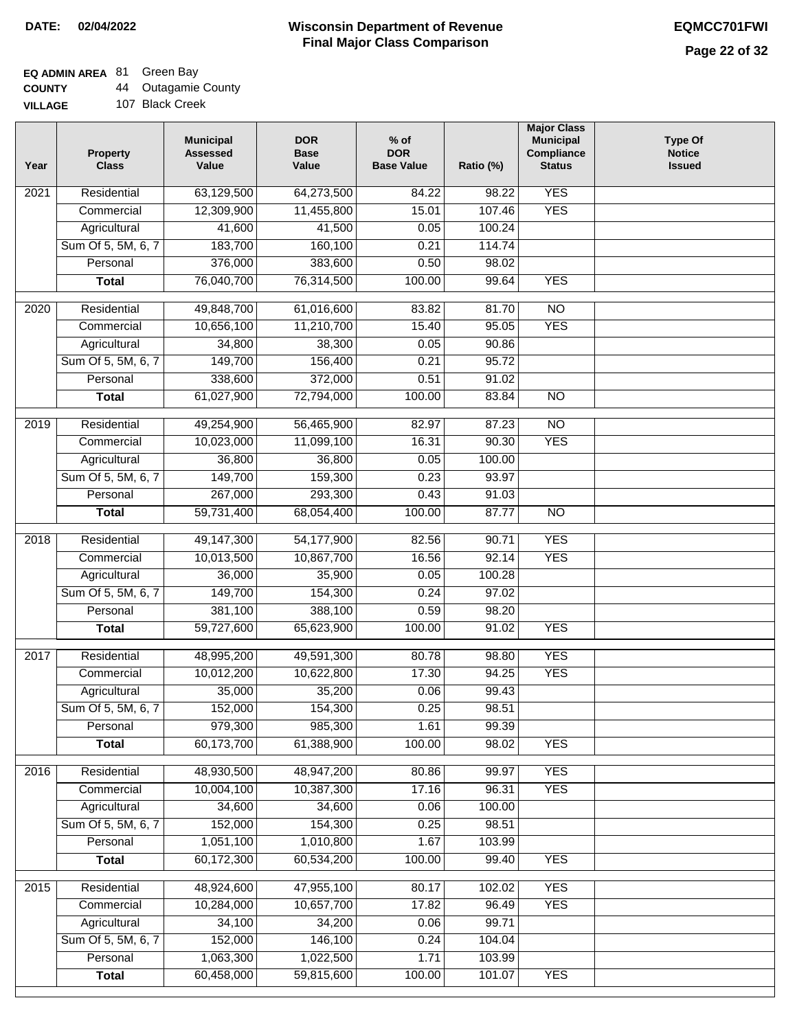**DATE: 02/04/2022**

# Wisconsin Department of Revenue
## Final Major Class Comparison

**EQMCC701FWI**

**EQ ADMIN AREA** 81 Green Bay
**COUNTY** 44 Outagamie County
**VILLAGE** 107 Black Creek

| Year | Property Class | Municipal Assessed Value | DOR Base Value | % of DOR Base Value | Ratio (%) | Major Class Municipal Compliance Status | Type Of Notice Issued |
|---|---|---|---|---|---|---|---|
| 2021 | Residential | 63,129,500 | 64,273,500 | 84.22 | 98.22 | YES | |
| | Commercial | 12,309,900 | 11,455,800 | 15.01 | 107.46 | YES | |
| | Agricultural | 41,600 | 41,500 | 0.05 | 100.24 | | |
| | Sum Of 5, 5M, 6, 7 | 183,700 | 160,100 | 0.21 | 114.74 | | |
| | Personal | 376,000 | 383,600 | 0.50 | 98.02 | | |
| | **Total** | 76,040,700 | 76,314,500 | 100.00 | 99.64 | YES | |
| 2020 | Residential | 49,848,700 | 61,016,600 | 83.82 | 81.70 | NO | |
| | Commercial | 10,656,100 | 11,210,700 | 15.40 | 95.05 | YES | |
| | Agricultural | 34,800 | 38,300 | 0.05 | 90.86 | | |
| | Sum Of 5, 5M, 6, 7 | 149,700 | 156,400 | 0.21 | 95.72 | | |
| | Personal | 338,600 | 372,000 | 0.51 | 91.02 | | |
| | **Total** | 61,027,900 | 72,794,000 | 100.00 | 83.84 | NO | |
| 2019 | Residential | 49,254,900 | 56,465,900 | 82.97 | 87.23 | NO | |
| | Commercial | 10,023,000 | 11,099,100 | 16.31 | 90.30 | YES | |
| | Agricultural | 36,800 | 36,800 | 0.05 | 100.00 | | |
| | Sum Of 5, 5M, 6, 7 | 149,700 | 159,300 | 0.23 | 93.97 | | |
| | Personal | 267,000 | 293,300 | 0.43 | 91.03 | | |
| | **Total** | 59,731,400 | 68,054,400 | 100.00 | 87.77 | NO | |
| 2018 | Residential | 49,147,300 | 54,177,900 | 82.56 | 90.71 | YES | |
| | Commercial | 10,013,500 | 10,867,700 | 16.56 | 92.14 | YES | |
| | Agricultural | 36,000 | 35,900 | 0.05 | 100.28 | | |
| | Sum Of 5, 5M, 6, 7 | 149,700 | 154,300 | 0.24 | 97.02 | | |
| | Personal | 381,100 | 388,100 | 0.59 | 98.20 | | |
| | **Total** | 59,727,600 | 65,623,900 | 100.00 | 91.02 | YES | |
| 2017 | Residential | 48,995,200 | 49,591,300 | 80.78 | 98.80 | YES | |
| | Commercial | 10,012,200 | 10,622,800 | 17.30 | 94.25 | YES | |
| | Agricultural | 35,000 | 35,200 | 0.06 | 99.43 | | |
| | Sum Of 5, 5M, 6, 7 | 152,000 | 154,300 | 0.25 | 98.51 | | |
| | Personal | 979,300 | 985,300 | 1.61 | 99.39 | | |
| | **Total** | 60,173,700 | 61,388,900 | 100.00 | 98.02 | YES | |
| 2016 | Residential | 48,930,500 | 48,947,200 | 80.86 | 99.97 | YES | |
| | Commercial | 10,004,100 | 10,387,300 | 17.16 | 96.31 | YES | |
| | Agricultural | 34,600 | 34,600 | 0.06 | 100.00 | | |
| | Sum Of 5, 5M, 6, 7 | 152,000 | 154,300 | 0.25 | 98.51 | | |
| | Personal | 1,051,100 | 1,010,800 | 1.67 | 103.99 | | |
| | **Total** | 60,172,300 | 60,534,200 | 100.00 | 99.40 | YES | |
| 2015 | Residential | 48,924,600 | 47,955,100 | 80.17 | 102.02 | YES | |
| | Commercial | 10,284,000 | 10,657,700 | 17.82 | 96.49 | YES | |
| | Agricultural | 34,100 | 34,200 | 0.06 | 99.71 | | |
| | Sum Of 5, 5M, 6, 7 | 152,000 | 146,100 | 0.24 | 104.04 | | |
| | Personal | 1,063,300 | 1,022,500 | 1.71 | 103.99 | | |
| | **Total** | 60,458,000 | 59,815,600 | 100.00 | 101.07 | YES | |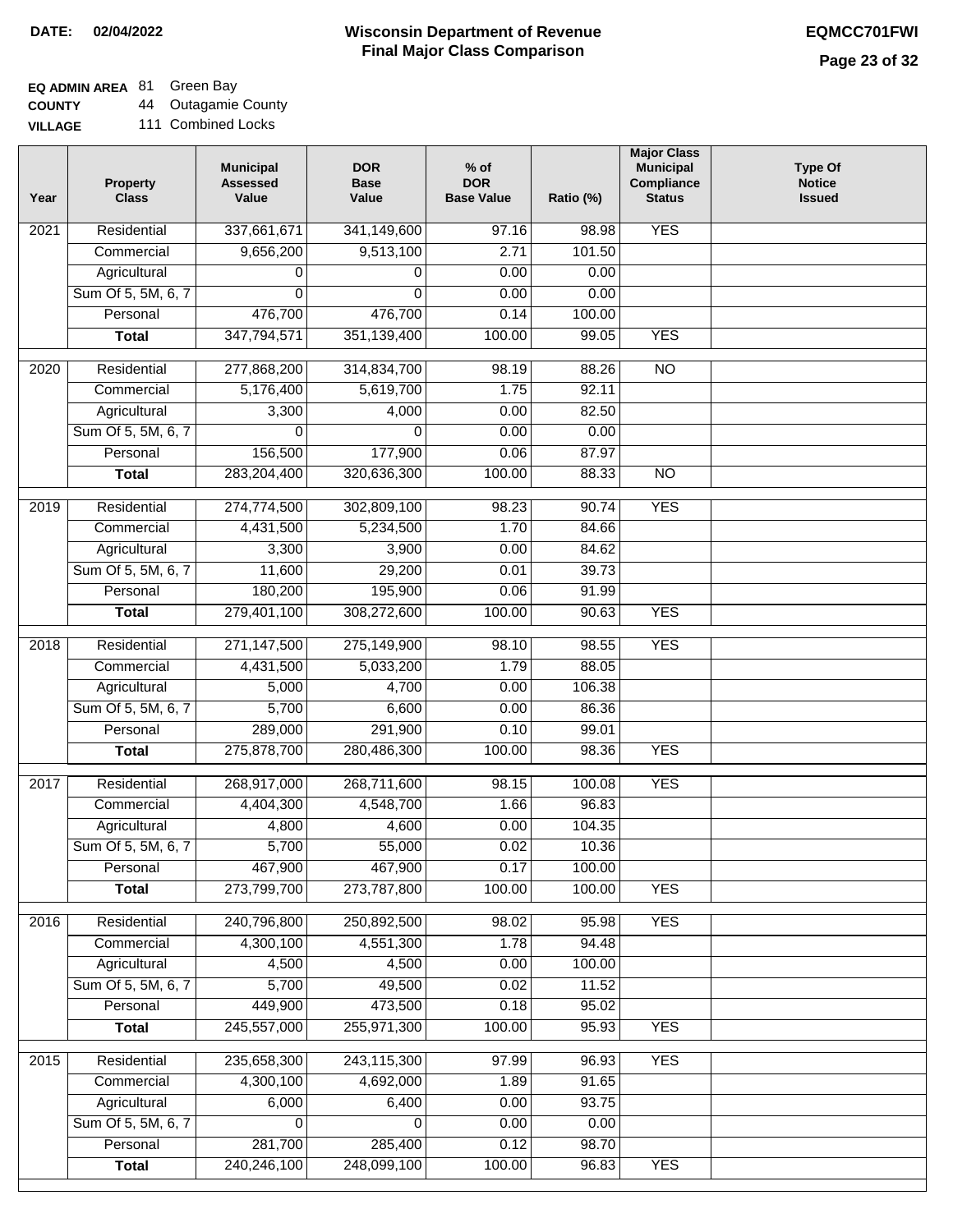**DATE: 02/04/2022**

# Wisconsin Department of Revenue
## Final Major Class Comparison

**EQMCC701FWI**

**EQ ADMIN AREA** 81 Green Bay
**COUNTY** 44 Outagamie County
**VILLAGE** 111 Combined Locks

| Year | Property Class | Municipal Assessed Value | DOR Base Value | % of DOR Base Value | Ratio (%) | Major Class Municipal Compliance Status | Type Of Notice Issued |
|---|---|---|---|---|---|---|---|
| 2021 | Residential | 337,661,671 | 341,149,600 | 97.16 | 98.98 | YES | |
| | Commercial | 9,656,200 | 9,513,100 | 2.71 | 101.50 | | |
| | Agricultural | 0 | 0 | 0.00 | 0.00 | | |
| | Sum Of 5, 5M, 6, 7 | 0 | 0 | 0.00 | 0.00 | | |
| | Personal | 476,700 | 476,700 | 0.14 | 100.00 | | |
| | **Total** | 347,794,571 | 351,139,400 | 100.00 | 99.05 | YES | |
| 2020 | Residential | 277,868,200 | 314,834,700 | 98.19 | 88.26 | NO | |
| | Commercial | 5,176,400 | 5,619,700 | 1.75 | 92.11 | | |
| | Agricultural | 3,300 | 4,000 | 0.00 | 82.50 | | |
| | Sum Of 5, 5M, 6, 7 | 0 | 0 | 0.00 | 0.00 | | |
| | Personal | 156,500 | 177,900 | 0.06 | 87.97 | | |
| | **Total** | 283,204,400 | 320,636,300 | 100.00 | 88.33 | NO | |
| 2019 | Residential | 274,774,500 | 302,809,100 | 98.23 | 90.74 | YES | |
| | Commercial | 4,431,500 | 5,234,500 | 1.70 | 84.66 | | |
| | Agricultural | 3,300 | 3,900 | 0.00 | 84.62 | | |
| | Sum Of 5, 5M, 6, 7 | 11,600 | 29,200 | 0.01 | 39.73 | | |
| | Personal | 180,200 | 195,900 | 0.06 | 91.99 | | |
| | **Total** | 279,401,100 | 308,272,600 | 100.00 | 90.63 | YES | |
| 2018 | Residential | 271,147,500 | 275,149,900 | 98.10 | 98.55 | YES | |
| | Commercial | 4,431,500 | 5,033,200 | 1.79 | 88.05 | | |
| | Agricultural | 5,000 | 4,700 | 0.00 | 106.38 | | |
| | Sum Of 5, 5M, 6, 7 | 5,700 | 6,600 | 0.00 | 86.36 | | |
| | Personal | 289,000 | 291,900 | 0.10 | 99.01 | | |
| | **Total** | 275,878,700 | 280,486,300 | 100.00 | 98.36 | YES | |
| 2017 | Residential | 268,917,000 | 268,711,600 | 98.15 | 100.08 | YES | |
| | Commercial | 4,404,300 | 4,548,700 | 1.66 | 96.83 | | |
| | Agricultural | 4,800 | 4,600 | 0.00 | 104.35 | | |
| | Sum Of 5, 5M, 6, 7 | 5,700 | 55,000 | 0.02 | 10.36 | | |
| | Personal | 467,900 | 467,900 | 0.17 | 100.00 | | |
| | **Total** | 273,799,700 | 273,787,800 | 100.00 | 100.00 | YES | |
| 2016 | Residential | 240,796,800 | 250,892,500 | 98.02 | 95.98 | YES | |
| | Commercial | 4,300,100 | 4,551,300 | 1.78 | 94.48 | | |
| | Agricultural | 4,500 | 4,500 | 0.00 | 100.00 | | |
| | Sum Of 5, 5M, 6, 7 | 5,700 | 49,500 | 0.02 | 11.52 | | |
| | Personal | 449,900 | 473,500 | 0.18 | 95.02 | | |
| | **Total** | 245,557,000 | 255,971,300 | 100.00 | 95.93 | YES | |
| 2015 | Residential | 235,658,300 | 243,115,300 | 97.99 | 96.93 | YES | |
| | Commercial | 4,300,100 | 4,692,000 | 1.89 | 91.65 | | |
| | Agricultural | 6,000 | 6,400 | 0.00 | 93.75 | | |
| | Sum Of 5, 5M, 6, 7 | 0 | 0 | 0.00 | 0.00 | | |
| | Personal | 281,700 | 285,400 | 0.12 | 98.70 | | |
| | **Total** | 240,246,100 | 248,099,100 | 100.00 | 96.83 | YES | |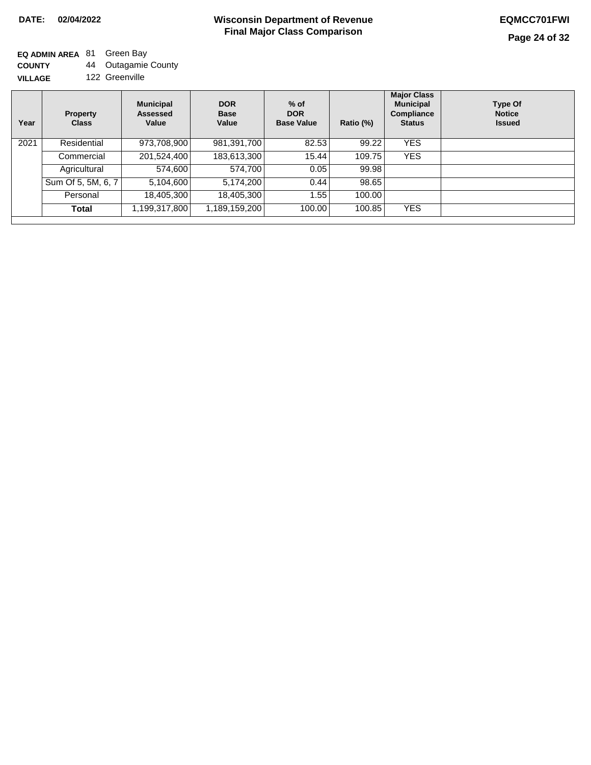**DATE: 02/04/2022**

# Wisconsin Department of Revenue
## Final Major Class Comparison

**EQMCC701FWI**

**EQ ADMIN AREA** 81 Green Bay
**COUNTY** 44 Outagamie County
**VILLAGE** 122 Greenville

| Year | Property Class | Municipal Assessed Value | DOR Base Value | % of DOR Base Value | Ratio (%) | Major Class Municipal Compliance Status | Type Of Notice Issued |
|---|---|---|---|---|---|---|---|
| 2021 | Residential | 973,708,900 | 981,391,700 | 82.53 | 99.22 | YES | |
| | Commercial | 201,524,400 | 183,613,300 | 15.44 | 109.75 | YES | |
| | Agricultural | 574,600 | 574,700 | 0.05 | 99.98 | | |
| | Sum Of 5, 5M, 6, 7 | 5,104,600 | 5,174,200 | 0.44 | 98.65 | | |
| | Personal | 18,405,300 | 18,405,300 | 1.55 | 100.00 | | |
| | **Total** | 1,199,317,800 | 1,189,159,200 | 100.00 | 100.85 | YES | |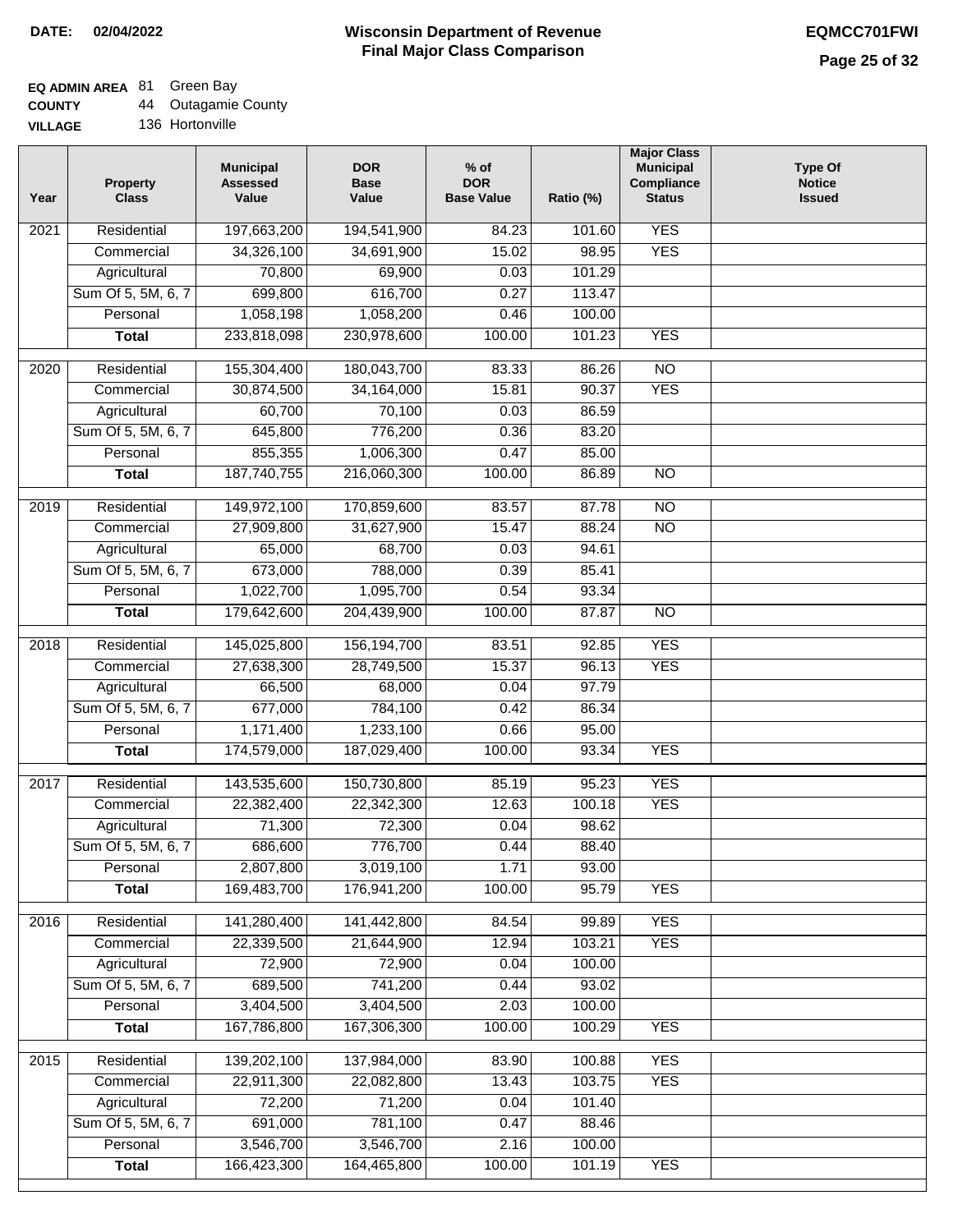**DATE:** 02/04/2022

# Wisconsin Department of Revenue
## Final Major Class Comparison

**EQMCC701FWI**

**EQ ADMIN AREA** 81 Green Bay
**COUNTY** 44 Outagamie County
**VILLAGE** 136 Hortonville

| Year | Property Class | Municipal Assessed Value | DOR Base Value | % of DOR Base Value | Ratio (%) | Major Class Municipal Compliance Status | Type Of Notice Issued |
|---|---|---|---|---|---|---|---|
| 2021 | Residential | 197,663,200 | 194,541,900 | 84.23 | 101.60 | YES | |
| | Commercial | 34,326,100 | 34,691,900 | 15.02 | 98.95 | YES | |
| | Agricultural | 70,800 | 69,900 | 0.03 | 101.29 | | |
| | Sum Of 5, 5M, 6, 7 | 699,800 | 616,700 | 0.27 | 113.47 | | |
| | Personal | 1,058,198 | 1,058,200 | 0.46 | 100.00 | | |
| | **Total** | 233,818,098 | 230,978,600 | 100.00 | 101.23 | YES | |
| 2020 | Residential | 155,304,400 | 180,043,700 | 83.33 | 86.26 | NO | |
| | Commercial | 30,874,500 | 34,164,000 | 15.81 | 90.37 | YES | |
| | Agricultural | 60,700 | 70,100 | 0.03 | 86.59 | | |
| | Sum Of 5, 5M, 6, 7 | 645,800 | 776,200 | 0.36 | 83.20 | | |
| | Personal | 855,355 | 1,006,300 | 0.47 | 85.00 | | |
| | **Total** | 187,740,755 | 216,060,300 | 100.00 | 86.89 | NO | |
| 2019 | Residential | 149,972,100 | 170,859,600 | 83.57 | 87.78 | NO | |
| | Commercial | 27,909,800 | 31,627,900 | 15.47 | 88.24 | NO | |
| | Agricultural | 65,000 | 68,700 | 0.03 | 94.61 | | |
| | Sum Of 5, 5M, 6, 7 | 673,000 | 788,000 | 0.39 | 85.41 | | |
| | Personal | 1,022,700 | 1,095,700 | 0.54 | 93.34 | | |
| | **Total** | 179,642,600 | 204,439,900 | 100.00 | 87.87 | NO | |
| 2018 | Residential | 145,025,800 | 156,194,700 | 83.51 | 92.85 | YES | |
| | Commercial | 27,638,300 | 28,749,500 | 15.37 | 96.13 | YES | |
| | Agricultural | 66,500 | 68,000 | 0.04 | 97.79 | | |
| | Sum Of 5, 5M, 6, 7 | 677,000 | 784,100 | 0.42 | 86.34 | | |
| | Personal | 1,171,400 | 1,233,100 | 0.66 | 95.00 | | |
| | **Total** | 174,579,000 | 187,029,400 | 100.00 | 93.34 | YES | |
| 2017 | Residential | 143,535,600 | 150,730,800 | 85.19 | 95.23 | YES | |
| | Commercial | 22,382,400 | 22,342,300 | 12.63 | 100.18 | YES | |
| | Agricultural | 71,300 | 72,300 | 0.04 | 98.62 | | |
| | Sum Of 5, 5M, 6, 7 | 686,600 | 776,700 | 0.44 | 88.40 | | |
| | Personal | 2,807,800 | 3,019,100 | 1.71 | 93.00 | | |
| | **Total** | 169,483,700 | 176,941,200 | 100.00 | 95.79 | YES | |
| 2016 | Residential | 141,280,400 | 141,442,800 | 84.54 | 99.89 | YES | |
| | Commercial | 22,339,500 | 21,644,900 | 12.94 | 103.21 | YES | |
| | Agricultural | 72,900 | 72,900 | 0.04 | 100.00 | | |
| | Sum Of 5, 5M, 6, 7 | 689,500 | 741,200 | 0.44 | 93.02 | | |
| | Personal | 3,404,500 | 3,404,500 | 2.03 | 100.00 | | |
| | **Total** | 167,786,800 | 167,306,300 | 100.00 | 100.29 | YES | |
| 2015 | Residential | 139,202,100 | 137,984,000 | 83.90 | 100.88 | YES | |
| | Commercial | 22,911,300 | 22,082,800 | 13.43 | 103.75 | YES | |
| | Agricultural | 72,200 | 71,200 | 0.04 | 101.40 | | |
| | Sum Of 5, 5M, 6, 7 | 691,000 | 781,100 | 0.47 | 88.46 | | |
| | Personal | 3,546,700 | 3,546,700 | 2.16 | 100.00 | | |
| | **Total** | 166,423,300 | 164,465,800 | 100.00 | 101.19 | YES | |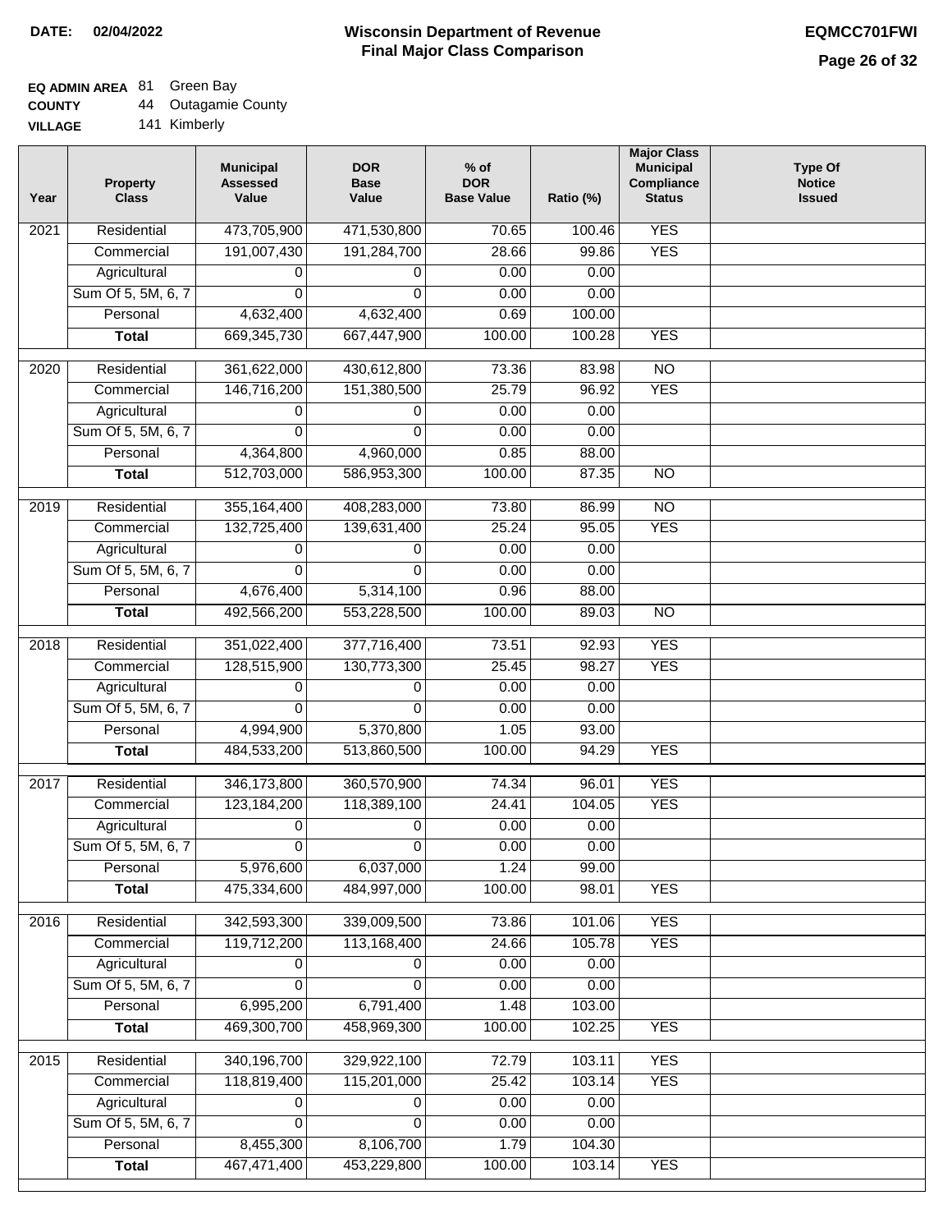**DATE:** 02/04/2022

# Wisconsin Department of Revenue
## Final Major Class Comparison

**EQMCC701FWI**

**EQ ADMIN AREA** 81 Green Bay
**COUNTY** 44 Outagamie County
**VILLAGE** 141 Kimberly

| Year | Property Class | Municipal Assessed Value | DOR Base Value | % of DOR Base Value | Ratio (%) | Major Class Municipal Compliance Status | Type Of Notice Issued |
|---|---|---|---|---|---|---|---|
| 2021 | Residential | 473,705,900 | 471,530,800 | 70.65 | 100.46 | YES | |
| | Commercial | 191,007,430 | 191,284,700 | 28.66 | 99.86 | YES | |
| | Agricultural | 0 | 0 | 0.00 | 0.00 | | |
| | Sum Of 5, 5M, 6, 7 | 0 | 0 | 0.00 | 0.00 | | |
| | Personal | 4,632,400 | 4,632,400 | 0.69 | 100.00 | | |
| | **Total** | 669,345,730 | 667,447,900 | 100.00 | 100.28 | YES | |
| 2020 | Residential | 361,622,000 | 430,612,800 | 73.36 | 83.98 | NO | |
| | Commercial | 146,716,200 | 151,380,500 | 25.79 | 96.92 | YES | |
| | Agricultural | 0 | 0 | 0.00 | 0.00 | | |
| | Sum Of 5, 5M, 6, 7 | 0 | 0 | 0.00 | 0.00 | | |
| | Personal | 4,364,800 | 4,960,000 | 0.85 | 88.00 | | |
| | **Total** | 512,703,000 | 586,953,300 | 100.00 | 87.35 | NO | |
| 2019 | Residential | 355,164,400 | 408,283,000 | 73.80 | 86.99 | NO | |
| | Commercial | 132,725,400 | 139,631,400 | 25.24 | 95.05 | YES | |
| | Agricultural | 0 | 0 | 0.00 | 0.00 | | |
| | Sum Of 5, 5M, 6, 7 | 0 | 0 | 0.00 | 0.00 | | |
| | Personal | 4,676,400 | 5,314,100 | 0.96 | 88.00 | | |
| | **Total** | 492,566,200 | 553,228,500 | 100.00 | 89.03 | NO | |
| 2018 | Residential | 351,022,400 | 377,716,400 | 73.51 | 92.93 | YES | |
| | Commercial | 128,515,900 | 130,773,300 | 25.45 | 98.27 | YES | |
| | Agricultural | 0 | 0 | 0.00 | 0.00 | | |
| | Sum Of 5, 5M, 6, 7 | 0 | 0 | 0.00 | 0.00 | | |
| | Personal | 4,994,900 | 5,370,800 | 1.05 | 93.00 | | |
| | **Total** | 484,533,200 | 513,860,500 | 100.00 | 94.29 | YES | |
| 2017 | Residential | 346,173,800 | 360,570,900 | 74.34 | 96.01 | YES | |
| | Commercial | 123,184,200 | 118,389,100 | 24.41 | 104.05 | YES | |
| | Agricultural | 0 | 0 | 0.00 | 0.00 | | |
| | Sum Of 5, 5M, 6, 7 | 0 | 0 | 0.00 | 0.00 | | |
| | Personal | 5,976,600 | 6,037,000 | 1.24 | 99.00 | | |
| | **Total** | 475,334,600 | 484,997,000 | 100.00 | 98.01 | YES | |
| 2016 | Residential | 342,593,300 | 339,009,500 | 73.86 | 101.06 | YES | |
| | Commercial | 119,712,200 | 113,168,400 | 24.66 | 105.78 | YES | |
| | Agricultural | 0 | 0 | 0.00 | 0.00 | | |
| | Sum Of 5, 5M, 6, 7 | 0 | 0 | 0.00 | 0.00 | | |
| | Personal | 6,995,200 | 6,791,400 | 1.48 | 103.00 | | |
| | **Total** | 469,300,700 | 458,969,300 | 100.00 | 102.25 | YES | |
| 2015 | Residential | 340,196,700 | 329,922,100 | 72.79 | 103.11 | YES | |
| | Commercial | 118,819,400 | 115,201,000 | 25.42 | 103.14 | YES | |
| | Agricultural | 0 | 0 | 0.00 | 0.00 | | |
| | Sum Of 5, 5M, 6, 7 | 0 | 0 | 0.00 | 0.00 | | |
| | Personal | 8,455,300 | 8,106,700 | 1.79 | 104.30 | | |
| | **Total** | 467,471,400 | 453,229,800 | 100.00 | 103.14 | YES | |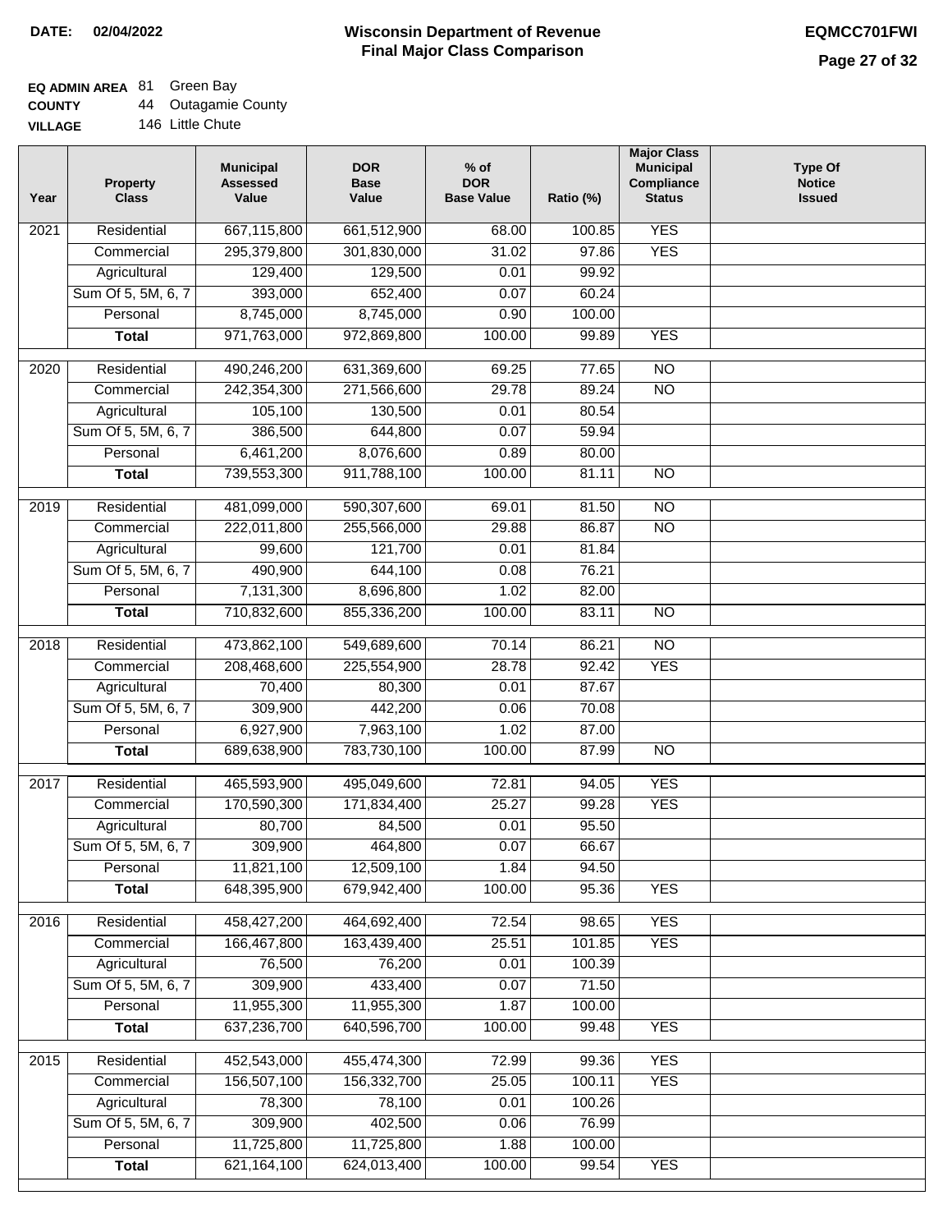**DATE: 02/04/2022**

# Wisconsin Department of Revenue
## Final Major Class Comparison

**EQMCC701FWI**

**EQ ADMIN AREA** 81 Green Bay
**COUNTY** 44 Outagamie County
**VILLAGE** 146 Little Chute

| Year | Property Class | Municipal Assessed Value | DOR Base Value | % of DOR Base Value | Ratio (%) | Major Class Municipal Compliance Status | Type Of Notice Issued |
|---|---|---|---|---|---|---|---|
| 2021 | Residential | 667,115,800 | 661,512,900 | 68.00 | 100.85 | YES | |
| | Commercial | 295,379,800 | 301,830,000 | 31.02 | 97.86 | YES | |
| | Agricultural | 129,400 | 129,500 | 0.01 | 99.92 | | |
| | Sum Of 5, 5M, 6, 7 | 393,000 | 652,400 | 0.07 | 60.24 | | |
| | Personal | 8,745,000 | 8,745,000 | 0.90 | 100.00 | | |
| | **Total** | 971,763,000 | 972,869,800 | 100.00 | 99.89 | YES | |
| 2020 | Residential | 490,246,200 | 631,369,600 | 69.25 | 77.65 | NO | |
| | Commercial | 242,354,300 | 271,566,600 | 29.78 | 89.24 | NO | |
| | Agricultural | 105,100 | 130,500 | 0.01 | 80.54 | | |
| | Sum Of 5, 5M, 6, 7 | 386,500 | 644,800 | 0.07 | 59.94 | | |
| | Personal | 6,461,200 | 8,076,600 | 0.89 | 80.00 | | |
| | **Total** | 739,553,300 | 911,788,100 | 100.00 | 81.11 | NO | |
| 2019 | Residential | 481,099,000 | 590,307,600 | 69.01 | 81.50 | NO | |
| | Commercial | 222,011,800 | 255,566,000 | 29.88 | 86.87 | NO | |
| | Agricultural | 99,600 | 121,700 | 0.01 | 81.84 | | |
| | Sum Of 5, 5M, 6, 7 | 490,900 | 644,100 | 0.08 | 76.21 | | |
| | Personal | 7,131,300 | 8,696,800 | 1.02 | 82.00 | | |
| | **Total** | 710,832,600 | 855,336,200 | 100.00 | 83.11 | NO | |
| 2018 | Residential | 473,862,100 | 549,689,600 | 70.14 | 86.21 | NO | |
| | Commercial | 208,468,600 | 225,554,900 | 28.78 | 92.42 | YES | |
| | Agricultural | 70,400 | 80,300 | 0.01 | 87.67 | | |
| | Sum Of 5, 5M, 6, 7 | 309,900 | 442,200 | 0.06 | 70.08 | | |
| | Personal | 6,927,900 | 7,963,100 | 1.02 | 87.00 | | |
| | **Total** | 689,638,900 | 783,730,100 | 100.00 | 87.99 | NO | |
| 2017 | Residential | 465,593,900 | 495,049,600 | 72.81 | 94.05 | YES | |
| | Commercial | 170,590,300 | 171,834,400 | 25.27 | 99.28 | YES | |
| | Agricultural | 80,700 | 84,500 | 0.01 | 95.50 | | |
| | Sum Of 5, 5M, 6, 7 | 309,900 | 464,800 | 0.07 | 66.67 | | |
| | Personal | 11,821,100 | 12,509,100 | 1.84 | 94.50 | | |
| | **Total** | 648,395,900 | 679,942,400 | 100.00 | 95.36 | YES | |
| 2016 | Residential | 458,427,200 | 464,692,400 | 72.54 | 98.65 | YES | |
| | Commercial | 166,467,800 | 163,439,400 | 25.51 | 101.85 | YES | |
| | Agricultural | 76,500 | 76,200 | 0.01 | 100.39 | | |
| | Sum Of 5, 5M, 6, 7 | 309,900 | 433,400 | 0.07 | 71.50 | | |
| | Personal | 11,955,300 | 11,955,300 | 1.87 | 100.00 | | |
| | **Total** | 637,236,700 | 640,596,700 | 100.00 | 99.48 | YES | |
| 2015 | Residential | 452,543,000 | 455,474,300 | 72.99 | 99.36 | YES | |
| | Commercial | 156,507,100 | 156,332,700 | 25.05 | 100.11 | YES | |
| | Agricultural | 78,300 | 78,100 | 0.01 | 100.26 | | |
| | Sum Of 5, 5M, 6, 7 | 309,900 | 402,500 | 0.06 | 76.99 | | |
| | Personal | 11,725,800 | 11,725,800 | 1.88 | 100.00 | | |
| | **Total** | 621,164,100 | 624,013,400 | 100.00 | 99.54 | YES | |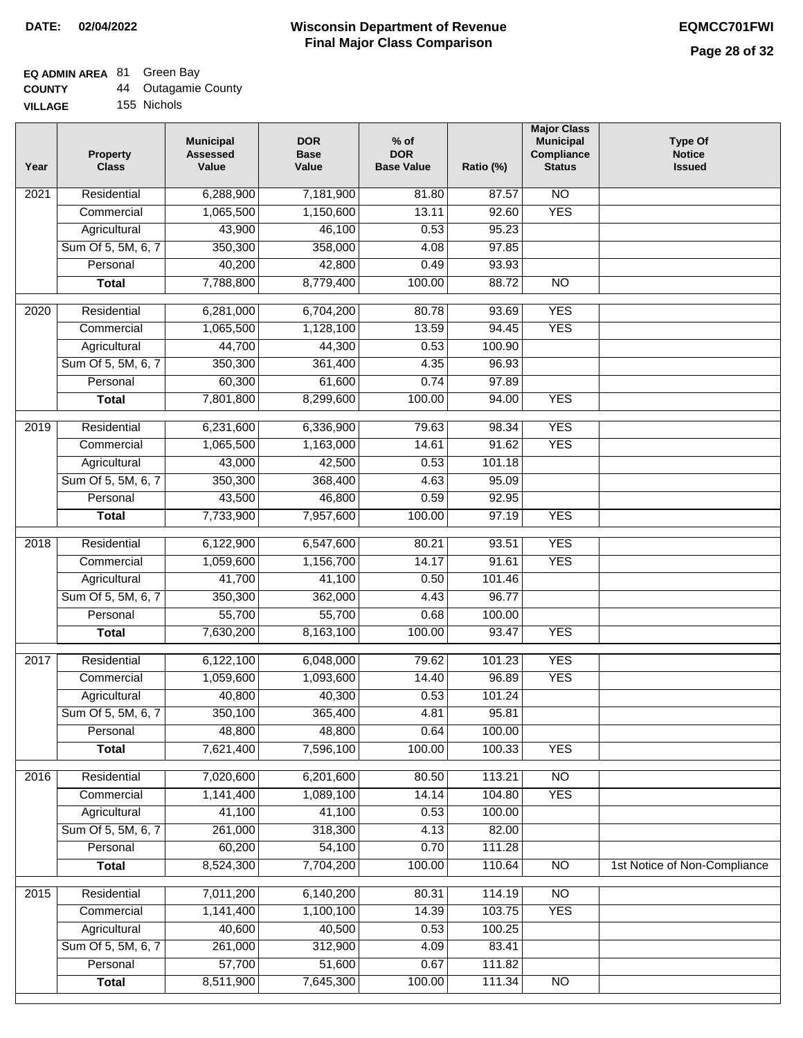**DATE: 02/04/2022**

# Wisconsin Department of Revenue
## Final Major Class Comparison

**EQMCC701FWI**

**EQ ADMIN AREA** 81 Green Bay
**COUNTY** 44 Outagamie County
**VILLAGE** 155 Nichols

| Year | Property Class | Municipal Assessed Value | DOR Base Value | % of DOR Base Value | Ratio (%) | Major Class Municipal Compliance Status | Type Of Notice Issued |
|---|---|---|---|---|---|---|---|
| 2021 | Residential | 6,288,900 | 7,181,900 | 81.80 | 87.57 | NO | |
| | Commercial | 1,065,500 | 1,150,600 | 13.11 | 92.60 | YES | |
| | Agricultural | 43,900 | 46,100 | 0.53 | 95.23 | | |
| | Sum Of 5, 5M, 6, 7 | 350,300 | 358,000 | 4.08 | 97.85 | | |
| | Personal | 40,200 | 42,800 | 0.49 | 93.93 | | |
| | **Total** | 7,788,800 | 8,779,400 | 100.00 | 88.72 | NO | |
| 2020 | Residential | 6,281,000 | 6,704,200 | 80.78 | 93.69 | YES | |
| | Commercial | 1,065,500 | 1,128,100 | 13.59 | 94.45 | YES | |
| | Agricultural | 44,700 | 44,300 | 0.53 | 100.90 | | |
| | Sum Of 5, 5M, 6, 7 | 350,300 | 361,400 | 4.35 | 96.93 | | |
| | Personal | 60,300 | 61,600 | 0.74 | 97.89 | | |
| | **Total** | 7,801,800 | 8,299,600 | 100.00 | 94.00 | YES | |
| 2019 | Residential | 6,231,600 | 6,336,900 | 79.63 | 98.34 | YES | |
| | Commercial | 1,065,500 | 1,163,000 | 14.61 | 91.62 | YES | |
| | Agricultural | 43,000 | 42,500 | 0.53 | 101.18 | | |
| | Sum Of 5, 5M, 6, 7 | 350,300 | 368,400 | 4.63 | 95.09 | | |
| | Personal | 43,500 | 46,800 | 0.59 | 92.95 | | |
| | **Total** | 7,733,900 | 7,957,600 | 100.00 | 97.19 | YES | |
| 2018 | Residential | 6,122,900 | 6,547,600 | 80.21 | 93.51 | YES | |
| | Commercial | 1,059,600 | 1,156,700 | 14.17 | 91.61 | YES | |
| | Agricultural | 41,700 | 41,100 | 0.50 | 101.46 | | |
| | Sum Of 5, 5M, 6, 7 | 350,300 | 362,000 | 4.43 | 96.77 | | |
| | Personal | 55,700 | 55,700 | 0.68 | 100.00 | | |
| | **Total** | 7,630,200 | 8,163,100 | 100.00 | 93.47 | YES | |
| 2017 | Residential | 6,122,100 | 6,048,000 | 79.62 | 101.23 | YES | |
| | Commercial | 1,059,600 | 1,093,600 | 14.40 | 96.89 | YES | |
| | Agricultural | 40,800 | 40,300 | 0.53 | 101.24 | | |
| | Sum Of 5, 5M, 6, 7 | 350,100 | 365,400 | 4.81 | 95.81 | | |
| | Personal | 48,800 | 48,800 | 0.64 | 100.00 | | |
| | **Total** | 7,621,400 | 7,596,100 | 100.00 | 100.33 | YES | |
| 2016 | Residential | 7,020,600 | 6,201,600 | 80.50 | 113.21 | NO | |
| | Commercial | 1,141,400 | 1,089,100 | 14.14 | 104.80 | YES | |
| | Agricultural | 41,100 | 41,100 | 0.53 | 100.00 | | |
| | Sum Of 5, 5M, 6, 7 | 261,000 | 318,300 | 4.13 | 82.00 | | |
| | Personal | 60,200 | 54,100 | 0.70 | 111.28 | | |
| | **Total** | 8,524,300 | 7,704,200 | 100.00 | 110.64 | NO | 1st Notice of Non-Compliance |
| 2015 | Residential | 7,011,200 | 6,140,200 | 80.31 | 114.19 | NO | |
| | Commercial | 1,141,400 | 1,100,100 | 14.39 | 103.75 | YES | |
| | Agricultural | 40,600 | 40,500 | 0.53 | 100.25 | | |
| | Sum Of 5, 5M, 6, 7 | 261,000 | 312,900 | 4.09 | 83.41 | | |
| | Personal | 57,700 | 51,600 | 0.67 | 111.82 | | |
| | **Total** | 8,511,900 | 7,645,300 | 100.00 | 111.34 | NO | |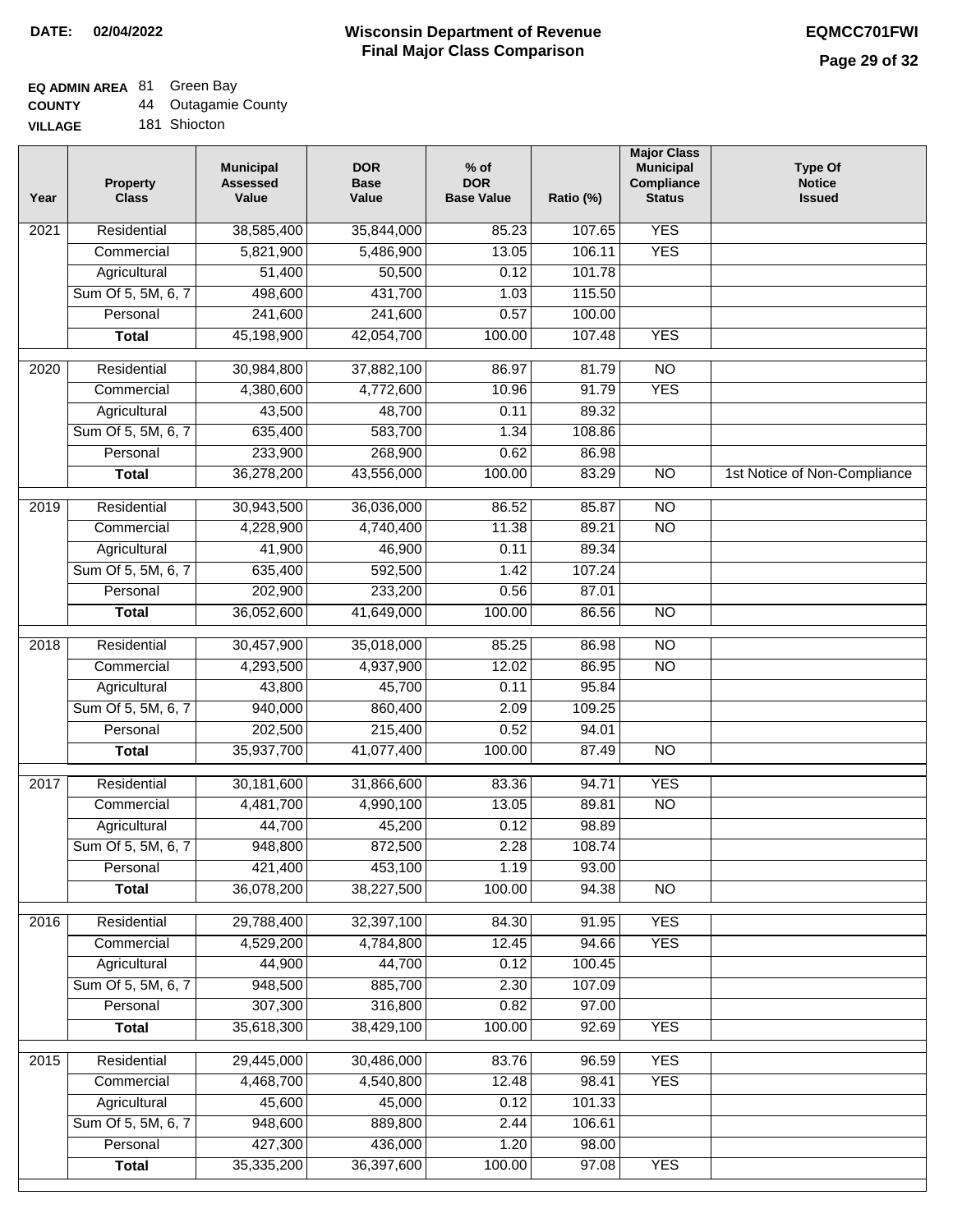**DATE: 02/04/2022**

# Wisconsin Department of Revenue
## Final Major Class Comparison

**EQMCC701FWI**

**EQ ADMIN AREA** 81 Green Bay
**COUNTY** 44 Outagamie County
**VILLAGE** 181 Shiocton

| Year | Property Class | Municipal Assessed Value | DOR Base Value | % of DOR Base Value | Ratio (%) | Major Class Municipal Compliance Status | Type Of Notice Issued |
|---|---|---|---|---|---|---|---|
| 2021 | Residential | 38,585,400 | 35,844,000 | 85.23 | 107.65 | YES | |
| | Commercial | 5,821,900 | 5,486,900 | 13.05 | 106.11 | YES | |
| | Agricultural | 51,400 | 50,500 | 0.12 | 101.78 | | |
| | Sum Of 5, 5M, 6, 7 | 498,600 | 431,700 | 1.03 | 115.50 | | |
| | Personal | 241,600 | 241,600 | 0.57 | 100.00 | | |
| | **Total** | 45,198,900 | 42,054,700 | 100.00 | 107.48 | YES | |
| 2020 | Residential | 30,984,800 | 37,882,100 | 86.97 | 81.79 | NO | |
| | Commercial | 4,380,600 | 4,772,600 | 10.96 | 91.79 | YES | |
| | Agricultural | 43,500 | 48,700 | 0.11 | 89.32 | | |
| | Sum Of 5, 5M, 6, 7 | 635,400 | 583,700 | 1.34 | 108.86 | | |
| | Personal | 233,900 | 268,900 | 0.62 | 86.98 | | |
| | **Total** | 36,278,200 | 43,556,000 | 100.00 | 83.29 | NO | 1st Notice of Non-Compliance |
| 2019 | Residential | 30,943,500 | 36,036,000 | 86.52 | 85.87 | NO | |
| | Commercial | 4,228,900 | 4,740,400 | 11.38 | 89.21 | NO | |
| | Agricultural | 41,900 | 46,900 | 0.11 | 89.34 | | |
| | Sum Of 5, 5M, 6, 7 | 635,400 | 592,500 | 1.42 | 107.24 | | |
| | Personal | 202,900 | 233,200 | 0.56 | 87.01 | | |
| | **Total** | 36,052,600 | 41,649,000 | 100.00 | 86.56 | NO | |
| 2018 | Residential | 30,457,900 | 35,018,000 | 85.25 | 86.98 | NO | |
| | Commercial | 4,293,500 | 4,937,900 | 12.02 | 86.95 | NO | |
| | Agricultural | 43,800 | 45,700 | 0.11 | 95.84 | | |
| | Sum Of 5, 5M, 6, 7 | 940,000 | 860,400 | 2.09 | 109.25 | | |
| | Personal | 202,500 | 215,400 | 0.52 | 94.01 | | |
| | **Total** | 35,937,700 | 41,077,400 | 100.00 | 87.49 | NO | |
| 2017 | Residential | 30,181,600 | 31,866,600 | 83.36 | 94.71 | YES | |
| | Commercial | 4,481,700 | 4,990,100 | 13.05 | 89.81 | NO | |
| | Agricultural | 44,700 | 45,200 | 0.12 | 98.89 | | |
| | Sum Of 5, 5M, 6, 7 | 948,800 | 872,500 | 2.28 | 108.74 | | |
| | Personal | 421,400 | 453,100 | 1.19 | 93.00 | | |
| | **Total** | 36,078,200 | 38,227,500 | 100.00 | 94.38 | NO | |
| 2016 | Residential | 29,788,400 | 32,397,100 | 84.30 | 91.95 | YES | |
| | Commercial | 4,529,200 | 4,784,800 | 12.45 | 94.66 | YES | |
| | Agricultural | 44,900 | 44,700 | 0.12 | 100.45 | | |
| | Sum Of 5, 5M, 6, 7 | 948,500 | 885,700 | 2.30 | 107.09 | | |
| | Personal | 307,300 | 316,800 | 0.82 | 97.00 | | |
| | **Total** | 35,618,300 | 38,429,100 | 100.00 | 92.69 | YES | |
| 2015 | Residential | 29,445,000 | 30,486,000 | 83.76 | 96.59 | YES | |
| | Commercial | 4,468,700 | 4,540,800 | 12.48 | 98.41 | YES | |
| | Agricultural | 45,600 | 45,000 | 0.12 | 101.33 | | |
| | Sum Of 5, 5M, 6, 7 | 948,600 | 889,800 | 2.44 | 106.61 | | |
| | Personal | 427,300 | 436,000 | 1.20 | 98.00 | | |
| | **Total** | 35,335,200 | 36,397,600 | 100.00 | 97.08 | YES | |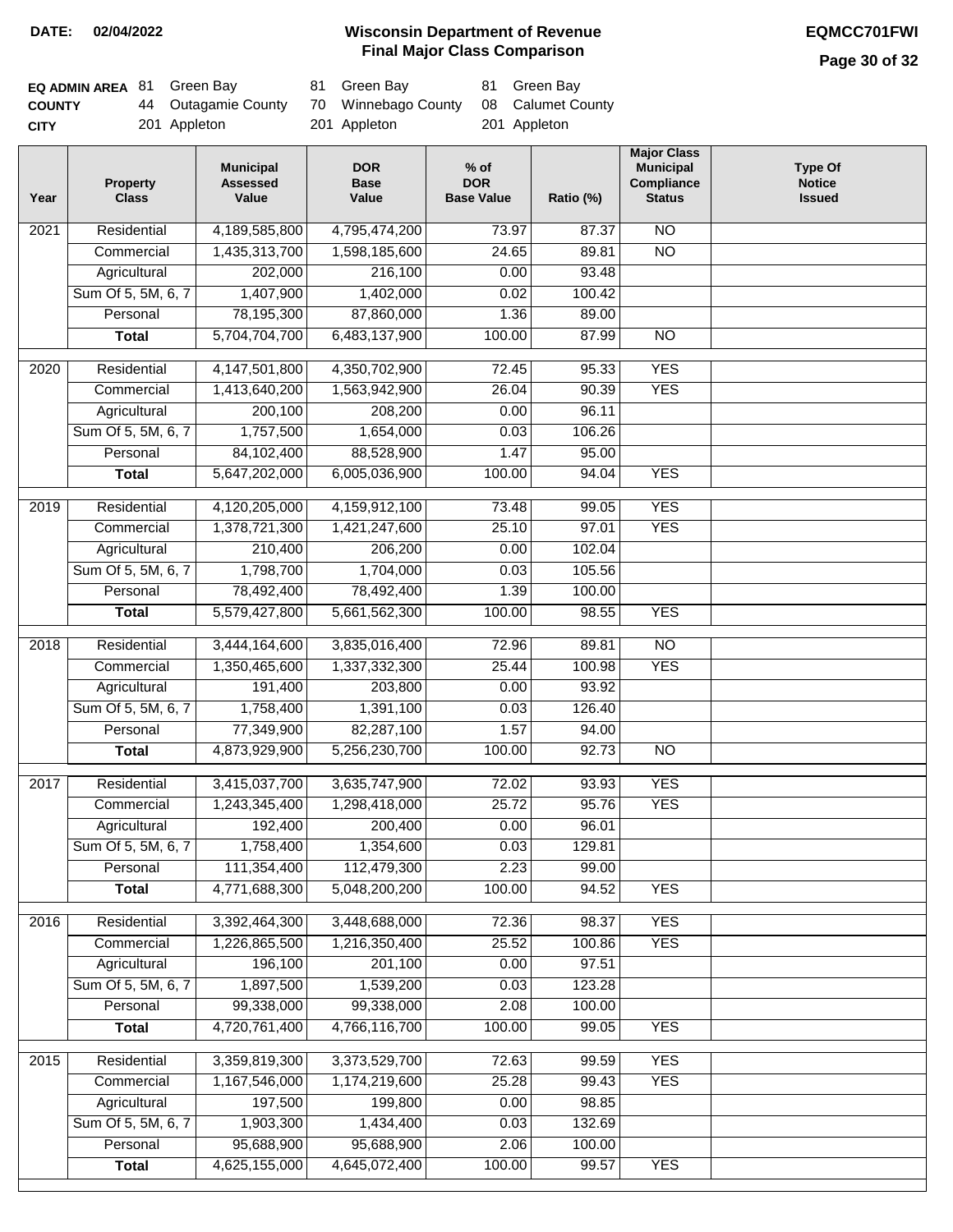**DATE: 02/04/2022**

# Wisconsin Department of Revenue
## Final Major Class Comparison

**EQMCC701FWI**

| | | | |
|---|---|---|---|
| **EQ ADMIN AREA** | 81 Green Bay | 81 Green Bay | 81 Green Bay |
| **COUNTY** | 44 Outagamie County | 70 Winnebago County | 08 Calumet County |
| **CITY** | 201 Appleton | 201 Appleton | 201 Appleton |

| Year | Property Class | Municipal Assessed Value | DOR Base Value | % of DOR Base Value | Ratio (%) | Major Class Municipal Compliance Status | Type Of Notice Issued |
|---|---|---|---|---|---|---|---|
| 2021 | Residential | 4,189,585,800 | 4,795,474,200 | 73.97 | 87.37 | NO | |
| | Commercial | 1,435,313,700 | 1,598,185,600 | 24.65 | 89.81 | NO | |
| | Agricultural | 202,000 | 216,100 | 0.00 | 93.48 | | |
| | Sum Of 5, 5M, 6, 7 | 1,407,900 | 1,402,000 | 0.02 | 100.42 | | |
| | Personal | 78,195,300 | 87,860,000 | 1.36 | 89.00 | | |
| | **Total** | 5,704,704,700 | 6,483,137,900 | 100.00 | 87.99 | NO | |
| 2020 | Residential | 4,147,501,800 | 4,350,702,900 | 72.45 | 95.33 | YES | |
| | Commercial | 1,413,640,200 | 1,563,942,900 | 26.04 | 90.39 | YES | |
| | Agricultural | 200,100 | 208,200 | 0.00 | 96.11 | | |
| | Sum Of 5, 5M, 6, 7 | 1,757,500 | 1,654,000 | 0.03 | 106.26 | | |
| | Personal | 84,102,400 | 88,528,900 | 1.47 | 95.00 | | |
| | **Total** | 5,647,202,000 | 6,005,036,900 | 100.00 | 94.04 | YES | |
| 2019 | Residential | 4,120,205,000 | 4,159,912,100 | 73.48 | 99.05 | YES | |
| | Commercial | 1,378,721,300 | 1,421,247,600 | 25.10 | 97.01 | YES | |
| | Agricultural | 210,400 | 206,200 | 0.00 | 102.04 | | |
| | Sum Of 5, 5M, 6, 7 | 1,798,700 | 1,704,000 | 0.03 | 105.56 | | |
| | Personal | 78,492,400 | 78,492,400 | 1.39 | 100.00 | | |
| | **Total** | 5,579,427,800 | 5,661,562,300 | 100.00 | 98.55 | YES | |
| 2018 | Residential | 3,444,164,600 | 3,835,016,400 | 72.96 | 89.81 | NO | |
| | Commercial | 1,350,465,600 | 1,337,332,300 | 25.44 | 100.98 | YES | |
| | Agricultural | 191,400 | 203,800 | 0.00 | 93.92 | | |
| | Sum Of 5, 5M, 6, 7 | 1,758,400 | 1,391,100 | 0.03 | 126.40 | | |
| | Personal | 77,349,900 | 82,287,100 | 1.57 | 94.00 | | |
| | **Total** | 4,873,929,900 | 5,256,230,700 | 100.00 | 92.73 | NO | |
| 2017 | Residential | 3,415,037,700 | 3,635,747,900 | 72.02 | 93.93 | YES | |
| | Commercial | 1,243,345,400 | 1,298,418,000 | 25.72 | 95.76 | YES | |
| | Agricultural | 192,400 | 200,400 | 0.00 | 96.01 | | |
| | Sum Of 5, 5M, 6, 7 | 1,758,400 | 1,354,600 | 0.03 | 129.81 | | |
| | Personal | 111,354,400 | 112,479,300 | 2.23 | 99.00 | | |
| | **Total** | 4,771,688,300 | 5,048,200,200 | 100.00 | 94.52 | YES | |
| 2016 | Residential | 3,392,464,300 | 3,448,688,000 | 72.36 | 98.37 | YES | |
| | Commercial | 1,226,865,500 | 1,216,350,400 | 25.52 | 100.86 | YES | |
| | Agricultural | 196,100 | 201,100 | 0.00 | 97.51 | | |
| | Sum Of 5, 5M, 6, 7 | 1,897,500 | 1,539,200 | 0.03 | 123.28 | | |
| | Personal | 99,338,000 | 99,338,000 | 2.08 | 100.00 | | |
| | **Total** | 4,720,761,400 | 4,766,116,700 | 100.00 | 99.05 | YES | |
| 2015 | Residential | 3,359,819,300 | 3,373,529,700 | 72.63 | 99.59 | YES | |
| | Commercial | 1,167,546,000 | 1,174,219,600 | 25.28 | 99.43 | YES | |
| | Agricultural | 197,500 | 199,800 | 0.00 | 98.85 | | |
| | Sum Of 5, 5M, 6, 7 | 1,903,300 | 1,434,400 | 0.03 | 132.69 | | |
| | Personal | 95,688,900 | 95,688,900 | 2.06 | 100.00 | | |
| | **Total** | 4,625,155,000 | 4,645,072,400 | 100.00 | 99.57 | YES | |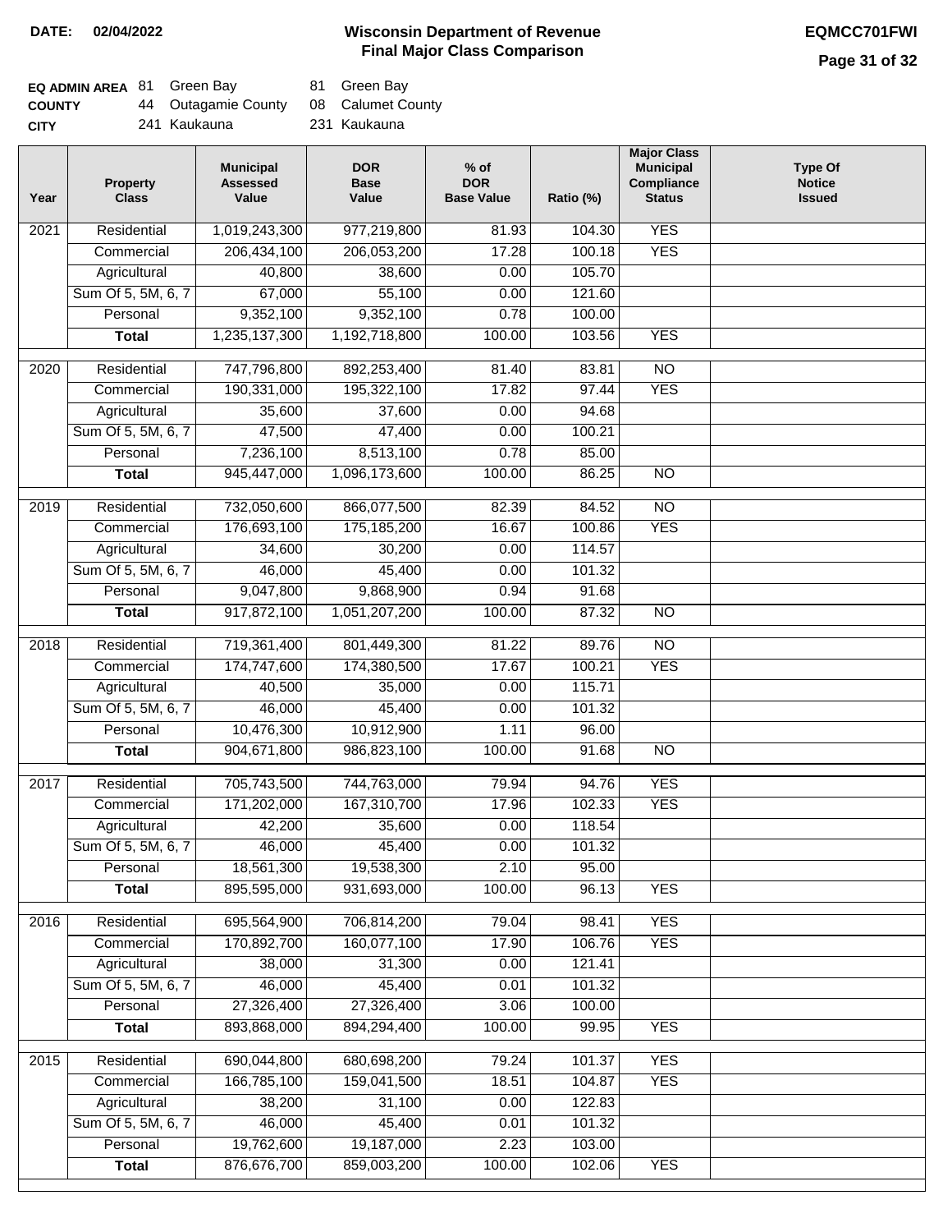**DATE:** 02/04/2022

# Wisconsin Department of Revenue
## Final Major Class Comparison

**EQMCC701FWI**

| | | | | |
|---|---|---|---|---|
| **EQ ADMIN AREA** | 81 | Green Bay | 81 | Green Bay |
| **COUNTY** | 44 | Outagamie County | 08 | Calumet County |
| **CITY** | 241 | Kaukauna | 231 | Kaukauna |

| Year | Property Class | Municipal Assessed Value | DOR Base Value | % of DOR Base Value | Ratio (%) | Major Class Municipal Compliance Status | Type Of Notice Issued |
|---|---|---|---|---|---|---|---|
| 2021 | Residential | 1,019,243,300 | 977,219,800 | 81.93 | 104.30 | YES | |
| | Commercial | 206,434,100 | 206,053,200 | 17.28 | 100.18 | YES | |
| | Agricultural | 40,800 | 38,600 | 0.00 | 105.70 | | |
| | Sum Of 5, 5M, 6, 7 | 67,000 | 55,100 | 0.00 | 121.60 | | |
| | Personal | 9,352,100 | 9,352,100 | 0.78 | 100.00 | | |
| | **Total** | 1,235,137,300 | 1,192,718,800 | 100.00 | 103.56 | YES | |
| 2020 | Residential | 747,796,800 | 892,253,400 | 81.40 | 83.81 | NO | |
| | Commercial | 190,331,000 | 195,322,100 | 17.82 | 97.44 | YES | |
| | Agricultural | 35,600 | 37,600 | 0.00 | 94.68 | | |
| | Sum Of 5, 5M, 6, 7 | 47,500 | 47,400 | 0.00 | 100.21 | | |
| | Personal | 7,236,100 | 8,513,100 | 0.78 | 85.00 | | |
| | **Total** | 945,447,000 | 1,096,173,600 | 100.00 | 86.25 | NO | |
| 2019 | Residential | 732,050,600 | 866,077,500 | 82.39 | 84.52 | NO | |
| | Commercial | 176,693,100 | 175,185,200 | 16.67 | 100.86 | YES | |
| | Agricultural | 34,600 | 30,200 | 0.00 | 114.57 | | |
| | Sum Of 5, 5M, 6, 7 | 46,000 | 45,400 | 0.00 | 101.32 | | |
| | Personal | 9,047,800 | 9,868,900 | 0.94 | 91.68 | | |
| | **Total** | 917,872,100 | 1,051,207,200 | 100.00 | 87.32 | NO | |
| 2018 | Residential | 719,361,400 | 801,449,300 | 81.22 | 89.76 | NO | |
| | Commercial | 174,747,600 | 174,380,500 | 17.67 | 100.21 | YES | |
| | Agricultural | 40,500 | 35,000 | 0.00 | 115.71 | | |
| | Sum Of 5, 5M, 6, 7 | 46,000 | 45,400 | 0.00 | 101.32 | | |
| | Personal | 10,476,300 | 10,912,900 | 1.11 | 96.00 | | |
| | **Total** | 904,671,800 | 986,823,100 | 100.00 | 91.68 | NO | |
| 2017 | Residential | 705,743,500 | 744,763,000 | 79.94 | 94.76 | YES | |
| | Commercial | 171,202,000 | 167,310,700 | 17.96 | 102.33 | YES | |
| | Agricultural | 42,200 | 35,600 | 0.00 | 118.54 | | |
| | Sum Of 5, 5M, 6, 7 | 46,000 | 45,400 | 0.00 | 101.32 | | |
| | Personal | 18,561,300 | 19,538,300 | 2.10 | 95.00 | | |
| | **Total** | 895,595,000 | 931,693,000 | 100.00 | 96.13 | YES | |
| 2016 | Residential | 695,564,900 | 706,814,200 | 79.04 | 98.41 | YES | |
| | Commercial | 170,892,700 | 160,077,100 | 17.90 | 106.76 | YES | |
| | Agricultural | 38,000 | 31,300 | 0.00 | 121.41 | | |
| | Sum Of 5, 5M, 6, 7 | 46,000 | 45,400 | 0.01 | 101.32 | | |
| | Personal | 27,326,400 | 27,326,400 | 3.06 | 100.00 | | |
| | **Total** | 893,868,000 | 894,294,400 | 100.00 | 99.95 | YES | |
| 2015 | Residential | 690,044,800 | 680,698,200 | 79.24 | 101.37 | YES | |
| | Commercial | 166,785,100 | 159,041,500 | 18.51 | 104.87 | YES | |
| | Agricultural | 38,200 | 31,100 | 0.00 | 122.83 | | |
| | Sum Of 5, 5M, 6, 7 | 46,000 | 45,400 | 0.01 | 101.32 | | |
| | Personal | 19,762,600 | 19,187,000 | 2.23 | 103.00 | | |
| | **Total** | 876,676,700 | 859,003,200 | 100.00 | 102.06 | YES | |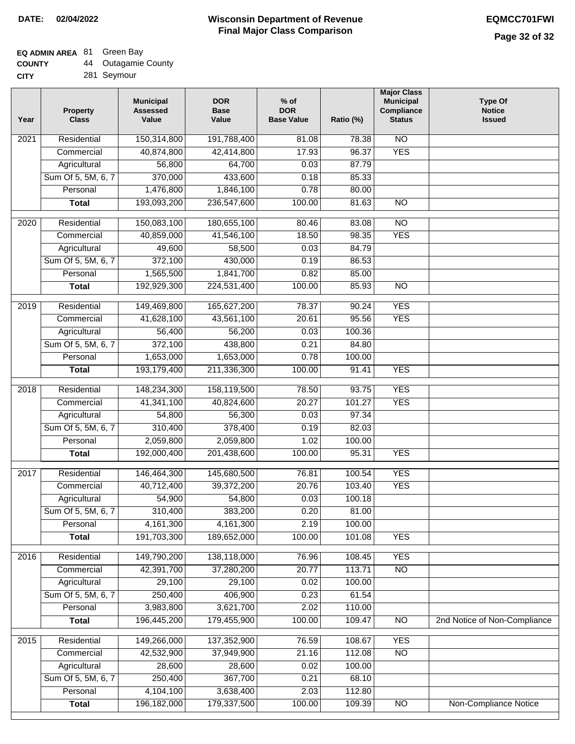**DATE: 02/04/2022**

# Wisconsin Department of Revenue
## Final Major Class Comparison

**EQMCC701FWI**

**EQ ADMIN AREA** 81 Green Bay
**COUNTY** 44 Outagamie County
**CITY** 281 Seymour

| Year | Property Class | Municipal Assessed Value | DOR Base Value | % of DOR Base Value | Ratio (%) | Major Class Municipal Compliance Status | Type Of Notice Issued |
|---|---|---|---|---|---|---|---|
| 2021 | Residential | 150,314,800 | 191,788,400 | 81.08 | 78.38 | NO | |
| | Commercial | 40,874,800 | 42,414,800 | 17.93 | 96.37 | YES | |
| | Agricultural | 56,800 | 64,700 | 0.03 | 87.79 | | |
| | Sum Of 5, 5M, 6, 7 | 370,000 | 433,600 | 0.18 | 85.33 | | |
| | Personal | 1,476,800 | 1,846,100 | 0.78 | 80.00 | | |
| | **Total** | 193,093,200 | 236,547,600 | 100.00 | 81.63 | NO | |
| 2020 | Residential | 150,083,100 | 180,655,100 | 80.46 | 83.08 | NO | |
| | Commercial | 40,859,000 | 41,546,100 | 18.50 | 98.35 | YES | |
| | Agricultural | 49,600 | 58,500 | 0.03 | 84.79 | | |
| | Sum Of 5, 5M, 6, 7 | 372,100 | 430,000 | 0.19 | 86.53 | | |
| | Personal | 1,565,500 | 1,841,700 | 0.82 | 85.00 | | |
| | **Total** | 192,929,300 | 224,531,400 | 100.00 | 85.93 | NO | |
| 2019 | Residential | 149,469,800 | 165,627,200 | 78.37 | 90.24 | YES | |
| | Commercial | 41,628,100 | 43,561,100 | 20.61 | 95.56 | YES | |
| | Agricultural | 56,400 | 56,200 | 0.03 | 100.36 | | |
| | Sum Of 5, 5M, 6, 7 | 372,100 | 438,800 | 0.21 | 84.80 | | |
| | Personal | 1,653,000 | 1,653,000 | 0.78 | 100.00 | | |
| | **Total** | 193,179,400 | 211,336,300 | 100.00 | 91.41 | YES | |
| 2018 | Residential | 148,234,300 | 158,119,500 | 78.50 | 93.75 | YES | |
| | Commercial | 41,341,100 | 40,824,600 | 20.27 | 101.27 | YES | |
| | Agricultural | 54,800 | 56,300 | 0.03 | 97.34 | | |
| | Sum Of 5, 5M, 6, 7 | 310,400 | 378,400 | 0.19 | 82.03 | | |
| | Personal | 2,059,800 | 2,059,800 | 1.02 | 100.00 | | |
| | **Total** | 192,000,400 | 201,438,600 | 100.00 | 95.31 | YES | |
| 2017 | Residential | 146,464,300 | 145,680,500 | 76.81 | 100.54 | YES | |
| | Commercial | 40,712,400 | 39,372,200 | 20.76 | 103.40 | YES | |
| | Agricultural | 54,900 | 54,800 | 0.03 | 100.18 | | |
| | Sum Of 5, 5M, 6, 7 | 310,400 | 383,200 | 0.20 | 81.00 | | |
| | Personal | 4,161,300 | 4,161,300 | 2.19 | 100.00 | | |
| | **Total** | 191,703,300 | 189,652,000 | 100.00 | 101.08 | YES | |
| 2016 | Residential | 149,790,200 | 138,118,000 | 76.96 | 108.45 | YES | |
| | Commercial | 42,391,700 | 37,280,200 | 20.77 | 113.71 | NO | |
| | Agricultural | 29,100 | 29,100 | 0.02 | 100.00 | | |
| | Sum Of 5, 5M, 6, 7 | 250,400 | 406,900 | 0.23 | 61.54 | | |
| | Personal | 3,983,800 | 3,621,700 | 2.02 | 110.00 | | |
| | **Total** | 196,445,200 | 179,455,900 | 100.00 | 109.47 | NO | 2nd Notice of Non-Compliance |
| 2015 | Residential | 149,266,000 | 137,352,900 | 76.59 | 108.67 | YES | |
| | Commercial | 42,532,900 | 37,949,900 | 21.16 | 112.08 | NO | |
| | Agricultural | 28,600 | 28,600 | 0.02 | 100.00 | | |
| | Sum Of 5, 5M, 6, 7 | 250,400 | 367,700 | 0.21 | 68.10 | | |
| | Personal | 4,104,100 | 3,638,400 | 2.03 | 112.80 | | |
| | **Total** | 196,182,000 | 179,337,500 | 100.00 | 109.39 | NO | Non-Compliance Notice |